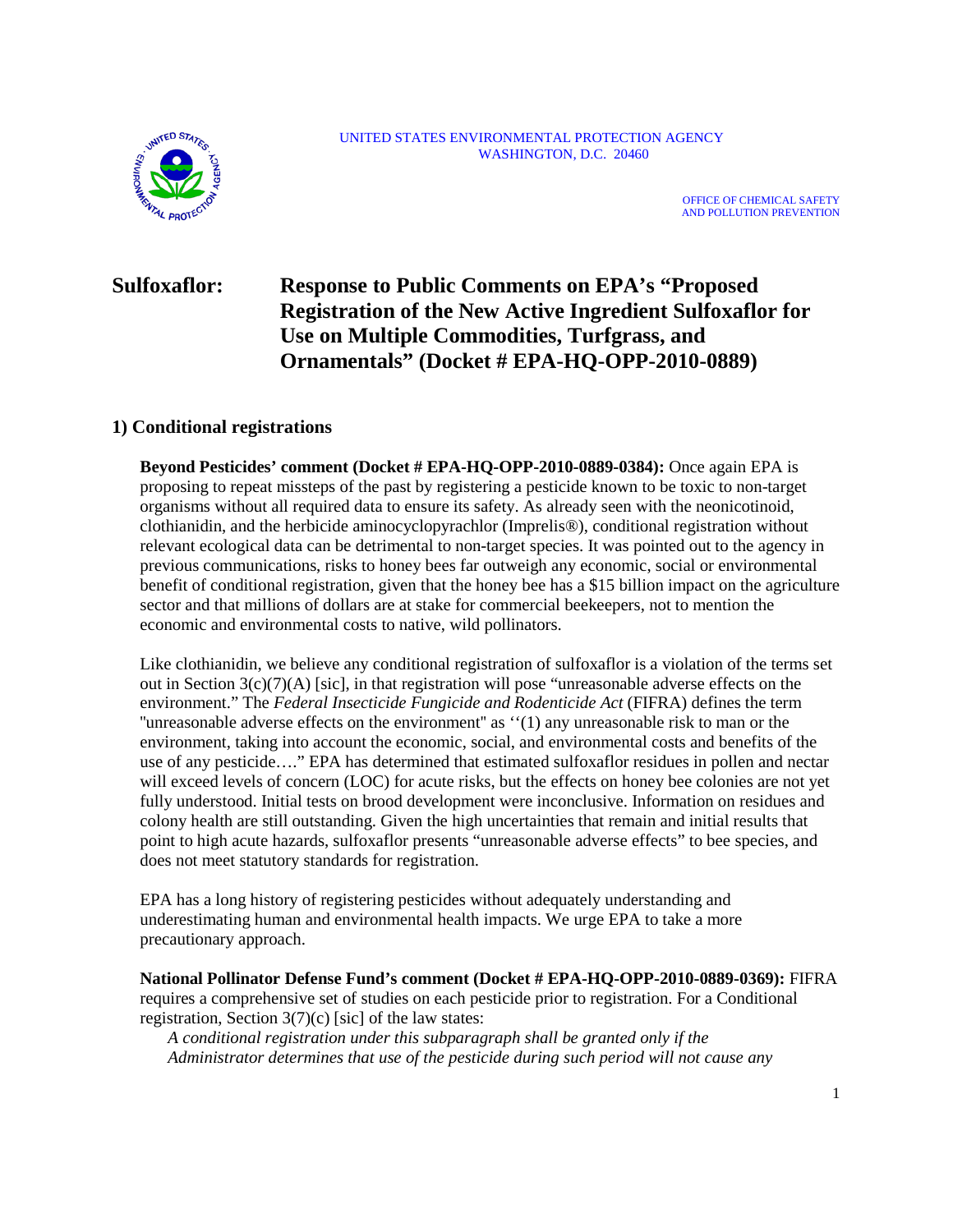UNITED STATES ENVIRONMENTAL PROTECTION AGENCY
WASHINGTON, D.C. 20460

OFFICE OF CHEMICAL SAFETY
AND POLLUTION PREVENTION

# Sulfoxaflor: Response to Public Comments on EPA's "Proposed Registration of the New Active Ingredient Sulfoxaflor for Use on Multiple Commodities, Turfgrass, and Ornamentals" (Docket # EPA-HQ-OPP-2010-0889)

## 1) Conditional registrations

**Beyond Pesticides' comment (Docket # EPA-HQ-OPP-2010-0889-0384):** Once again EPA is proposing to repeat missteps of the past by registering a pesticide known to be toxic to non-target organisms without all required data to ensure its safety. As already seen with the neonicotinoid, clothianidin, and the herbicide aminocyclopyrachlor (Imprelis®), conditional registration without relevant ecological data can be detrimental to non-target species. It was pointed out to the agency in previous communications, risks to honey bees far outweigh any economic, social or environmental benefit of conditional registration, given that the honey bee has a $15 billion impact on the agriculture sector and that millions of dollars are at stake for commercial beekeepers, not to mention the economic and environmental costs to native, wild pollinators.

Like clothianidin, we believe any conditional registration of sulfoxaflor is a violation of the terms set out in Section 3(c)(7)(A) [sic], in that registration will pose "unreasonable adverse effects on the environment." The *Federal Insecticide Fungicide and Rodenticide Act* (FIFRA) defines the term "unreasonable adverse effects on the environment" as ''(1) any unreasonable risk to man or the environment, taking into account the economic, social, and environmental costs and benefits of the use of any pesticide…." EPA has determined that estimated sulfoxaflor residues in pollen and nectar will exceed levels of concern (LOC) for acute risks, but the effects on honey bee colonies are not yet fully understood. Initial tests on brood development were inconclusive. Information on residues and colony health are still outstanding. Given the high uncertainties that remain and initial results that point to high acute hazards, sulfoxaflor presents "unreasonable adverse effects" to bee species, and does not meet statutory standards for registration.

EPA has a long history of registering pesticides without adequately understanding and underestimating human and environmental health impacts. We urge EPA to take a more precautionary approach.

**National Pollinator Defense Fund's comment (Docket # EPA-HQ-OPP-2010-0889-0369):** FIFRA requires a comprehensive set of studies on each pesticide prior to registration. For a Conditional registration, Section 3(7)(c) [sic] of the law states:

> *A conditional registration under this subparagraph shall be granted only if the Administrator determines that use of the pesticide during such period will not cause any*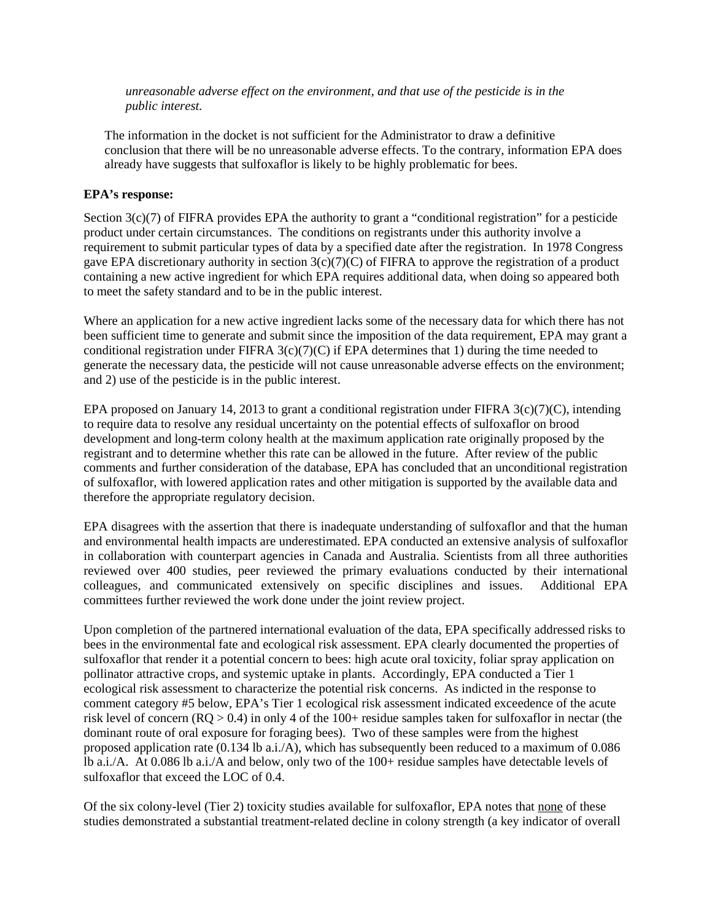*unreasonable adverse effect on the environment, and that use of the pesticide is in the public interest.*

The information in the docket is not sufficient for the Administrator to draw a definitive conclusion that there will be no unreasonable adverse effects. To the contrary, information EPA does already have suggests that sulfoxaflor is likely to be highly problematic for bees.

**EPA's response:**

Section 3(c)(7) of FIFRA provides EPA the authority to grant a "conditional registration" for a pesticide product under certain circumstances. The conditions on registrants under this authority involve a requirement to submit particular types of data by a specified date after the registration. In 1978 Congress gave EPA discretionary authority in section 3(c)(7)(C) of FIFRA to approve the registration of a product containing a new active ingredient for which EPA requires additional data, when doing so appeared both to meet the safety standard and to be in the public interest.

Where an application for a new active ingredient lacks some of the necessary data for which there has not been sufficient time to generate and submit since the imposition of the data requirement, EPA may grant a conditional registration under FIFRA 3(c)(7)(C) if EPA determines that 1) during the time needed to generate the necessary data, the pesticide will not cause unreasonable adverse effects on the environment; and 2) use of the pesticide is in the public interest.

EPA proposed on January 14, 2013 to grant a conditional registration under FIFRA 3(c)(7)(C), intending to require data to resolve any residual uncertainty on the potential effects of sulfoxaflor on brood development and long-term colony health at the maximum application rate originally proposed by the registrant and to determine whether this rate can be allowed in the future. After review of the public comments and further consideration of the database, EPA has concluded that an unconditional registration of sulfoxaflor, with lowered application rates and other mitigation is supported by the available data and therefore the appropriate regulatory decision.

EPA disagrees with the assertion that there is inadequate understanding of sulfoxaflor and that the human and environmental health impacts are underestimated. EPA conducted an extensive analysis of sulfoxaflor in collaboration with counterpart agencies in Canada and Australia. Scientists from all three authorities reviewed over 400 studies, peer reviewed the primary evaluations conducted by their international colleagues, and communicated extensively on specific disciplines and issues. Additional EPA committees further reviewed the work done under the joint review project.

Upon completion of the partnered international evaluation of the data, EPA specifically addressed risks to bees in the environmental fate and ecological risk assessment. EPA clearly documented the properties of sulfoxaflor that render it a potential concern to bees: high acute oral toxicity, foliar spray application on pollinator attractive crops, and systemic uptake in plants. Accordingly, EPA conducted a Tier 1 ecological risk assessment to characterize the potential risk concerns. As indicted in the response to comment category #5 below, EPA's Tier 1 ecological risk assessment indicated exceedence of the acute risk level of concern (RQ > 0.4) in only 4 of the 100+ residue samples taken for sulfoxaflor in nectar (the dominant route of oral exposure for foraging bees). Two of these samples were from the highest proposed application rate (0.134 lb a.i./A), which has subsequently been reduced to a maximum of 0.086 lb a.i./A. At 0.086 lb a.i./A and below, only two of the 100+ residue samples have detectable levels of sulfoxaflor that exceed the LOC of 0.4.

Of the six colony-level (Tier 2) toxicity studies available for sulfoxaflor, EPA notes that <u>none</u> of these studies demonstrated a substantial treatment-related decline in colony strength (a key indicator of overall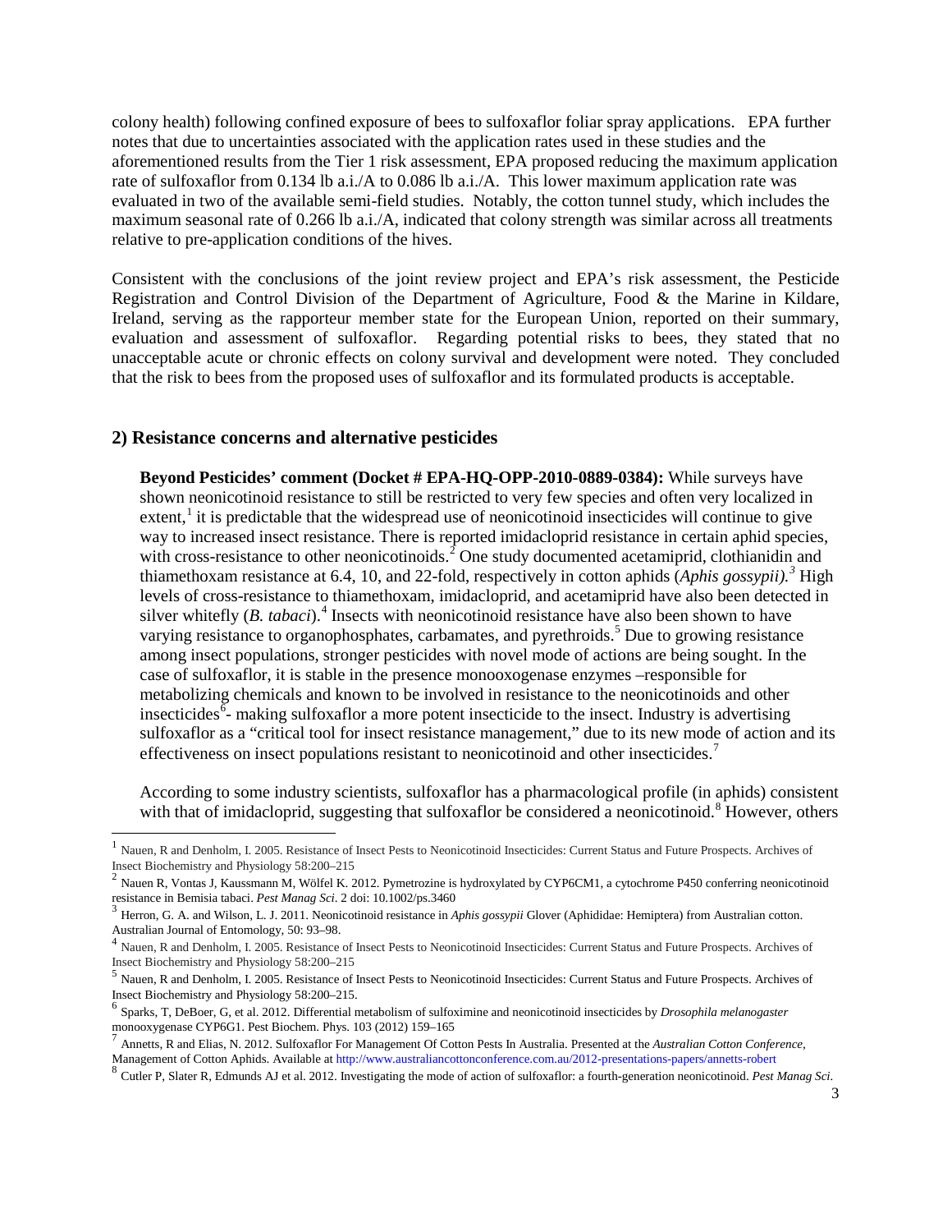colony health) following confined exposure of bees to sulfoxaflor foliar spray applications. EPA further notes that due to uncertainties associated with the application rates used in these studies and the aforementioned results from the Tier 1 risk assessment, EPA proposed reducing the maximum application rate of sulfoxaflor from 0.134 lb a.i./A to 0.086 lb a.i./A. This lower maximum application rate was evaluated in two of the available semi-field studies. Notably, the cotton tunnel study, which includes the maximum seasonal rate of 0.266 lb a.i./A, indicated that colony strength was similar across all treatments relative to pre-application conditions of the hives.

Consistent with the conclusions of the joint review project and EPA's risk assessment, the Pesticide Registration and Control Division of the Department of Agriculture, Food & the Marine in Kildare, Ireland, serving as the rapporteur member state for the European Union, reported on their summary, evaluation and assessment of sulfoxaflor. Regarding potential risks to bees, they stated that no unacceptable acute or chronic effects on colony survival and development were noted. They concluded that the risk to bees from the proposed uses of sulfoxaflor and its formulated products is acceptable.

## 2) Resistance concerns and alternative pesticides

**Beyond Pesticides' comment (Docket # EPA-HQ-OPP-2010-0889-0384):** While surveys have shown neonicotinoid resistance to still be restricted to very few species and often very localized in extent,[1] it is predictable that the widespread use of neonicotinoid insecticides will continue to give way to increased insect resistance. There is reported imidacloprid resistance in certain aphid species, with cross-resistance to other neonicotinoids.[2] One study documented acetamiprid, clothianidin and thiamethoxam resistance at 6.4, 10, and 22-fold, respectively in cotton aphids (*Aphis gossypii).*[3] High levels of cross-resistance to thiamethoxam, imidacloprid, and acetamiprid have also been detected in silver whitefly (*B. tabaci*).[4] Insects with neonicotinoid resistance have also been shown to have varying resistance to organophosphates, carbamates, and pyrethroids.[5] Due to growing resistance among insect populations, stronger pesticides with novel mode of actions are being sought. In the case of sulfoxaflor, it is stable in the presence monooxogenase enzymes –responsible for metabolizing chemicals and known to be involved in resistance to the neonicotinoids and other insecticides[6]- making sulfoxaflor a more potent insecticide to the insect. Industry is advertising sulfoxaflor as a "critical tool for insect resistance management," due to its new mode of action and its effectiveness on insect populations resistant to neonicotinoid and other insecticides.[7]

According to some industry scientists, sulfoxaflor has a pharmacological profile (in aphids) consistent with that of imidacloprid, suggesting that sulfoxaflor be considered a neonicotinoid.[8] However, others

---

[1] Nauen, R and Denholm, I. 2005. Resistance of Insect Pests to Neonicotinoid Insecticides: Current Status and Future Prospects. Archives of Insect Biochemistry and Physiology 58:200–215

[2] Nauen R, Vontas J, Kaussmann M, Wölfel K. 2012. Pymetrozine is hydroxylated by CYP6CM1, a cytochrome P450 conferring neonicotinoid resistance in Bemisia tabaci. *Pest Manag Sci*. 2 doi: 10.1002/ps.3460

[3] Herron, G. A. and Wilson, L. J. 2011. Neonicotinoid resistance in *Aphis gossypii* Glover (Aphididae: Hemiptera) from Australian cotton. Australian Journal of Entomology, 50: 93–98.

[4] Nauen, R and Denholm, I. 2005. Resistance of Insect Pests to Neonicotinoid Insecticides: Current Status and Future Prospects. Archives of Insect Biochemistry and Physiology 58:200–215

[5] Nauen, R and Denholm, I. 2005. Resistance of Insect Pests to Neonicotinoid Insecticides: Current Status and Future Prospects. Archives of Insect Biochemistry and Physiology 58:200–215.

[6] Sparks, T, DeBoer, G, et al. 2012. Differential metabolism of sulfoximine and neonicotinoid insecticides by *Drosophila melanogaster* monooxygenase CYP6G1. Pest Biochem. Phys. 103 (2012) 159–165

[7] Annetts, R and Elias, N. 2012. Sulfoxaflor For Management Of Cotton Pests In Australia. Presented at the *Australian Cotton Conference,* Management of Cotton Aphids. Available at http://www.australiancottonconference.com.au/2012-presentations-papers/annetts-robert

[8] Cutler P, Slater R, Edmunds AJ et al. 2012. Investigating the mode of action of sulfoxaflor: a fourth-generation neonicotinoid. *Pest Manag Sci.*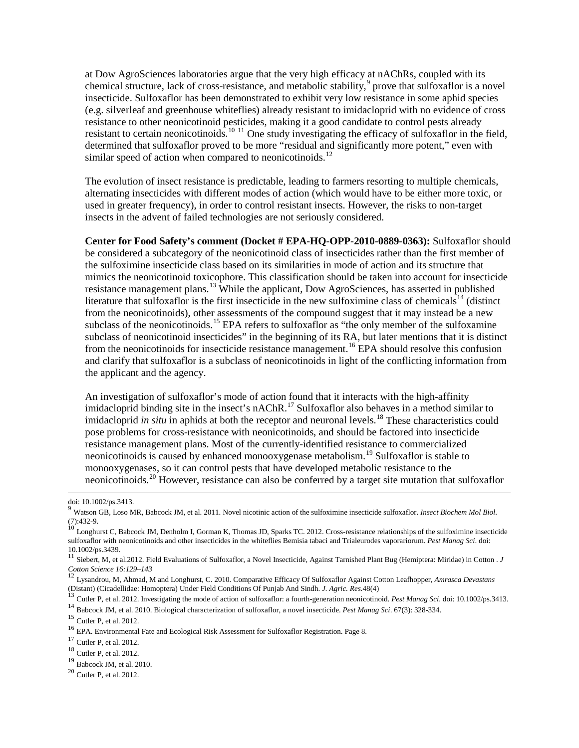at Dow AgroSciences laboratories argue that the very high efficacy at nAChRs, coupled with its chemical structure, lack of cross-resistance, and metabolic stability,[9] prove that sulfoxaflor is a novel insecticide. Sulfoxaflor has been demonstrated to exhibit very low resistance in some aphid species (e.g. silverleaf and greenhouse whiteflies) already resistant to imidacloprid with no evidence of cross resistance to other neonicotinoid pesticides, making it a good candidate to control pests already resistant to certain neonicotinoids.[10] [11] One study investigating the efficacy of sulfoxaflor in the field, determined that sulfoxaflor proved to be more "residual and significantly more potent," even with similar speed of action when compared to neonicotinoids.[12]

The evolution of insect resistance is predictable, leading to farmers resorting to multiple chemicals, alternating insecticides with different modes of action (which would have to be either more toxic, or used in greater frequency), in order to control resistant insects. However, the risks to non-target insects in the advent of failed technologies are not seriously considered.

**Center for Food Safety's comment (Docket # EPA-HQ-OPP-2010-0889-0363):** Sulfoxaflor should be considered a subcategory of the neonicotinoid class of insecticides rather than the first member of the sulfoximine insecticide class based on its similarities in mode of action and its structure that mimics the neonicotinoid toxicophore. This classification should be taken into account for insecticide resistance management plans.[13] While the applicant, Dow AgroSciences, has asserted in published literature that sulfoxaflor is the first insecticide in the new sulfoximine class of chemicals[14] (distinct from the neonicotinoids), other assessments of the compound suggest that it may instead be a new subclass of the neonicotinoids.[15] EPA refers to sulfoxaflor as "the only member of the sulfoxamine subclass of neonicotinoid insecticides" in the beginning of its RA, but later mentions that it is distinct from the neonicotinoids for insecticide resistance management.[16] EPA should resolve this confusion and clarify that sulfoxaflor is a subclass of neonicotinoids in light of the conflicting information from the applicant and the agency.

An investigation of sulfoxaflor's mode of action found that it interacts with the high-affinity imidacloprid binding site in the insect's nAChR.[17] Sulfoxaflor also behaves in a method similar to imidacloprid *in situ* in aphids at both the receptor and neuronal levels.[18] These characteristics could pose problems for cross-resistance with neonicotinoids, and should be factored into insecticide resistance management plans. Most of the currently-identified resistance to commercialized neonicotinoids is caused by enhanced monooxygenase metabolism.[19] Sulfoxaflor is stable to monooxygenases, so it can control pests that have developed metabolic resistance to the neonicotinoids.[20] However, resistance can also be conferred by a target site mutation that sulfoxaflor

---

doi: 10.1002/ps.3413.

[9] Watson GB, Loso MR, Babcock JM, et al. 2011. Novel nicotinic action of the sulfoximine insecticide sulfoxaflor. *Insect Biochem Mol Biol*. (7):432-9.

[10] Longhurst C, Babcock JM, Denholm I, Gorman K, Thomas JD, Sparks TC. 2012. Cross-resistance relationships of the sulfoximine insecticide sulfoxaflor with neonicotinoids and other insecticides in the whiteflies Bemisia tabaci and Trialeurodes vaporariorum. *Pest Manag Sci*. doi: 10.1002/ps.3439.

[11] Siebert, M, et al.2012. Field Evaluations of Sulfoxaflor, a Novel Insecticide, Against Tarnished Plant Bug (Hemiptera: Miridae) in Cotton . *J Cotton Science 16:129–143*

[12] Lysandrou, M, Ahmad, M and Longhurst, C. 2010. Comparative Efficacy Of Sulfoxaflor Against Cotton Leafhopper, *Amrasca Devastans* (Distant) (Cicadellidae: Homoptera) Under Field Conditions Of Punjab And Sindh. *J. Agric. Res.*48(4)

[13] Cutler P, et al. 2012. Investigating the mode of action of sulfoxaflor: a fourth-generation neonicotinoid. *Pest Manag Sci*. doi: 10.1002/ps.3413.

[14] Babcock JM, et al. 2010. Biological characterization of sulfoxaflor, a novel insecticide. *Pest Manag Sci*. 67(3): 328-334.

[15] Cutler P, et al. 2012.

[16] EPA. Environmental Fate and Ecological Risk Assessment for Sulfoxaflor Registration. Page 8.

[17] Cutler P, et al. 2012.

[18] Cutler P, et al. 2012.

[19] Babcock JM, et al. 2010.

[20] Cutler P, et al. 2012.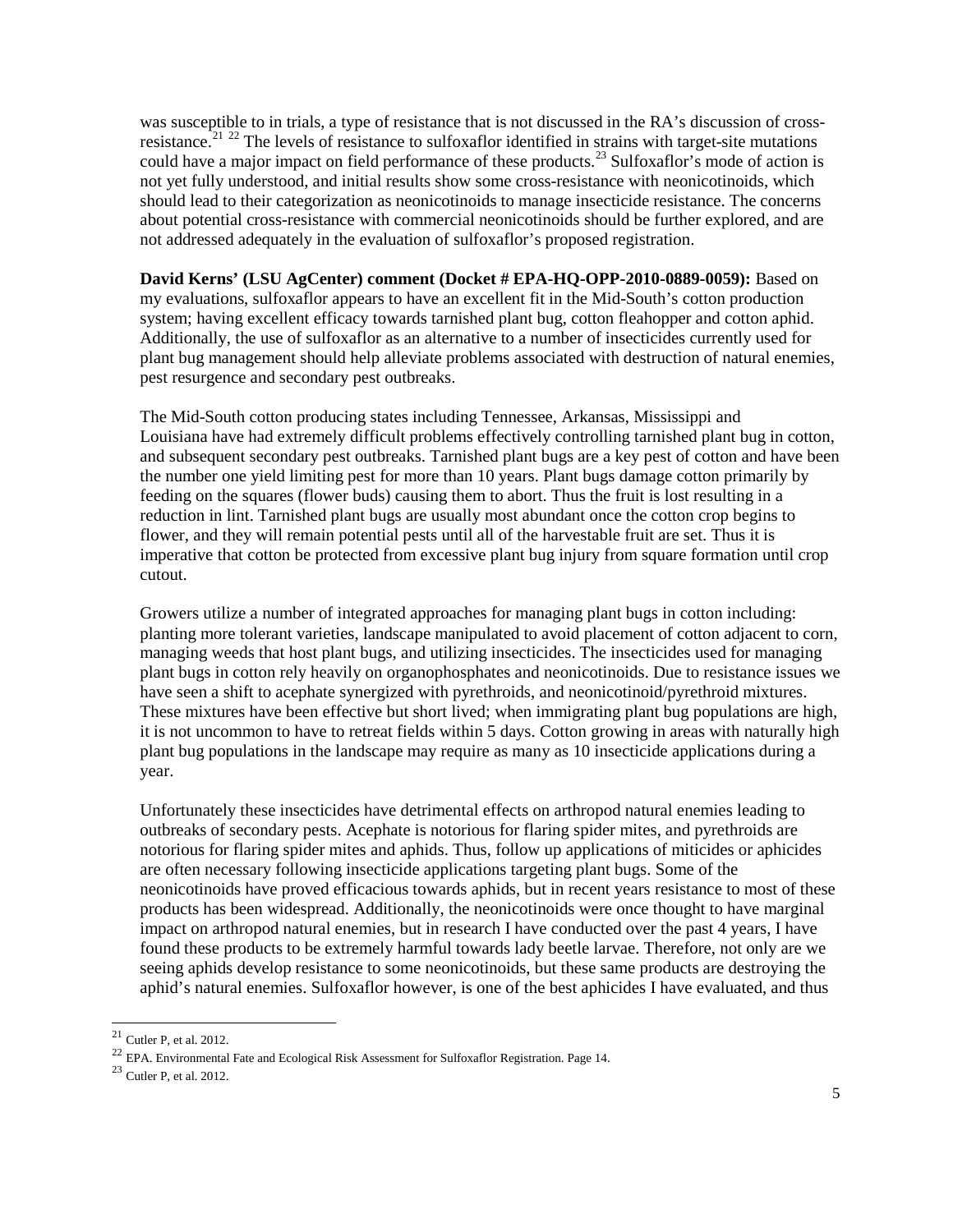was susceptible to in trials, a type of resistance that is not discussed in the RA's discussion of cross-resistance.[21] [22] The levels of resistance to sulfoxaflor identified in strains with target-site mutations could have a major impact on field performance of these products.[23] Sulfoxaflor's mode of action is not yet fully understood, and initial results show some cross-resistance with neonicotinoids, which should lead to their categorization as neonicotinoids to manage insecticide resistance. The concerns about potential cross-resistance with commercial neonicotinoids should be further explored, and are not addressed adequately in the evaluation of sulfoxaflor's proposed registration.

**David Kerns' (LSU AgCenter) comment (Docket # EPA-HQ-OPP-2010-0889-0059):** Based on my evaluations, sulfoxaflor appears to have an excellent fit in the Mid-South's cotton production system; having excellent efficacy towards tarnished plant bug, cotton fleahopper and cotton aphid. Additionally, the use of sulfoxaflor as an alternative to a number of insecticides currently used for plant bug management should help alleviate problems associated with destruction of natural enemies, pest resurgence and secondary pest outbreaks.

The Mid-South cotton producing states including Tennessee, Arkansas, Mississippi and Louisiana have had extremely difficult problems effectively controlling tarnished plant bug in cotton, and subsequent secondary pest outbreaks. Tarnished plant bugs are a key pest of cotton and have been the number one yield limiting pest for more than 10 years. Plant bugs damage cotton primarily by feeding on the squares (flower buds) causing them to abort. Thus the fruit is lost resulting in a reduction in lint. Tarnished plant bugs are usually most abundant once the cotton crop begins to flower, and they will remain potential pests until all of the harvestable fruit are set. Thus it is imperative that cotton be protected from excessive plant bug injury from square formation until crop cutout.

Growers utilize a number of integrated approaches for managing plant bugs in cotton including: planting more tolerant varieties, landscape manipulated to avoid placement of cotton adjacent to corn, managing weeds that host plant bugs, and utilizing insecticides. The insecticides used for managing plant bugs in cotton rely heavily on organophosphates and neonicotinoids. Due to resistance issues we have seen a shift to acephate synergized with pyrethroids, and neonicotinoid/pyrethroid mixtures. These mixtures have been effective but short lived; when immigrating plant bug populations are high, it is not uncommon to have to retreat fields within 5 days. Cotton growing in areas with naturally high plant bug populations in the landscape may require as many as 10 insecticide applications during a year.

Unfortunately these insecticides have detrimental effects on arthropod natural enemies leading to outbreaks of secondary pests. Acephate is notorious for flaring spider mites, and pyrethroids are notorious for flaring spider mites and aphids. Thus, follow up applications of miticides or aphicides are often necessary following insecticide applications targeting plant bugs. Some of the neonicotinoids have proved efficacious towards aphids, but in recent years resistance to most of these products has been widespread. Additionally, the neonicotinoids were once thought to have marginal impact on arthropod natural enemies, but in research I have conducted over the past 4 years, I have found these products to be extremely harmful towards lady beetle larvae. Therefore, not only are we seeing aphids develop resistance to some neonicotinoids, but these same products are destroying the aphid's natural enemies. Sulfoxaflor however, is one of the best aphicides I have evaluated, and thus

[21] Cutler P, et al. 2012.

[22] EPA. Environmental Fate and Ecological Risk Assessment for Sulfoxaflor Registration. Page 14.

[23] Cutler P, et al. 2012.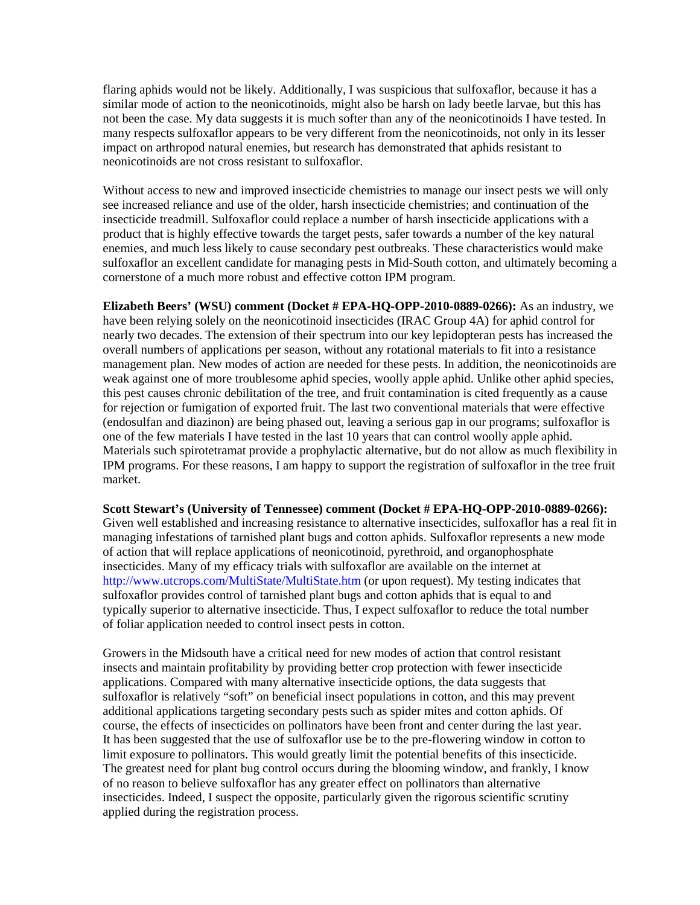flaring aphids would not be likely. Additionally, I was suspicious that sulfoxaflor, because it has a similar mode of action to the neonicotinoids, might also be harsh on lady beetle larvae, but this has not been the case. My data suggests it is much softer than any of the neonicotinoids I have tested. In many respects sulfoxaflor appears to be very different from the neonicotinoids, not only in its lesser impact on arthropod natural enemies, but research has demonstrated that aphids resistant to neonicotinoids are not cross resistant to sulfoxaflor.

Without access to new and improved insecticide chemistries to manage our insect pests we will only see increased reliance and use of the older, harsh insecticide chemistries; and continuation of the insecticide treadmill. Sulfoxaflor could replace a number of harsh insecticide applications with a product that is highly effective towards the target pests, safer towards a number of the key natural enemies, and much less likely to cause secondary pest outbreaks. These characteristics would make sulfoxaflor an excellent candidate for managing pests in Mid-South cotton, and ultimately becoming a cornerstone of a much more robust and effective cotton IPM program.

**Elizabeth Beers' (WSU) comment (Docket # EPA-HQ-OPP-2010-0889-0266):** As an industry, we have been relying solely on the neonicotinoid insecticides (IRAC Group 4A) for aphid control for nearly two decades. The extension of their spectrum into our key lepidopteran pests has increased the overall numbers of applications per season, without any rotational materials to fit into a resistance management plan. New modes of action are needed for these pests. In addition, the neonicotinoids are weak against one of more troublesome aphid species, woolly apple aphid. Unlike other aphid species, this pest causes chronic debilitation of the tree, and fruit contamination is cited frequently as a cause for rejection or fumigation of exported fruit. The last two conventional materials that were effective (endosulfan and diazinon) are being phased out, leaving a serious gap in our programs; sulfoxaflor is one of the few materials I have tested in the last 10 years that can control woolly apple aphid. Materials such spirotetramat provide a prophylactic alternative, but do not allow as much flexibility in IPM programs. For these reasons, I am happy to support the registration of sulfoxaflor in the tree fruit market.

**Scott Stewart's (University of Tennessee) comment (Docket # EPA-HQ-OPP-2010-0889-0266):** Given well established and increasing resistance to alternative insecticides, sulfoxaflor has a real fit in managing infestations of tarnished plant bugs and cotton aphids. Sulfoxaflor represents a new mode of action that will replace applications of neonicotinoid, pyrethroid, and organophosphate insecticides. Many of my efficacy trials with sulfoxaflor are available on the internet at http://www.utcrops.com/MultiState/MultiState.htm (or upon request). My testing indicates that sulfoxaflor provides control of tarnished plant bugs and cotton aphids that is equal to and typically superior to alternative insecticide. Thus, I expect sulfoxaflor to reduce the total number of foliar application needed to control insect pests in cotton.

Growers in the Midsouth have a critical need for new modes of action that control resistant insects and maintain profitability by providing better crop protection with fewer insecticide applications. Compared with many alternative insecticide options, the data suggests that sulfoxaflor is relatively "soft" on beneficial insect populations in cotton, and this may prevent additional applications targeting secondary pests such as spider mites and cotton aphids. Of course, the effects of insecticides on pollinators have been front and center during the last year. It has been suggested that the use of sulfoxaflor use be to the pre-flowering window in cotton to limit exposure to pollinators. This would greatly limit the potential benefits of this insecticide. The greatest need for plant bug control occurs during the blooming window, and frankly, I know of no reason to believe sulfoxaflor has any greater effect on pollinators than alternative insecticides. Indeed, I suspect the opposite, particularly given the rigorous scientific scrutiny applied during the registration process.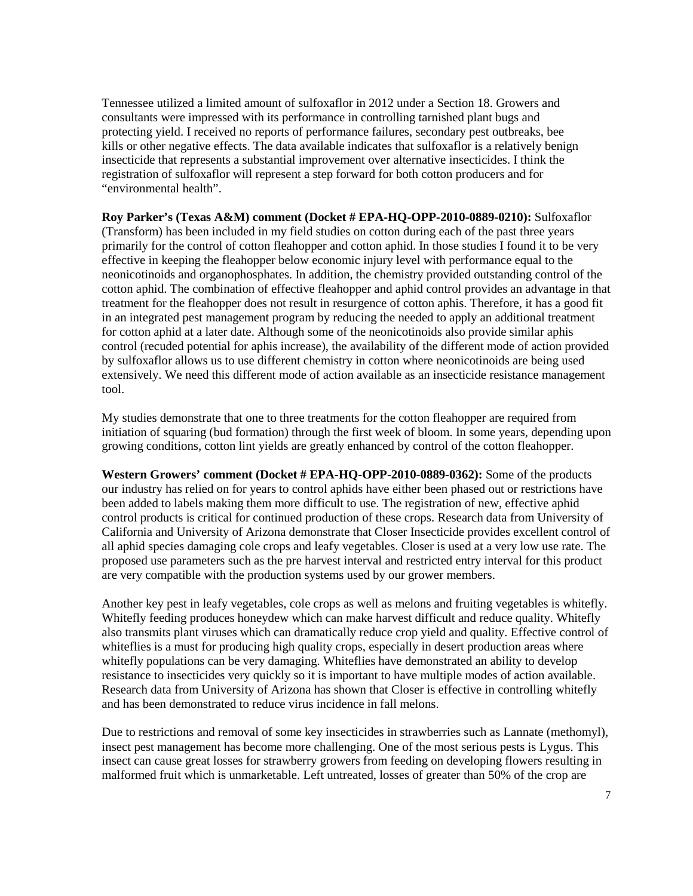Tennessee utilized a limited amount of sulfoxaflor in 2012 under a Section 18. Growers and consultants were impressed with its performance in controlling tarnished plant bugs and protecting yield. I received no reports of performance failures, secondary pest outbreaks, bee kills or other negative effects. The data available indicates that sulfoxaflor is a relatively benign insecticide that represents a substantial improvement over alternative insecticides. I think the registration of sulfoxaflor will represent a step forward for both cotton producers and for "environmental health".

**Roy Parker's (Texas A&M) comment (Docket # EPA-HQ-OPP-2010-0889-0210):** Sulfoxaflor (Transform) has been included in my field studies on cotton during each of the past three years primarily for the control of cotton fleahopper and cotton aphid. In those studies I found it to be very effective in keeping the fleahopper below economic injury level with performance equal to the neonicotinoids and organophosphates. In addition, the chemistry provided outstanding control of the cotton aphid. The combination of effective fleahopper and aphid control provides an advantage in that treatment for the fleahopper does not result in resurgence of cotton aphis. Therefore, it has a good fit in an integrated pest management program by reducing the needed to apply an additional treatment for cotton aphid at a later date. Although some of the neonicotinoids also provide similar aphis control (recuded potential for aphis increase), the availability of the different mode of action provided by sulfoxaflor allows us to use different chemistry in cotton where neonicotinoids are being used extensively. We need this different mode of action available as an insecticide resistance management tool.

My studies demonstrate that one to three treatments for the cotton fleahopper are required from initiation of squaring (bud formation) through the first week of bloom. In some years, depending upon growing conditions, cotton lint yields are greatly enhanced by control of the cotton fleahopper.

**Western Growers' comment (Docket # EPA-HQ-OPP-2010-0889-0362):** Some of the products our industry has relied on for years to control aphids have either been phased out or restrictions have been added to labels making them more difficult to use. The registration of new, effective aphid control products is critical for continued production of these crops. Research data from University of California and University of Arizona demonstrate that Closer Insecticide provides excellent control of all aphid species damaging cole crops and leafy vegetables. Closer is used at a very low use rate. The proposed use parameters such as the pre harvest interval and restricted entry interval for this product are very compatible with the production systems used by our grower members.

Another key pest in leafy vegetables, cole crops as well as melons and fruiting vegetables is whitefly. Whitefly feeding produces honeydew which can make harvest difficult and reduce quality. Whitefly also transmits plant viruses which can dramatically reduce crop yield and quality. Effective control of whiteflies is a must for producing high quality crops, especially in desert production areas where whitefly populations can be very damaging. Whiteflies have demonstrated an ability to develop resistance to insecticides very quickly so it is important to have multiple modes of action available. Research data from University of Arizona has shown that Closer is effective in controlling whitefly and has been demonstrated to reduce virus incidence in fall melons.

Due to restrictions and removal of some key insecticides in strawberries such as Lannate (methomyl), insect pest management has become more challenging. One of the most serious pests is Lygus. This insect can cause great losses for strawberry growers from feeding on developing flowers resulting in malformed fruit which is unmarketable. Left untreated, losses of greater than 50% of the crop are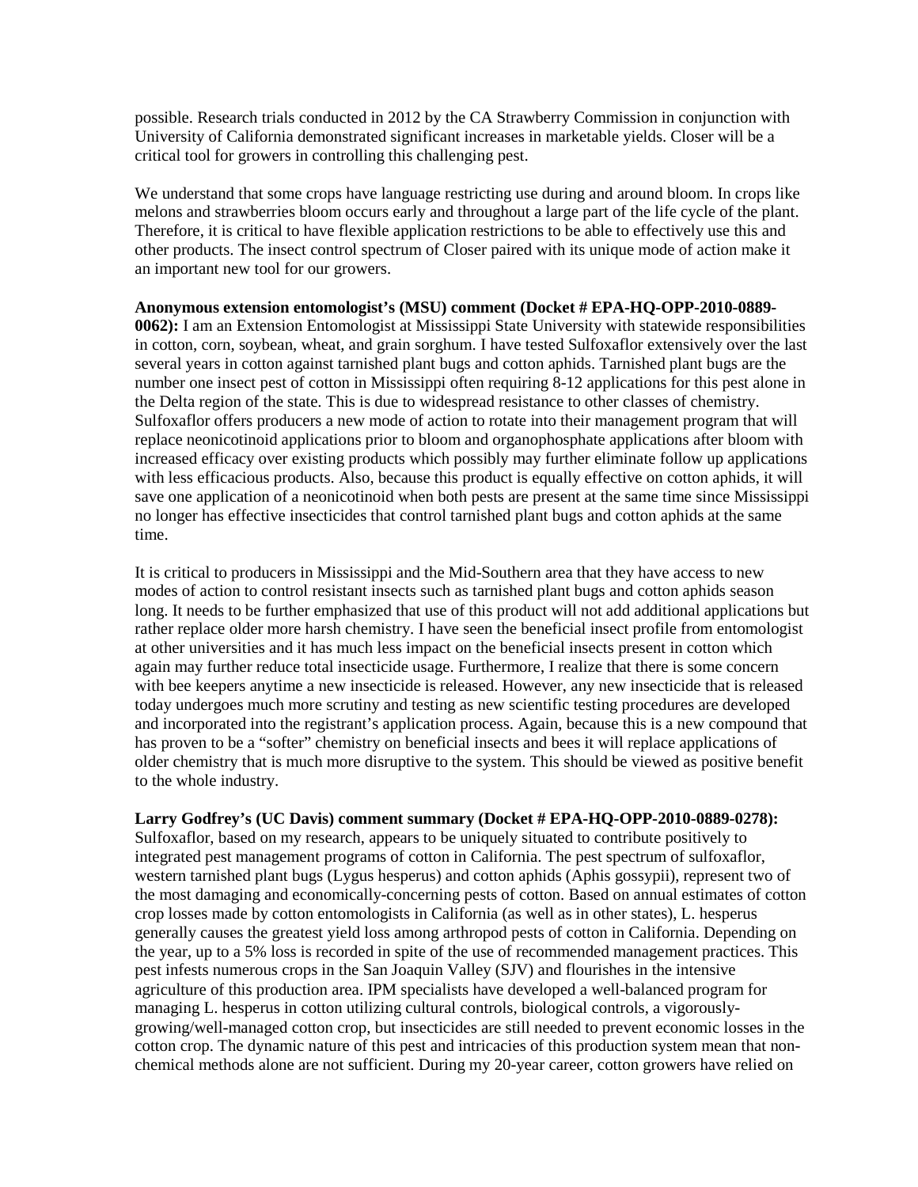possible. Research trials conducted in 2012 by the CA Strawberry Commission in conjunction with University of California demonstrated significant increases in marketable yields. Closer will be a critical tool for growers in controlling this challenging pest.

We understand that some crops have language restricting use during and around bloom. In crops like melons and strawberries bloom occurs early and throughout a large part of the life cycle of the plant. Therefore, it is critical to have flexible application restrictions to be able to effectively use this and other products. The insect control spectrum of Closer paired with its unique mode of action make it an important new tool for our growers.

**Anonymous extension entomologist's (MSU) comment (Docket # EPA-HQ-OPP-2010-0889-0062):** I am an Extension Entomologist at Mississippi State University with statewide responsibilities in cotton, corn, soybean, wheat, and grain sorghum. I have tested Sulfoxaflor extensively over the last several years in cotton against tarnished plant bugs and cotton aphids. Tarnished plant bugs are the number one insect pest of cotton in Mississippi often requiring 8-12 applications for this pest alone in the Delta region of the state. This is due to widespread resistance to other classes of chemistry. Sulfoxaflor offers producers a new mode of action to rotate into their management program that will replace neonicotinoid applications prior to bloom and organophosphate applications after bloom with increased efficacy over existing products which possibly may further eliminate follow up applications with less efficacious products. Also, because this product is equally effective on cotton aphids, it will save one application of a neonicotinoid when both pests are present at the same time since Mississippi no longer has effective insecticides that control tarnished plant bugs and cotton aphids at the same time.

It is critical to producers in Mississippi and the Mid-Southern area that they have access to new modes of action to control resistant insects such as tarnished plant bugs and cotton aphids season long. It needs to be further emphasized that use of this product will not add additional applications but rather replace older more harsh chemistry. I have seen the beneficial insect profile from entomologist at other universities and it has much less impact on the beneficial insects present in cotton which again may further reduce total insecticide usage. Furthermore, I realize that there is some concern with bee keepers anytime a new insecticide is released. However, any new insecticide that is released today undergoes much more scrutiny and testing as new scientific testing procedures are developed and incorporated into the registrant's application process. Again, because this is a new compound that has proven to be a "softer" chemistry on beneficial insects and bees it will replace applications of older chemistry that is much more disruptive to the system. This should be viewed as positive benefit to the whole industry.

**Larry Godfrey's (UC Davis) comment summary (Docket # EPA-HQ-OPP-2010-0889-0278):** Sulfoxaflor, based on my research, appears to be uniquely situated to contribute positively to integrated pest management programs of cotton in California. The pest spectrum of sulfoxaflor, western tarnished plant bugs (Lygus hesperus) and cotton aphids (Aphis gossypii), represent two of the most damaging and economically-concerning pests of cotton. Based on annual estimates of cotton crop losses made by cotton entomologists in California (as well as in other states), L. hesperus generally causes the greatest yield loss among arthropod pests of cotton in California. Depending on the year, up to a 5% loss is recorded in spite of the use of recommended management practices. This pest infests numerous crops in the San Joaquin Valley (SJV) and flourishes in the intensive agriculture of this production area. IPM specialists have developed a well-balanced program for managing L. hesperus in cotton utilizing cultural controls, biological controls, a vigorously-growing/well-managed cotton crop, but insecticides are still needed to prevent economic losses in the cotton crop. The dynamic nature of this pest and intricacies of this production system mean that non-chemical methods alone are not sufficient. During my 20-year career, cotton growers have relied on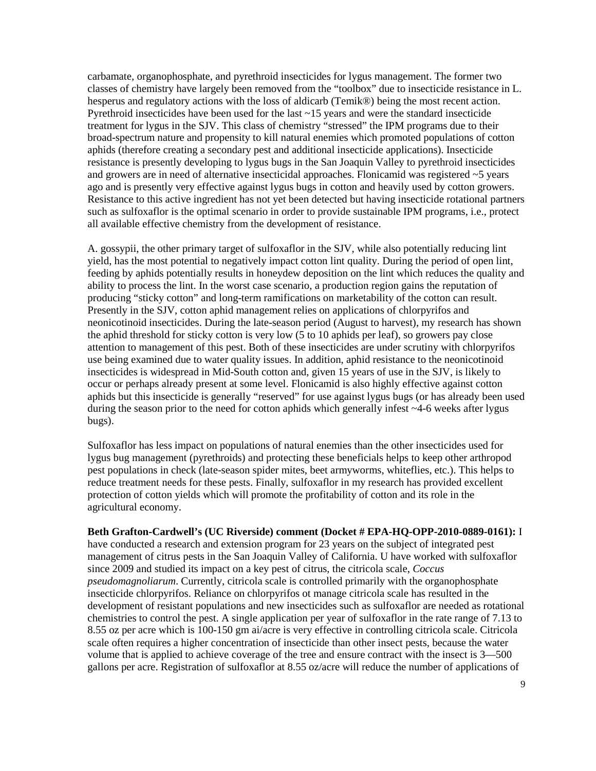carbamate, organophosphate, and pyrethroid insecticides for lygus management. The former two classes of chemistry have largely been removed from the "toolbox" due to insecticide resistance in L. hesperus and regulatory actions with the loss of aldicarb (Temik®) being the most recent action. Pyrethroid insecticides have been used for the last ~15 years and were the standard insecticide treatment for lygus in the SJV. This class of chemistry "stressed" the IPM programs due to their broad-spectrum nature and propensity to kill natural enemies which promoted populations of cotton aphids (therefore creating a secondary pest and additional insecticide applications). Insecticide resistance is presently developing to lygus bugs in the San Joaquin Valley to pyrethroid insecticides and growers are in need of alternative insecticidal approaches. Flonicamid was registered ~5 years ago and is presently very effective against lygus bugs in cotton and heavily used by cotton growers. Resistance to this active ingredient has not yet been detected but having insecticide rotational partners such as sulfoxaflor is the optimal scenario in order to provide sustainable IPM programs, i.e., protect all available effective chemistry from the development of resistance.

A. gossypii, the other primary target of sulfoxaflor in the SJV, while also potentially reducing lint yield, has the most potential to negatively impact cotton lint quality. During the period of open lint, feeding by aphids potentially results in honeydew deposition on the lint which reduces the quality and ability to process the lint. In the worst case scenario, a production region gains the reputation of producing "sticky cotton" and long-term ramifications on marketability of the cotton can result. Presently in the SJV, cotton aphid management relies on applications of chlorpyrifos and neonicotinoid insecticides. During the late-season period (August to harvest), my research has shown the aphid threshold for sticky cotton is very low (5 to 10 aphids per leaf), so growers pay close attention to management of this pest. Both of these insecticides are under scrutiny with chlorpyrifos use being examined due to water quality issues. In addition, aphid resistance to the neonicotinoid insecticides is widespread in Mid-South cotton and, given 15 years of use in the SJV, is likely to occur or perhaps already present at some level. Flonicamid is also highly effective against cotton aphids but this insecticide is generally "reserved" for use against lygus bugs (or has already been used during the season prior to the need for cotton aphids which generally infest ~4-6 weeks after lygus bugs).

Sulfoxaflor has less impact on populations of natural enemies than the other insecticides used for lygus bug management (pyrethroids) and protecting these beneficials helps to keep other arthropod pest populations in check (late-season spider mites, beet armyworms, whiteflies, etc.). This helps to reduce treatment needs for these pests. Finally, sulfoxaflor in my research has provided excellent protection of cotton yields which will promote the profitability of cotton and its role in the agricultural economy.

**Beth Grafton-Cardwell's (UC Riverside) comment (Docket # EPA-HQ-OPP-2010-0889-0161):** I have conducted a research and extension program for 23 years on the subject of integrated pest management of citrus pests in the San Joaquin Valley of California. U have worked with sulfoxaflor since 2009 and studied its impact on a key pest of citrus, the citricola scale, *Coccus pseudomagnoliarum*. Currently, citricola scale is controlled primarily with the organophosphate insecticide chlorpyrifos. Reliance on chlorpyrifos ot manage citricola scale has resulted in the development of resistant populations and new insecticides such as sulfoxaflor are needed as rotational chemistries to control the pest. A single application per year of sulfoxaflor in the rate range of 7.13 to 8.55 oz per acre which is 100-150 gm ai/acre is very effective in controlling citricola scale. Citricola scale often requires a higher concentration of insecticide than other insect pests, because the water volume that is applied to achieve coverage of the tree and ensure contract with the insect is 3—500 gallons per acre. Registration of sulfoxaflor at 8.55 oz/acre will reduce the number of applications of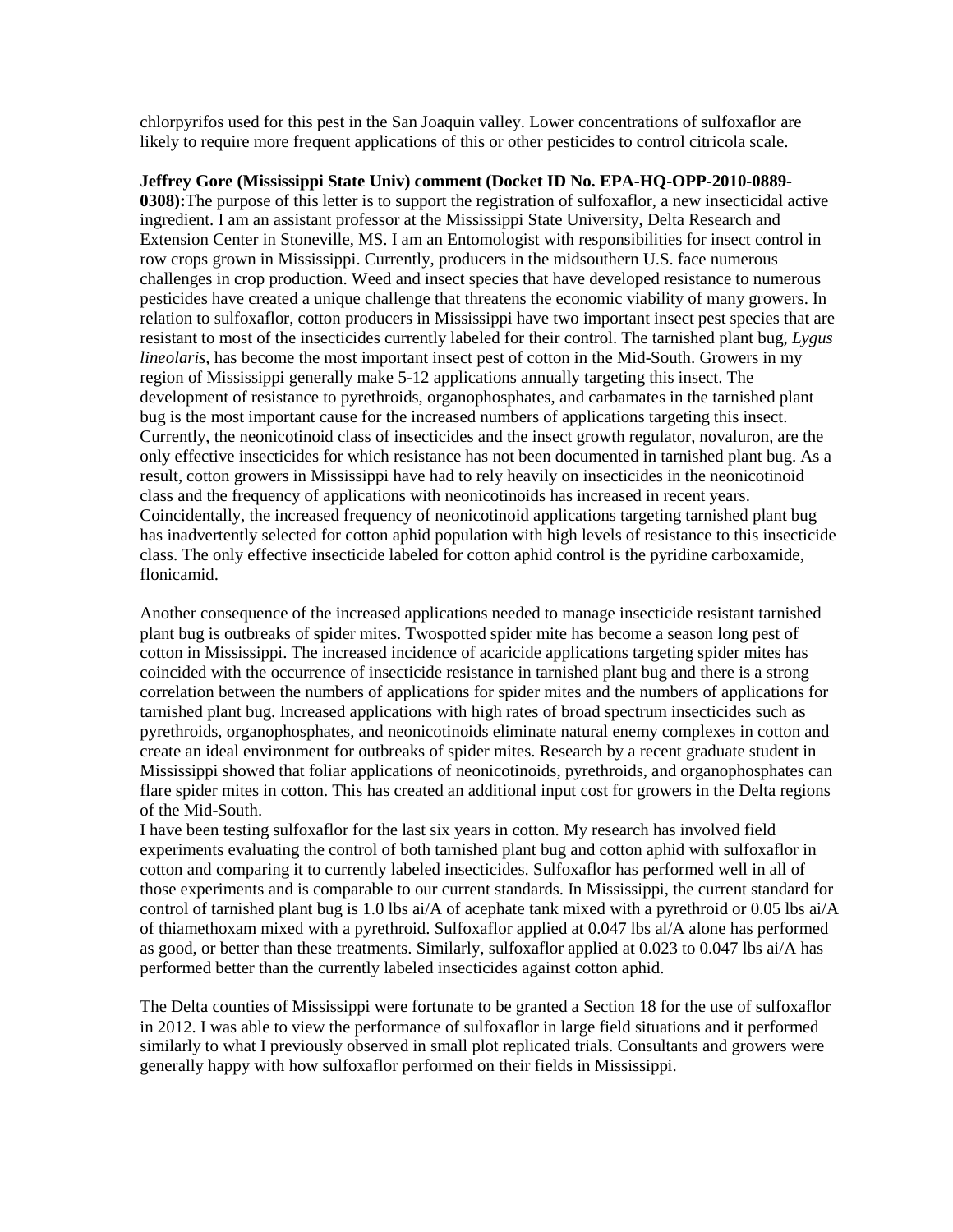chlorpyrifos used for this pest in the San Joaquin valley. Lower concentrations of sulfoxaflor are likely to require more frequent applications of this or other pesticides to control citricola scale.

**Jeffrey Gore (Mississippi State Univ) comment (Docket ID No. EPA-HQ-OPP-2010-0889-0308):**The purpose of this letter is to support the registration of sulfoxaflor, a new insecticidal active ingredient. I am an assistant professor at the Mississippi State University, Delta Research and Extension Center in Stoneville, MS. I am an Entomologist with responsibilities for insect control in row crops grown in Mississippi. Currently, producers in the midsouthern U.S. face numerous challenges in crop production. Weed and insect species that have developed resistance to numerous pesticides have created a unique challenge that threatens the economic viability of many growers. In relation to sulfoxaflor, cotton producers in Mississippi have two important insect pest species that are resistant to most of the insecticides currently labeled for their control. The tarnished plant bug, *Lygus lineolaris,* has become the most important insect pest of cotton in the Mid-South. Growers in my region of Mississippi generally make 5-12 applications annually targeting this insect. The development of resistance to pyrethroids, organophosphates, and carbamates in the tarnished plant bug is the most important cause for the increased numbers of applications targeting this insect. Currently, the neonicotinoid class of insecticides and the insect growth regulator, novaluron, are the only effective insecticides for which resistance has not been documented in tarnished plant bug. As a result, cotton growers in Mississippi have had to rely heavily on insecticides in the neonicotinoid class and the frequency of applications with neonicotinoids has increased in recent years. Coincidentally, the increased frequency of neonicotinoid applications targeting tarnished plant bug has inadvertently selected for cotton aphid population with high levels of resistance to this insecticide class. The only effective insecticide labeled for cotton aphid control is the pyridine carboxamide, flonicamid.

Another consequence of the increased applications needed to manage insecticide resistant tarnished plant bug is outbreaks of spider mites. Twospotted spider mite has become a season long pest of cotton in Mississippi. The increased incidence of acaricide applications targeting spider mites has coincided with the occurrence of insecticide resistance in tarnished plant bug and there is a strong correlation between the numbers of applications for spider mites and the numbers of applications for tarnished plant bug. Increased applications with high rates of broad spectrum insecticides such as pyrethroids, organophosphates, and neonicotinoids eliminate natural enemy complexes in cotton and create an ideal environment for outbreaks of spider mites. Research by a recent graduate student in Mississippi showed that foliar applications of neonicotinoids, pyrethroids, and organophosphates can flare spider mites in cotton. This has created an additional input cost for growers in the Delta regions of the Mid-South.

I have been testing sulfoxaflor for the last six years in cotton. My research has involved field experiments evaluating the control of both tarnished plant bug and cotton aphid with sulfoxaflor in cotton and comparing it to currently labeled insecticides. Sulfoxaflor has performed well in all of those experiments and is comparable to our current standards. In Mississippi, the current standard for control of tarnished plant bug is 1.0 lbs ai/A of acephate tank mixed with a pyrethroid or 0.05 lbs ai/A of thiamethoxam mixed with a pyrethroid. Sulfoxaflor applied at 0.047 lbs al/A alone has performed as good, or better than these treatments. Similarly, sulfoxaflor applied at 0.023 to 0.047 lbs ai/A has performed better than the currently labeled insecticides against cotton aphid.

The Delta counties of Mississippi were fortunate to be granted a Section 18 for the use of sulfoxaflor in 2012. I was able to view the performance of sulfoxaflor in large field situations and it performed similarly to what I previously observed in small plot replicated trials. Consultants and growers were generally happy with how sulfoxaflor performed on their fields in Mississippi.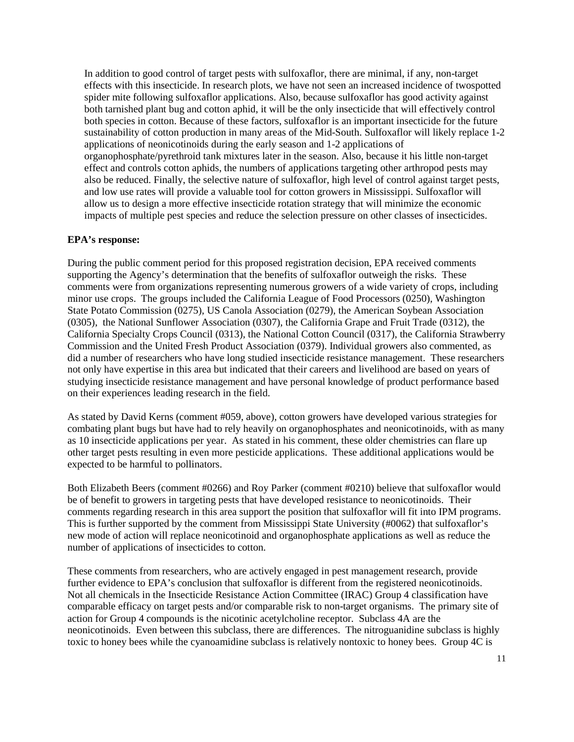> In addition to good control of target pests with sulfoxaflor, there are minimal, if any, non-target effects with this insecticide. In research plots, we have not seen an increased incidence of twospotted spider mite following sulfoxaflor applications. Also, because sulfoxaflor has good activity against both tarnished plant bug and cotton aphid, it will be the only insecticide that will effectively control both species in cotton. Because of these factors, sulfoxaflor is an important insecticide for the future sustainability of cotton production in many areas of the Mid-South. Sulfoxaflor will likely replace 1-2 applications of neonicotinoids during the early season and 1-2 applications of organophosphate/pyrethroid tank mixtures later in the season. Also, because it his little non-target effect and controls cotton aphids, the numbers of applications targeting other arthropod pests may also be reduced. Finally, the selective nature of sulfoxaflor, high level of control against target pests, and low use rates will provide a valuable tool for cotton growers in Mississippi. Sulfoxaflor will allow us to design a more effective insecticide rotation strategy that will minimize the economic impacts of multiple pest species and reduce the selection pressure on other classes of insecticides.

**EPA's response:**

During the public comment period for this proposed registration decision, EPA received comments supporting the Agency's determination that the benefits of sulfoxaflor outweigh the risks. These comments were from organizations representing numerous growers of a wide variety of crops, including minor use crops. The groups included the California League of Food Processors (0250), Washington State Potato Commission (0275), US Canola Association (0279), the American Soybean Association (0305), the National Sunflower Association (0307), the California Grape and Fruit Trade (0312), the California Specialty Crops Council (0313), the National Cotton Council (0317), the California Strawberry Commission and the United Fresh Product Association (0379). Individual growers also commented, as did a number of researchers who have long studied insecticide resistance management. These researchers not only have expertise in this area but indicated that their careers and livelihood are based on years of studying insecticide resistance management and have personal knowledge of product performance based on their experiences leading research in the field.

As stated by David Kerns (comment #059, above), cotton growers have developed various strategies for combating plant bugs but have had to rely heavily on organophosphates and neonicotinoids, with as many as 10 insecticide applications per year. As stated in his comment, these older chemistries can flare up other target pests resulting in even more pesticide applications. These additional applications would be expected to be harmful to pollinators.

Both Elizabeth Beers (comment #0266) and Roy Parker (comment #0210) believe that sulfoxaflor would be of benefit to growers in targeting pests that have developed resistance to neonicotinoids. Their comments regarding research in this area support the position that sulfoxaflor will fit into IPM programs. This is further supported by the comment from Mississippi State University (#0062) that sulfoxaflor's new mode of action will replace neonicotinoid and organophosphate applications as well as reduce the number of applications of insecticides to cotton.

These comments from researchers, who are actively engaged in pest management research, provide further evidence to EPA's conclusion that sulfoxaflor is different from the registered neonicotinoids. Not all chemicals in the Insecticide Resistance Action Committee (IRAC) Group 4 classification have comparable efficacy on target pests and/or comparable risk to non-target organisms. The primary site of action for Group 4 compounds is the nicotinic acetylcholine receptor. Subclass 4A are the neonicotinoids. Even between this subclass, there are differences. The nitroguanidine subclass is highly toxic to honey bees while the cyanoamidine subclass is relatively nontoxic to honey bees. Group 4C is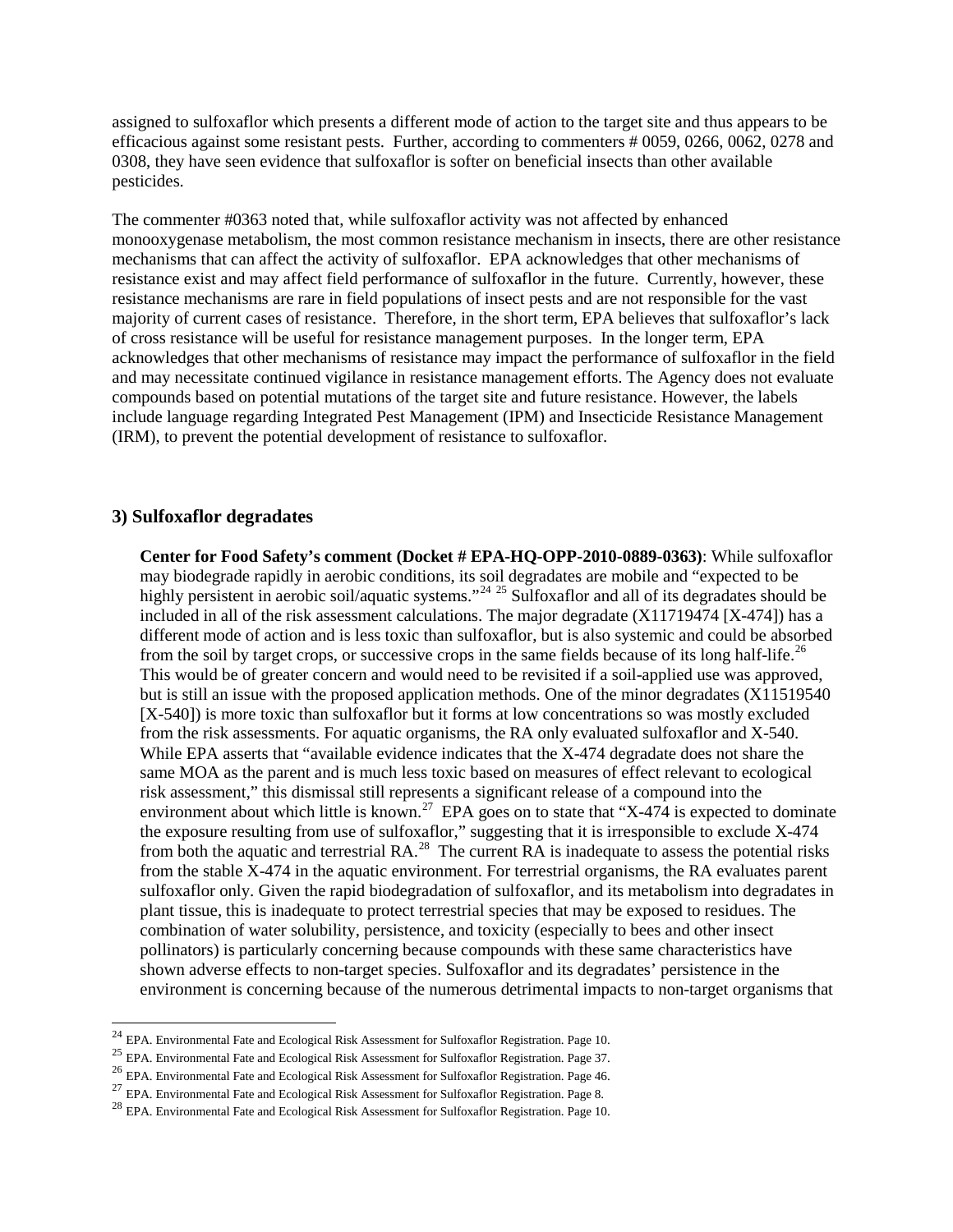assigned to sulfoxaflor which presents a different mode of action to the target site and thus appears to be efficacious against some resistant pests. Further, according to commenters # 0059, 0266, 0062, 0278 and 0308, they have seen evidence that sulfoxaflor is softer on beneficial insects than other available pesticides.

The commenter #0363 noted that, while sulfoxaflor activity was not affected by enhanced monooxygenase metabolism, the most common resistance mechanism in insects, there are other resistance mechanisms that can affect the activity of sulfoxaflor. EPA acknowledges that other mechanisms of resistance exist and may affect field performance of sulfoxaflor in the future. Currently, however, these resistance mechanisms are rare in field populations of insect pests and are not responsible for the vast majority of current cases of resistance. Therefore, in the short term, EPA believes that sulfoxaflor's lack of cross resistance will be useful for resistance management purposes. In the longer term, EPA acknowledges that other mechanisms of resistance may impact the performance of sulfoxaflor in the field and may necessitate continued vigilance in resistance management efforts. The Agency does not evaluate compounds based on potential mutations of the target site and future resistance. However, the labels include language regarding Integrated Pest Management (IPM) and Insecticide Resistance Management (IRM), to prevent the potential development of resistance to sulfoxaflor.

### 3) Sulfoxaflor degradates

**Center for Food Safety's comment (Docket # EPA-HQ-OPP-2010-0889-0363)**: While sulfoxaflor may biodegrade rapidly in aerobic conditions, its soil degradates are mobile and "expected to be highly persistent in aerobic soil/aquatic systems."[24] [25] Sulfoxaflor and all of its degradates should be included in all of the risk assessment calculations. The major degradate (X11719474 [X-474]) has a different mode of action and is less toxic than sulfoxaflor, but is also systemic and could be absorbed from the soil by target crops, or successive crops in the same fields because of its long half-life.[26] This would be of greater concern and would need to be revisited if a soil-applied use was approved, but is still an issue with the proposed application methods. One of the minor degradates (X11519540 [X-540]) is more toxic than sulfoxaflor but it forms at low concentrations so was mostly excluded from the risk assessments. For aquatic organisms, the RA only evaluated sulfoxaflor and X-540. While EPA asserts that "available evidence indicates that the X-474 degradate does not share the same MOA as the parent and is much less toxic based on measures of effect relevant to ecological risk assessment," this dismissal still represents a significant release of a compound into the environment about which little is known.[27] EPA goes on to state that "X-474 is expected to dominate the exposure resulting from use of sulfoxaflor," suggesting that it is irresponsible to exclude X-474 from both the aquatic and terrestrial RA.[28] The current RA is inadequate to assess the potential risks from the stable X-474 in the aquatic environment. For terrestrial organisms, the RA evaluates parent sulfoxaflor only. Given the rapid biodegradation of sulfoxaflor, and its metabolism into degradates in plant tissue, this is inadequate to protect terrestrial species that may be exposed to residues. The combination of water solubility, persistence, and toxicity (especially to bees and other insect pollinators) is particularly concerning because compounds with these same characteristics have shown adverse effects to non-target species. Sulfoxaflor and its degradates' persistence in the environment is concerning because of the numerous detrimental impacts to non-target organisms that

[24] EPA. Environmental Fate and Ecological Risk Assessment for Sulfoxaflor Registration. Page 10.

[25] EPA. Environmental Fate and Ecological Risk Assessment for Sulfoxaflor Registration. Page 37.

[26] EPA. Environmental Fate and Ecological Risk Assessment for Sulfoxaflor Registration. Page 46.

[27] EPA. Environmental Fate and Ecological Risk Assessment for Sulfoxaflor Registration. Page 8.

[28] EPA. Environmental Fate and Ecological Risk Assessment for Sulfoxaflor Registration. Page 10.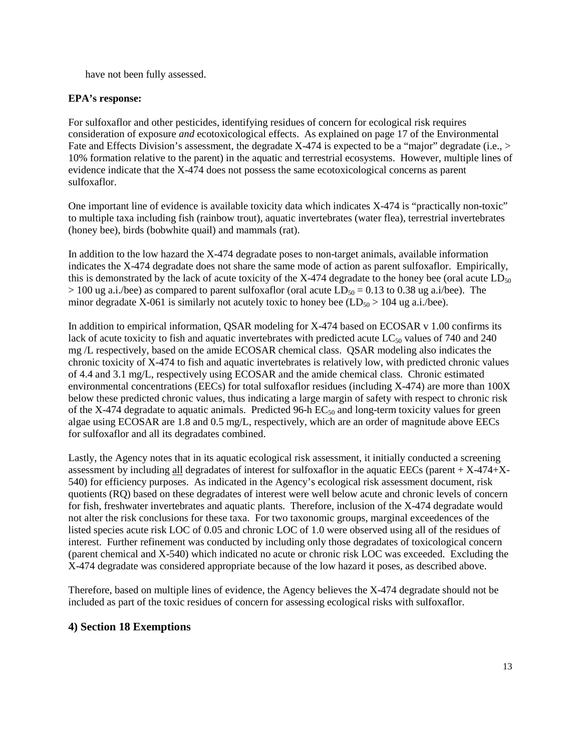have not been fully assessed.

**EPA's response:**

For sulfoxaflor and other pesticides, identifying residues of concern for ecological risk requires consideration of exposure *and* ecotoxicological effects. As explained on page 17 of the Environmental Fate and Effects Division's assessment, the degradate X-474 is expected to be a "major" degradate (i.e., > 10% formation relative to the parent) in the aquatic and terrestrial ecosystems. However, multiple lines of evidence indicate that the X-474 does not possess the same ecotoxicological concerns as parent sulfoxaflor.

One important line of evidence is available toxicity data which indicates X-474 is "practically non-toxic" to multiple taxa including fish (rainbow trout), aquatic invertebrates (water flea), terrestrial invertebrates (honey bee), birds (bobwhite quail) and mammals (rat).

In addition to the low hazard the X-474 degradate poses to non-target animals, available information indicates the X-474 degradate does not share the same mode of action as parent sulfoxaflor. Empirically, this is demonstrated by the lack of acute toxicity of the X-474 degradate to the honey bee (oral acute $LD_{50}$ > 100 ug a.i./bee) as compared to parent sulfoxaflor (oral acute $LD_{50}$ = 0.13 to 0.38 ug a.i/bee). The minor degradate X-061 is similarly not acutely toxic to honey bee ($LD_{50}$ > 104 ug a.i./bee).

In addition to empirical information, QSAR modeling for X-474 based on ECOSAR v 1.00 confirms its lack of acute toxicity to fish and aquatic invertebrates with predicted acute $LC_{50}$ values of 740 and 240 mg /L respectively, based on the amide ECOSAR chemical class. QSAR modeling also indicates the chronic toxicity of X-474 to fish and aquatic invertebrates is relatively low, with predicted chronic values of 4.4 and 3.1 mg/L, respectively using ECOSAR and the amide chemical class. Chronic estimated environmental concentrations (EECs) for total sulfoxaflor residues (including X-474) are more than 100X below these predicted chronic values, thus indicating a large margin of safety with respect to chronic risk of the X-474 degradate to aquatic animals. Predicted 96-h $EC_{50}$ and long-term toxicity values for green algae using ECOSAR are 1.8 and 0.5 mg/L, respectively, which are an order of magnitude above EECs for sulfoxaflor and all its degradates combined.

Lastly, the Agency notes that in its aquatic ecological risk assessment, it initially conducted a screening assessment by including all degradates of interest for sulfoxaflor in the aquatic EECs (parent + X-474+X-540) for efficiency purposes. As indicated in the Agency's ecological risk assessment document, risk quotients (RQ) based on these degradates of interest were well below acute and chronic levels of concern for fish, freshwater invertebrates and aquatic plants. Therefore, inclusion of the X-474 degradate would not alter the risk conclusions for these taxa. For two taxonomic groups, marginal exceedences of the listed species acute risk LOC of 0.05 and chronic LOC of 1.0 were observed using all of the residues of interest. Further refinement was conducted by including only those degradates of toxicological concern (parent chemical and X-540) which indicated no acute or chronic risk LOC was exceeded. Excluding the X-474 degradate was considered appropriate because of the low hazard it poses, as described above.

Therefore, based on multiple lines of evidence, the Agency believes the X-474 degradate should not be included as part of the toxic residues of concern for assessing ecological risks with sulfoxaflor.

## 4) Section 18 Exemptions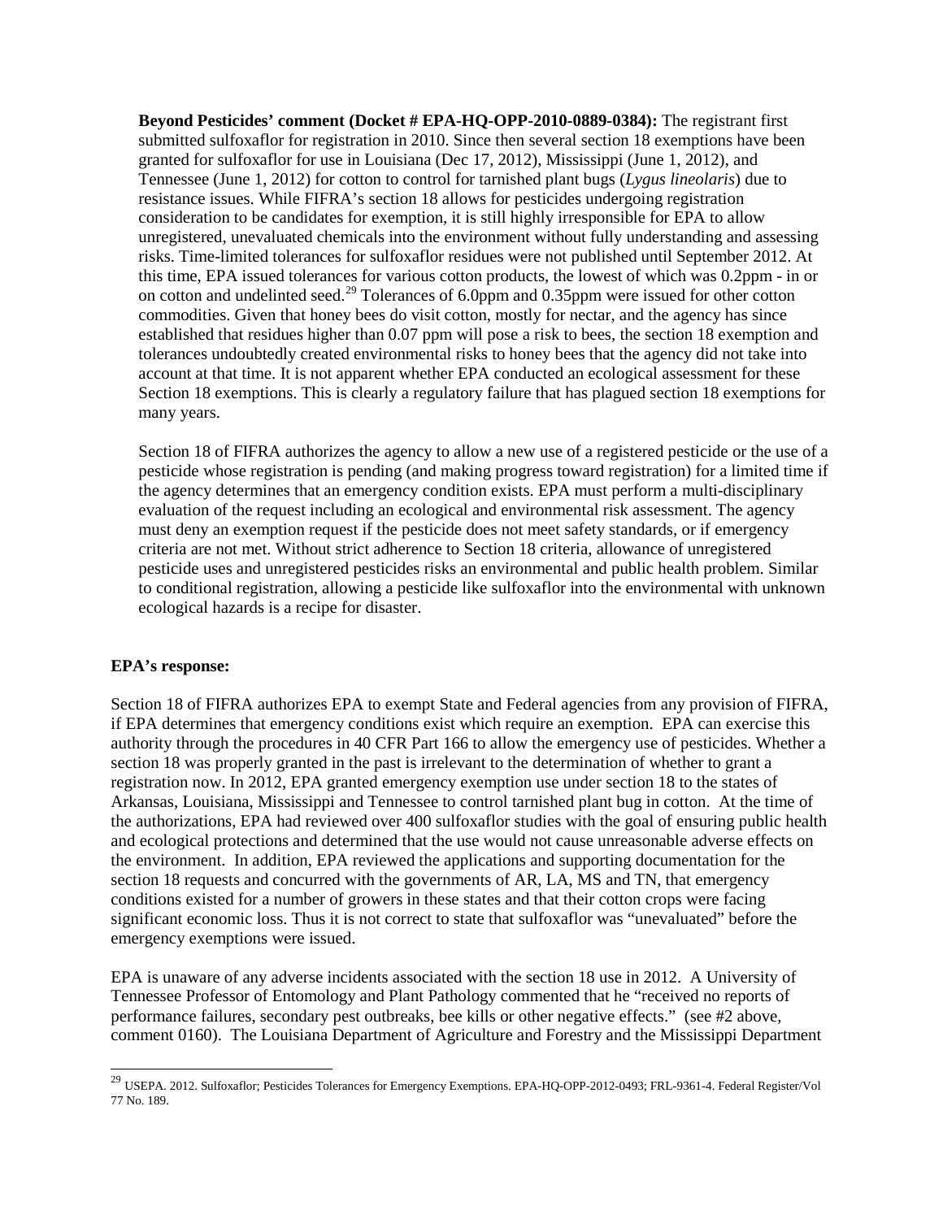**Beyond Pesticides' comment (Docket # EPA-HQ-OPP-2010-0889-0384):** The registrant first submitted sulfoxaflor for registration in 2010. Since then several section 18 exemptions have been granted for sulfoxaflor for use in Louisiana (Dec 17, 2012), Mississippi (June 1, 2012), and Tennessee (June 1, 2012) for cotton to control for tarnished plant bugs (*Lygus lineolaris*) due to resistance issues. While FIFRA's section 18 allows for pesticides undergoing registration consideration to be candidates for exemption, it is still highly irresponsible for EPA to allow unregistered, unevaluated chemicals into the environment without fully understanding and assessing risks. Time-limited tolerances for sulfoxaflor residues were not published until September 2012. At this time, EPA issued tolerances for various cotton products, the lowest of which was 0.2ppm - in or on cotton and undelinted seed.[29] Tolerances of 6.0ppm and 0.35ppm were issued for other cotton commodities. Given that honey bees do visit cotton, mostly for nectar, and the agency has since established that residues higher than 0.07 ppm will pose a risk to bees, the section 18 exemption and tolerances undoubtedly created environmental risks to honey bees that the agency did not take into account at that time. It is not apparent whether EPA conducted an ecological assessment for these Section 18 exemptions. This is clearly a regulatory failure that has plagued section 18 exemptions for many years.

Section 18 of FIFRA authorizes the agency to allow a new use of a registered pesticide or the use of a pesticide whose registration is pending (and making progress toward registration) for a limited time if the agency determines that an emergency condition exists. EPA must perform a multi-disciplinary evaluation of the request including an ecological and environmental risk assessment. The agency must deny an exemption request if the pesticide does not meet safety standards, or if emergency criteria are not met. Without strict adherence to Section 18 criteria, allowance of unregistered pesticide uses and unregistered pesticides risks an environmental and public health problem. Similar to conditional registration, allowing a pesticide like sulfoxaflor into the environmental with unknown ecological hazards is a recipe for disaster.

**EPA's response:**

Section 18 of FIFRA authorizes EPA to exempt State and Federal agencies from any provision of FIFRA, if EPA determines that emergency conditions exist which require an exemption. EPA can exercise this authority through the procedures in 40 CFR Part 166 to allow the emergency use of pesticides. Whether a section 18 was properly granted in the past is irrelevant to the determination of whether to grant a registration now. In 2012, EPA granted emergency exemption use under section 18 to the states of Arkansas, Louisiana, Mississippi and Tennessee to control tarnished plant bug in cotton. At the time of the authorizations, EPA had reviewed over 400 sulfoxaflor studies with the goal of ensuring public health and ecological protections and determined that the use would not cause unreasonable adverse effects on the environment. In addition, EPA reviewed the applications and supporting documentation for the section 18 requests and concurred with the governments of AR, LA, MS and TN, that emergency conditions existed for a number of growers in these states and that their cotton crops were facing significant economic loss. Thus it is not correct to state that sulfoxaflor was "unevaluated" before the emergency exemptions were issued.

EPA is unaware of any adverse incidents associated with the section 18 use in 2012. A University of Tennessee Professor of Entomology and Plant Pathology commented that he "received no reports of performance failures, secondary pest outbreaks, bee kills or other negative effects." (see #2 above, comment 0160). The Louisiana Department of Agriculture and Forestry and the Mississippi Department

[29] USEPA. 2012. Sulfoxaflor; Pesticides Tolerances for Emergency Exemptions. EPA-HQ-OPP-2012-0493; FRL-9361-4. Federal Register/Vol 77 No. 189.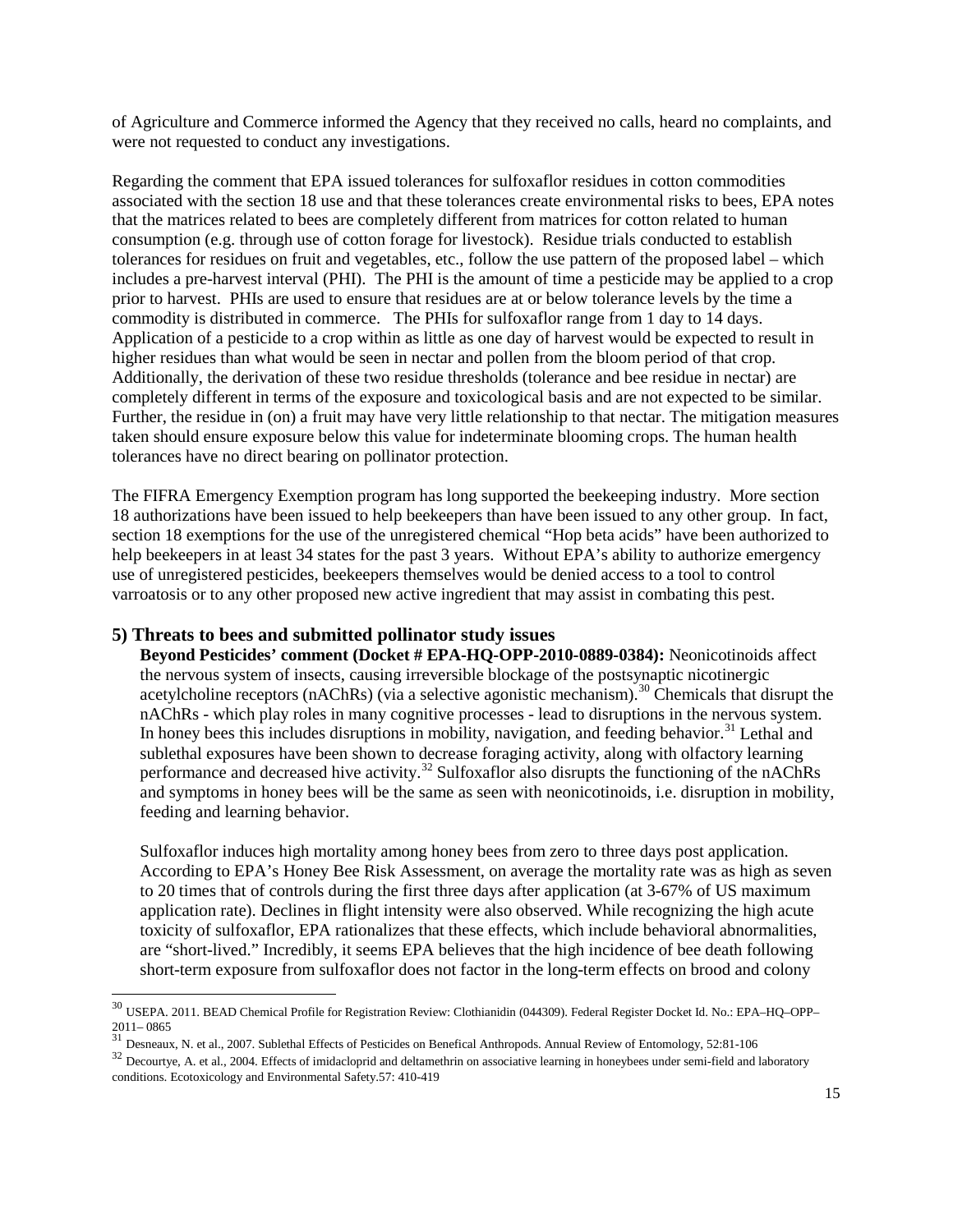of Agriculture and Commerce informed the Agency that they received no calls, heard no complaints, and were not requested to conduct any investigations.

Regarding the comment that EPA issued tolerances for sulfoxaflor residues in cotton commodities associated with the section 18 use and that these tolerances create environmental risks to bees, EPA notes that the matrices related to bees are completely different from matrices for cotton related to human consumption (e.g. through use of cotton forage for livestock). Residue trials conducted to establish tolerances for residues on fruit and vegetables, etc., follow the use pattern of the proposed label – which includes a pre-harvest interval (PHI). The PHI is the amount of time a pesticide may be applied to a crop prior to harvest. PHIs are used to ensure that residues are at or below tolerance levels by the time a commodity is distributed in commerce. The PHIs for sulfoxaflor range from 1 day to 14 days. Application of a pesticide to a crop within as little as one day of harvest would be expected to result in higher residues than what would be seen in nectar and pollen from the bloom period of that crop. Additionally, the derivation of these two residue thresholds (tolerance and bee residue in nectar) are completely different in terms of the exposure and toxicological basis and are not expected to be similar. Further, the residue in (on) a fruit may have very little relationship to that nectar. The mitigation measures taken should ensure exposure below this value for indeterminate blooming crops. The human health tolerances have no direct bearing on pollinator protection.

The FIFRA Emergency Exemption program has long supported the beekeeping industry. More section 18 authorizations have been issued to help beekeepers than have been issued to any other group. In fact, section 18 exemptions for the use of the unregistered chemical "Hop beta acids" have been authorized to help beekeepers in at least 34 states for the past 3 years. Without EPA's ability to authorize emergency use of unregistered pesticides, beekeepers themselves would be denied access to a tool to control varroatosis or to any other proposed new active ingredient that may assist in combating this pest.

## 5) Threats to bees and submitted pollinator study issues

**Beyond Pesticides' comment (Docket # EPA-HQ-OPP-2010-0889-0384):** Neonicotinoids affect the nervous system of insects, causing irreversible blockage of the postsynaptic nicotinergic acetylcholine receptors (nAChRs) (via a selective agonistic mechanism).[30] Chemicals that disrupt the nAChRs - which play roles in many cognitive processes - lead to disruptions in the nervous system. In honey bees this includes disruptions in mobility, navigation, and feeding behavior.[31] Lethal and sublethal exposures have been shown to decrease foraging activity, along with olfactory learning performance and decreased hive activity.[32] Sulfoxaflor also disrupts the functioning of the nAChRs and symptoms in honey bees will be the same as seen with neonicotinoids, i.e. disruption in mobility, feeding and learning behavior.

Sulfoxaflor induces high mortality among honey bees from zero to three days post application. According to EPA's Honey Bee Risk Assessment, on average the mortality rate was as high as seven to 20 times that of controls during the first three days after application (at 3-67% of US maximum application rate). Declines in flight intensity were also observed. While recognizing the high acute toxicity of sulfoxaflor, EPA rationalizes that these effects, which include behavioral abnormalities, are "short-lived." Incredibly, it seems EPA believes that the high incidence of bee death following short-term exposure from sulfoxaflor does not factor in the long-term effects on brood and colony

---

[30] USEPA. 2011. BEAD Chemical Profile for Registration Review: Clothianidin (044309). Federal Register Docket Id. No.: EPA–HQ–OPP–2011– 0865

[31] Desneaux, N. et al., 2007. Sublethal Effects of Pesticides on Benefical Anthropods. Annual Review of Entomology, 52:81-106

[32] Decourtye, A. et al., 2004. Effects of imidacloprid and deltamethrin on associative learning in honeybees under semi-field and laboratory conditions. Ecotoxicology and Environmental Safety.57: 410-419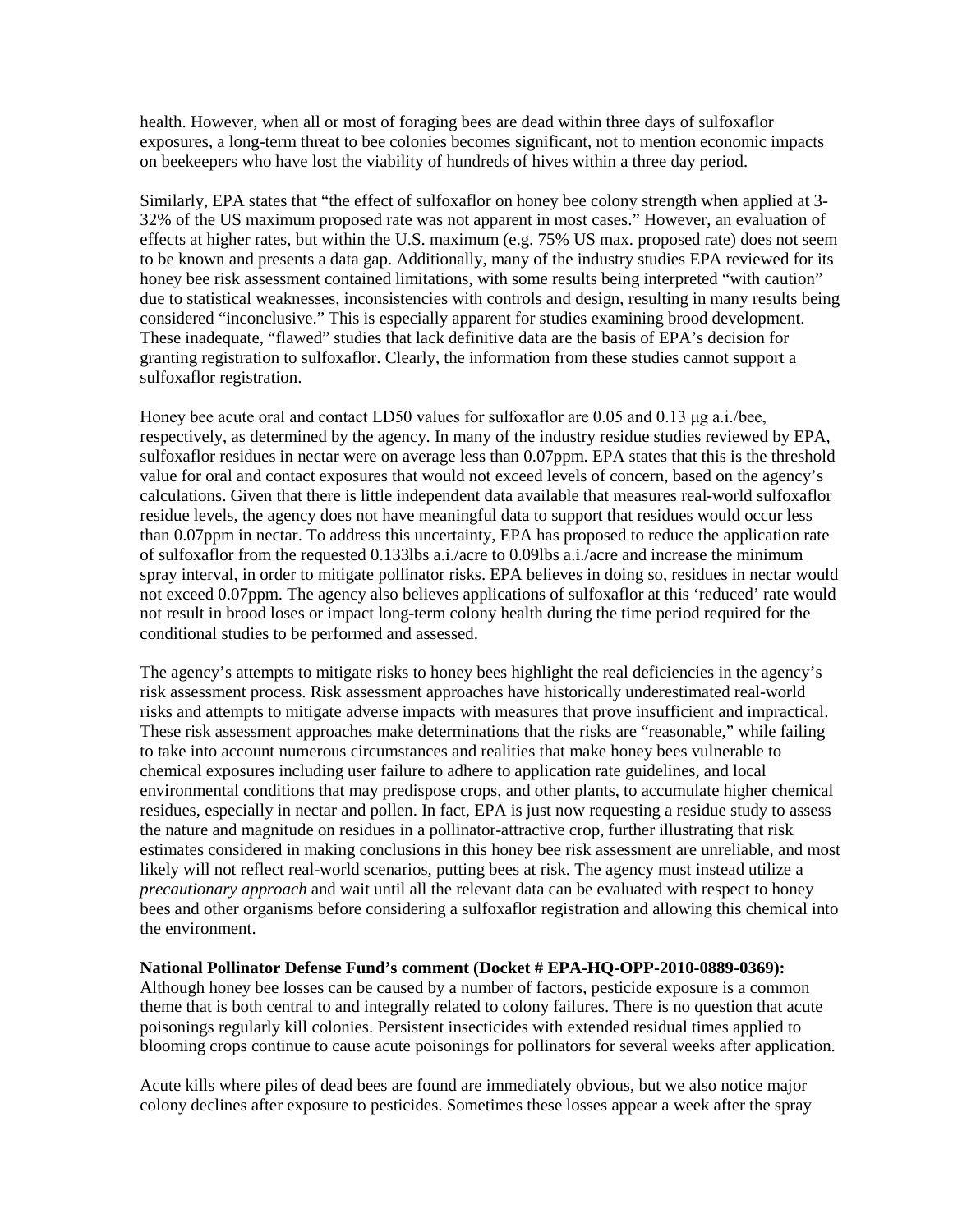health. However, when all or most of foraging bees are dead within three days of sulfoxaflor exposures, a long-term threat to bee colonies becomes significant, not to mention economic impacts on beekeepers who have lost the viability of hundreds of hives within a three day period.

Similarly, EPA states that "the effect of sulfoxaflor on honey bee colony strength when applied at 3-32% of the US maximum proposed rate was not apparent in most cases." However, an evaluation of effects at higher rates, but within the U.S. maximum (e.g. 75% US max. proposed rate) does not seem to be known and presents a data gap. Additionally, many of the industry studies EPA reviewed for its honey bee risk assessment contained limitations, with some results being interpreted "with caution" due to statistical weaknesses, inconsistencies with controls and design, resulting in many results being considered "inconclusive." This is especially apparent for studies examining brood development. These inadequate, "flawed" studies that lack definitive data are the basis of EPA's decision for granting registration to sulfoxaflor. Clearly, the information from these studies cannot support a sulfoxaflor registration.

Honey bee acute oral and contact LD50 values for sulfoxaflor are 0.05 and 0.13 μg a.i./bee, respectively, as determined by the agency. In many of the industry residue studies reviewed by EPA, sulfoxaflor residues in nectar were on average less than 0.07ppm. EPA states that this is the threshold value for oral and contact exposures that would not exceed levels of concern, based on the agency's calculations. Given that there is little independent data available that measures real-world sulfoxaflor residue levels, the agency does not have meaningful data to support that residues would occur less than 0.07ppm in nectar. To address this uncertainty, EPA has proposed to reduce the application rate of sulfoxaflor from the requested 0.133lbs a.i./acre to 0.09lbs a.i./acre and increase the minimum spray interval, in order to mitigate pollinator risks. EPA believes in doing so, residues in nectar would not exceed 0.07ppm. The agency also believes applications of sulfoxaflor at this 'reduced' rate would not result in brood loses or impact long-term colony health during the time period required for the conditional studies to be performed and assessed.

The agency's attempts to mitigate risks to honey bees highlight the real deficiencies in the agency's risk assessment process. Risk assessment approaches have historically underestimated real-world risks and attempts to mitigate adverse impacts with measures that prove insufficient and impractical. These risk assessment approaches make determinations that the risks are "reasonable," while failing to take into account numerous circumstances and realities that make honey bees vulnerable to chemical exposures including user failure to adhere to application rate guidelines, and local environmental conditions that may predispose crops, and other plants, to accumulate higher chemical residues, especially in nectar and pollen. In fact, EPA is just now requesting a residue study to assess the nature and magnitude on residues in a pollinator-attractive crop, further illustrating that risk estimates considered in making conclusions in this honey bee risk assessment are unreliable, and most likely will not reflect real-world scenarios, putting bees at risk. The agency must instead utilize a *precautionary approach* and wait until all the relevant data can be evaluated with respect to honey bees and other organisms before considering a sulfoxaflor registration and allowing this chemical into the environment.

**National Pollinator Defense Fund's comment (Docket # EPA-HQ-OPP-2010-0889-0369):**
Although honey bee losses can be caused by a number of factors, pesticide exposure is a common theme that is both central to and integrally related to colony failures. There is no question that acute poisonings regularly kill colonies. Persistent insecticides with extended residual times applied to blooming crops continue to cause acute poisonings for pollinators for several weeks after application.

Acute kills where piles of dead bees are found are immediately obvious, but we also notice major colony declines after exposure to pesticides. Sometimes these losses appear a week after the spray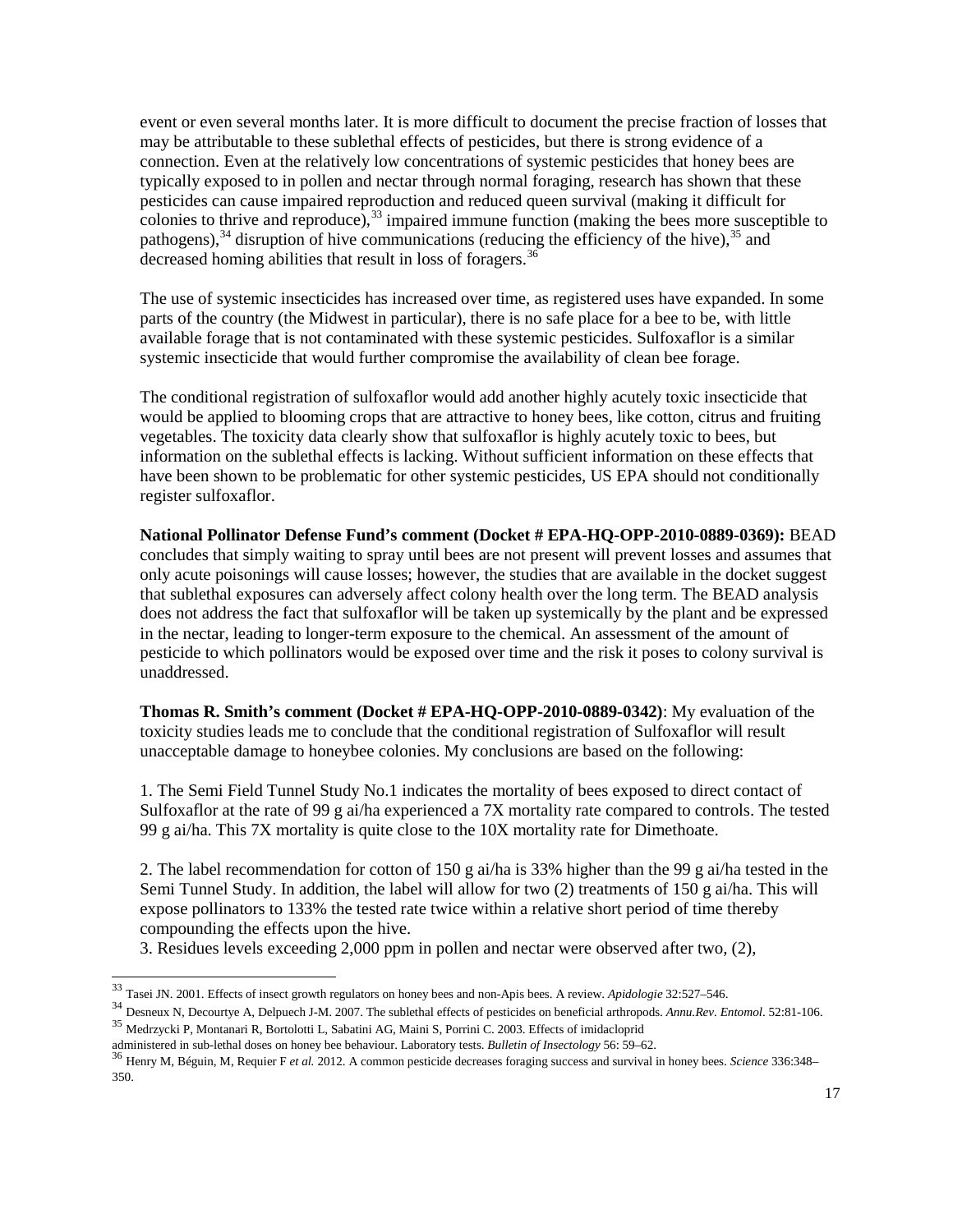event or even several months later. It is more difficult to document the precise fraction of losses that may be attributable to these sublethal effects of pesticides, but there is strong evidence of a connection. Even at the relatively low concentrations of systemic pesticides that honey bees are typically exposed to in pollen and nectar through normal foraging, research has shown that these pesticides can cause impaired reproduction and reduced queen survival (making it difficult for colonies to thrive and reproduce),[33] impaired immune function (making the bees more susceptible to pathogens),[34] disruption of hive communications (reducing the efficiency of the hive),[35] and decreased homing abilities that result in loss of foragers.[36]

The use of systemic insecticides has increased over time, as registered uses have expanded. In some parts of the country (the Midwest in particular), there is no safe place for a bee to be, with little available forage that is not contaminated with these systemic pesticides. Sulfoxaflor is a similar systemic insecticide that would further compromise the availability of clean bee forage.

The conditional registration of sulfoxaflor would add another highly acutely toxic insecticide that would be applied to blooming crops that are attractive to honey bees, like cotton, citrus and fruiting vegetables. The toxicity data clearly show that sulfoxaflor is highly acutely toxic to bees, but information on the sublethal effects is lacking. Without sufficient information on these effects that have been shown to be problematic for other systemic pesticides, US EPA should not conditionally register sulfoxaflor.

**National Pollinator Defense Fund's comment (Docket # EPA-HQ-OPP-2010-0889-0369):** BEAD concludes that simply waiting to spray until bees are not present will prevent losses and assumes that only acute poisonings will cause losses; however, the studies that are available in the docket suggest that sublethal exposures can adversely affect colony health over the long term. The BEAD analysis does not address the fact that sulfoxaflor will be taken up systemically by the plant and be expressed in the nectar, leading to longer-term exposure to the chemical. An assessment of the amount of pesticide to which pollinators would be exposed over time and the risk it poses to colony survival is unaddressed.

**Thomas R. Smith's comment (Docket # EPA-HQ-OPP-2010-0889-0342)**: My evaluation of the toxicity studies leads me to conclude that the conditional registration of Sulfoxaflor will result unacceptable damage to honeybee colonies. My conclusions are based on the following:

1. The Semi Field Tunnel Study No.1 indicates the mortality of bees exposed to direct contact of Sulfoxaflor at the rate of 99 g ai/ha experienced a 7X mortality rate compared to controls. The tested 99 g ai/ha. This 7X mortality is quite close to the 10X mortality rate for Dimethoate.

2. The label recommendation for cotton of 150 g ai/ha is 33% higher than the 99 g ai/ha tested in the Semi Tunnel Study. In addition, the label will allow for two (2) treatments of 150 g ai/ha. This will expose pollinators to 133% the tested rate twice within a relative short period of time thereby compounding the effects upon the hive.

3. Residues levels exceeding 2,000 ppm in pollen and nectar were observed after two, (2),

---

[33] Tasei JN. 2001. Effects of insect growth regulators on honey bees and non-Apis bees. A review. *Apidologie* 32:527–546.

[34] Desneux N, Decourtye A, Delpuech J-M. 2007. The sublethal effects of pesticides on beneficial arthropods. *Annu.Rev. Entomol*. 52:81-106.

[35] Medrzycki P, Montanari R, Bortolotti L, Sabatini AG, Maini S, Porrini C. 2003. Effects of imidacloprid administered in sub-lethal doses on honey bee behaviour. Laboratory tests. *Bulletin of Insectology* 56: 59–62.

[36] Henry M, Béguin, M, Requier F *et al.* 2012. A common pesticide decreases foraging success and survival in honey bees. *Science* 336:348–350.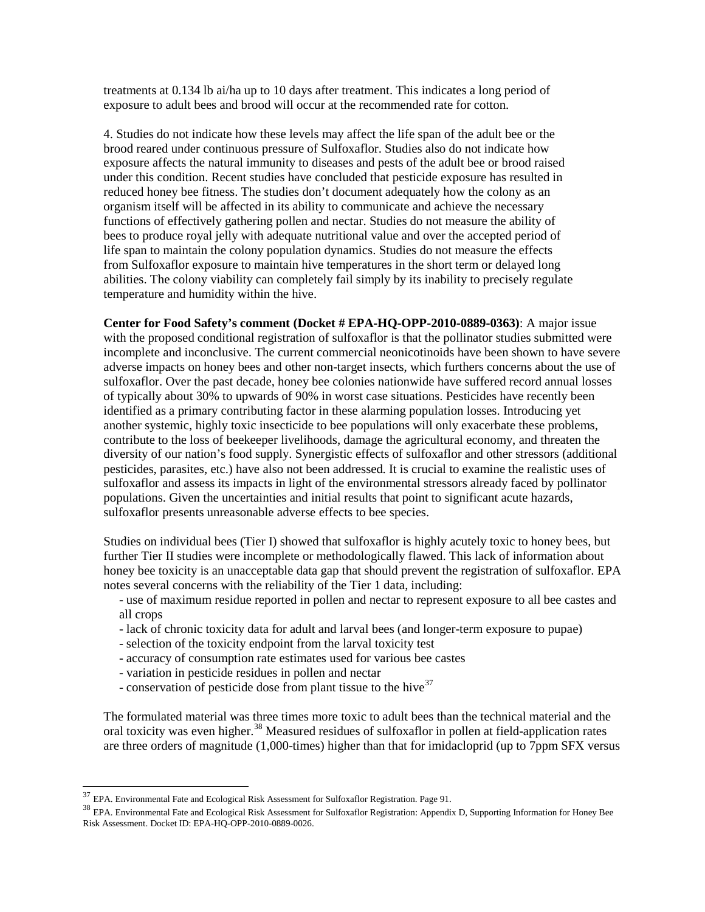treatments at 0.134 lb ai/ha up to 10 days after treatment. This indicates a long period of exposure to adult bees and brood will occur at the recommended rate for cotton.

4. Studies do not indicate how these levels may affect the life span of the adult bee or the brood reared under continuous pressure of Sulfoxaflor. Studies also do not indicate how exposure affects the natural immunity to diseases and pests of the adult bee or brood raised under this condition. Recent studies have concluded that pesticide exposure has resulted in reduced honey bee fitness. The studies don't document adequately how the colony as an organism itself will be affected in its ability to communicate and achieve the necessary functions of effectively gathering pollen and nectar. Studies do not measure the ability of bees to produce royal jelly with adequate nutritional value and over the accepted period of life span to maintain the colony population dynamics. Studies do not measure the effects from Sulfoxaflor exposure to maintain hive temperatures in the short term or delayed long abilities. The colony viability can completely fail simply by its inability to precisely regulate temperature and humidity within the hive.

**Center for Food Safety's comment (Docket # EPA-HQ-OPP-2010-0889-0363)**: A major issue with the proposed conditional registration of sulfoxaflor is that the pollinator studies submitted were incomplete and inconclusive. The current commercial neonicotinoids have been shown to have severe adverse impacts on honey bees and other non-target insects, which furthers concerns about the use of sulfoxaflor. Over the past decade, honey bee colonies nationwide have suffered record annual losses of typically about 30% to upwards of 90% in worst case situations. Pesticides have recently been identified as a primary contributing factor in these alarming population losses. Introducing yet another systemic, highly toxic insecticide to bee populations will only exacerbate these problems, contribute to the loss of beekeeper livelihoods, damage the agricultural economy, and threaten the diversity of our nation's food supply. Synergistic effects of sulfoxaflor and other stressors (additional pesticides, parasites, etc.) have also not been addressed. It is crucial to examine the realistic uses of sulfoxaflor and assess its impacts in light of the environmental stressors already faced by pollinator populations. Given the uncertainties and initial results that point to significant acute hazards, sulfoxaflor presents unreasonable adverse effects to bee species.

Studies on individual bees (Tier I) showed that sulfoxaflor is highly acutely toxic to honey bees, but further Tier II studies were incomplete or methodologically flawed. This lack of information about honey bee toxicity is an unacceptable data gap that should prevent the registration of sulfoxaflor. EPA notes several concerns with the reliability of the Tier 1 data, including:

- use of maximum residue reported in pollen and nectar to represent exposure to all bee castes and all crops
- lack of chronic toxicity data for adult and larval bees (and longer-term exposure to pupae)
- selection of the toxicity endpoint from the larval toxicity test
- accuracy of consumption rate estimates used for various bee castes
- variation in pesticide residues in pollen and nectar
- conservation of pesticide dose from plant tissue to the hive[37]

The formulated material was three times more toxic to adult bees than the technical material and the oral toxicity was even higher.[38] Measured residues of sulfoxaflor in pollen at field-application rates are three orders of magnitude (1,000-times) higher than that for imidacloprid (up to 7ppm SFX versus

---

[37] EPA. Environmental Fate and Ecological Risk Assessment for Sulfoxaflor Registration. Page 91.

[38] EPA. Environmental Fate and Ecological Risk Assessment for Sulfoxaflor Registration: Appendix D, Supporting Information for Honey Bee Risk Assessment. Docket ID: EPA-HQ-OPP-2010-0889-0026.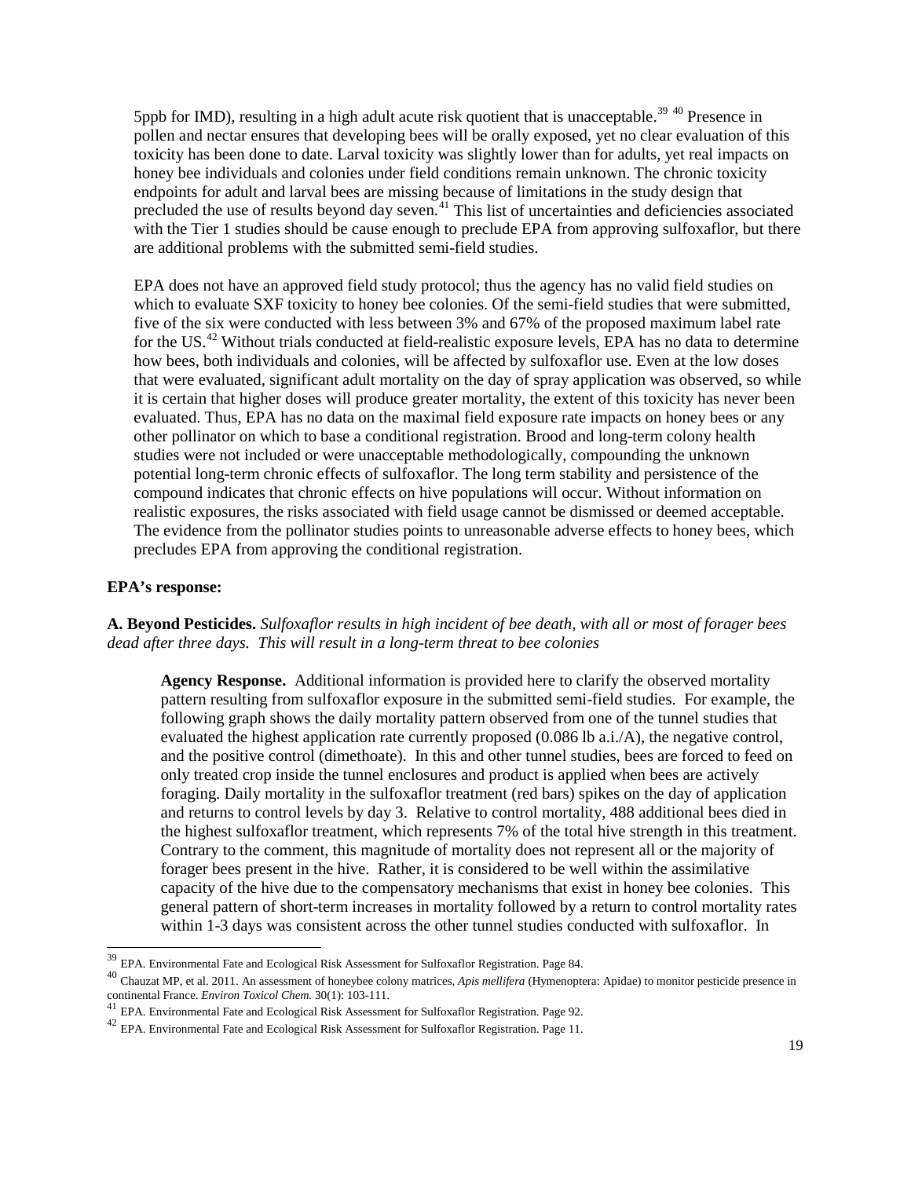5ppb for IMD), resulting in a high adult acute risk quotient that is unacceptable.[39] [40] Presence in pollen and nectar ensures that developing bees will be orally exposed, yet no clear evaluation of this toxicity has been done to date. Larval toxicity was slightly lower than for adults, yet real impacts on honey bee individuals and colonies under field conditions remain unknown. The chronic toxicity endpoints for adult and larval bees are missing because of limitations in the study design that precluded the use of results beyond day seven.[41] This list of uncertainties and deficiencies associated with the Tier 1 studies should be cause enough to preclude EPA from approving sulfoxaflor, but there are additional problems with the submitted semi-field studies.

EPA does not have an approved field study protocol; thus the agency has no valid field studies on which to evaluate SXF toxicity to honey bee colonies. Of the semi-field studies that were submitted, five of the six were conducted with less between 3% and 67% of the proposed maximum label rate for the US.[42] Without trials conducted at field-realistic exposure levels, EPA has no data to determine how bees, both individuals and colonies, will be affected by sulfoxaflor use. Even at the low doses that were evaluated, significant adult mortality on the day of spray application was observed, so while it is certain that higher doses will produce greater mortality, the extent of this toxicity has never been evaluated. Thus, EPA has no data on the maximal field exposure rate impacts on honey bees or any other pollinator on which to base a conditional registration. Brood and long-term colony health studies were not included or were unacceptable methodologically, compounding the unknown potential long-term chronic effects of sulfoxaflor. The long term stability and persistence of the compound indicates that chronic effects on hive populations will occur. Without information on realistic exposures, the risks associated with field usage cannot be dismissed or deemed acceptable. The evidence from the pollinator studies points to unreasonable adverse effects to honey bees, which precludes EPA from approving the conditional registration.

**EPA's response:**

**A. Beyond Pesticides.** *Sulfoxaflor results in high incident of bee death, with all or most of forager bees dead after three days. This will result in a long-term threat to bee colonies*

**Agency Response.** Additional information is provided here to clarify the observed mortality pattern resulting from sulfoxaflor exposure in the submitted semi-field studies. For example, the following graph shows the daily mortality pattern observed from one of the tunnel studies that evaluated the highest application rate currently proposed (0.086 lb a.i./A), the negative control, and the positive control (dimethoate). In this and other tunnel studies, bees are forced to feed on only treated crop inside the tunnel enclosures and product is applied when bees are actively foraging. Daily mortality in the sulfoxaflor treatment (red bars) spikes on the day of application and returns to control levels by day 3. Relative to control mortality, 488 additional bees died in the highest sulfoxaflor treatment, which represents 7% of the total hive strength in this treatment. Contrary to the comment, this magnitude of mortality does not represent all or the majority of forager bees present in the hive. Rather, it is considered to be well within the assimilative capacity of the hive due to the compensatory mechanisms that exist in honey bee colonies. This general pattern of short-term increases in mortality followed by a return to control mortality rates within 1-3 days was consistent across the other tunnel studies conducted with sulfoxaflor. In

---

[39] EPA. Environmental Fate and Ecological Risk Assessment for Sulfoxaflor Registration. Page 84.

[40] Chauzat MP, et al. 2011. An assessment of honeybee colony matrices, *Apis mellifera* (Hymenoptera: Apidae) to monitor pesticide presence in continental France. *Environ Toxicol Chem.* 30(1): 103-111.

[41] EPA. Environmental Fate and Ecological Risk Assessment for Sulfoxaflor Registration. Page 92.

[42] EPA. Environmental Fate and Ecological Risk Assessment for Sulfoxaflor Registration. Page 11.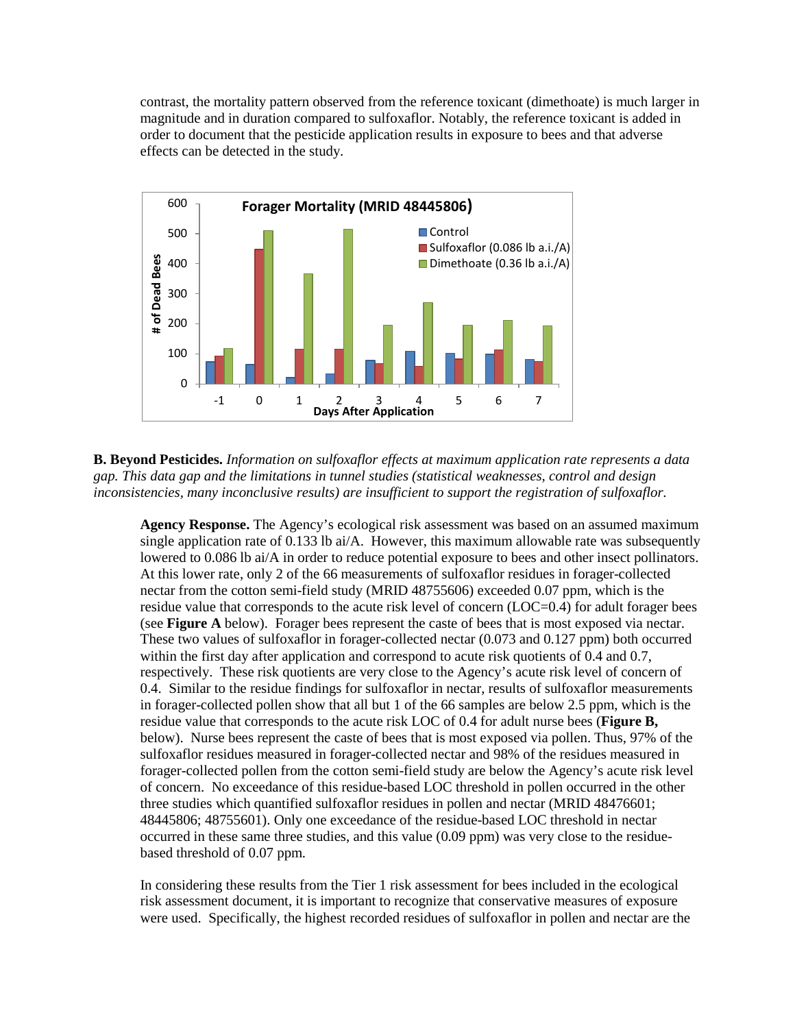contrast, the mortality pattern observed from the reference toxicant (dimethoate) is much larger in magnitude and in duration compared to sulfoxaflor. Notably, the reference toxicant is added in order to document that the pesticide application results in exposure to bees and that adverse effects can be detected in the study.

**Forager Mortality (MRID 48445806)**

**B. Beyond Pesticides.** *Information on sulfoxaflor effects at maximum application rate represents a data gap. This data gap and the limitations in tunnel studies (statistical weaknesses, control and design inconsistencies, many inconclusive results) are insufficient to support the registration of sulfoxaflor.*

**Agency Response.** The Agency's ecological risk assessment was based on an assumed maximum single application rate of 0.133 lb ai/A. However, this maximum allowable rate was subsequently lowered to 0.086 lb ai/A in order to reduce potential exposure to bees and other insect pollinators. At this lower rate, only 2 of the 66 measurements of sulfoxaflor residues in forager-collected nectar from the cotton semi-field study (MRID 48755606) exceeded 0.07 ppm, which is the residue value that corresponds to the acute risk level of concern (LOC=0.4) for adult forager bees (see **Figure A** below). Forager bees represent the caste of bees that is most exposed via nectar. These two values of sulfoxaflor in forager-collected nectar (0.073 and 0.127 ppm) both occurred within the first day after application and correspond to acute risk quotients of 0.4 and 0.7, respectively. These risk quotients are very close to the Agency's acute risk level of concern of 0.4. Similar to the residue findings for sulfoxaflor in nectar, results of sulfoxaflor measurements in forager-collected pollen show that all but 1 of the 66 samples are below 2.5 ppm, which is the residue value that corresponds to the acute risk LOC of 0.4 for adult nurse bees (**Figure B,** below). Nurse bees represent the caste of bees that is most exposed via pollen. Thus, 97% of the sulfoxaflor residues measured in forager-collected nectar and 98% of the residues measured in forager-collected pollen from the cotton semi-field study are below the Agency's acute risk level of concern. No exceedance of this residue-based LOC threshold in pollen occurred in the other three studies which quantified sulfoxaflor residues in pollen and nectar (MRID 48476601; 48445806; 48755601). Only one exceedance of the residue-based LOC threshold in nectar occurred in these same three studies, and this value (0.09 ppm) was very close to the residue-based threshold of 0.07 ppm.

In considering these results from the Tier 1 risk assessment for bees included in the ecological risk assessment document, it is important to recognize that conservative measures of exposure were used. Specifically, the highest recorded residues of sulfoxaflor in pollen and nectar are the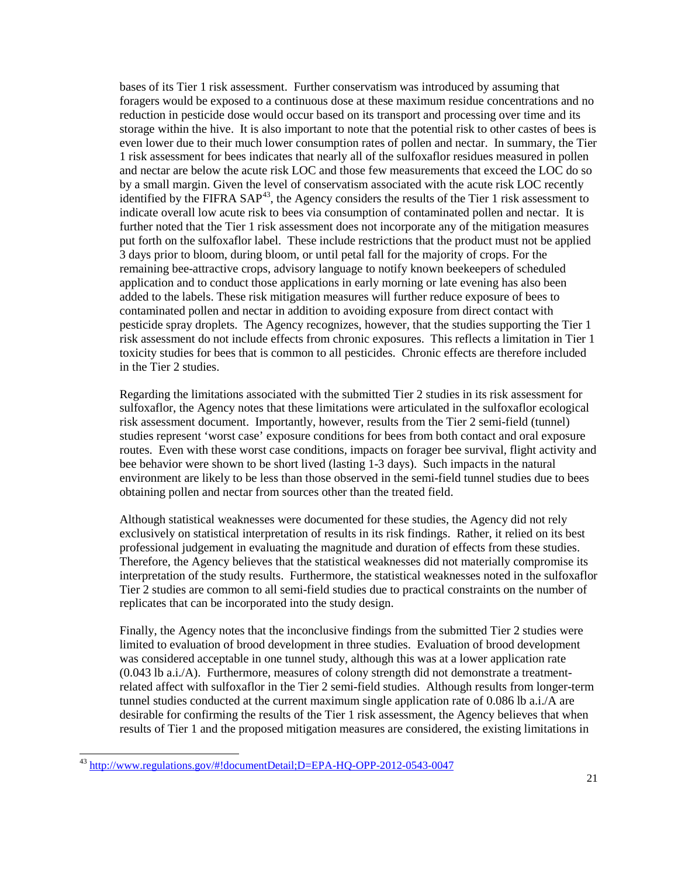bases of its Tier 1 risk assessment. Further conservatism was introduced by assuming that foragers would be exposed to a continuous dose at these maximum residue concentrations and no reduction in pesticide dose would occur based on its transport and processing over time and its storage within the hive. It is also important to note that the potential risk to other castes of bees is even lower due to their much lower consumption rates of pollen and nectar. In summary, the Tier 1 risk assessment for bees indicates that nearly all of the sulfoxaflor residues measured in pollen and nectar are below the acute risk LOC and those few measurements that exceed the LOC do so by a small margin. Given the level of conservatism associated with the acute risk LOC recently identified by the FIFRA SAP[43], the Agency considers the results of the Tier 1 risk assessment to indicate overall low acute risk to bees via consumption of contaminated pollen and nectar. It is further noted that the Tier 1 risk assessment does not incorporate any of the mitigation measures put forth on the sulfoxaflor label. These include restrictions that the product must not be applied 3 days prior to bloom, during bloom, or until petal fall for the majority of crops. For the remaining bee-attractive crops, advisory language to notify known beekeepers of scheduled application and to conduct those applications in early morning or late evening has also been added to the labels. These risk mitigation measures will further reduce exposure of bees to contaminated pollen and nectar in addition to avoiding exposure from direct contact with pesticide spray droplets. The Agency recognizes, however, that the studies supporting the Tier 1 risk assessment do not include effects from chronic exposures. This reflects a limitation in Tier 1 toxicity studies for bees that is common to all pesticides. Chronic effects are therefore included in the Tier 2 studies.

Regarding the limitations associated with the submitted Tier 2 studies in its risk assessment for sulfoxaflor, the Agency notes that these limitations were articulated in the sulfoxaflor ecological risk assessment document. Importantly, however, results from the Tier 2 semi-field (tunnel) studies represent 'worst case' exposure conditions for bees from both contact and oral exposure routes. Even with these worst case conditions, impacts on forager bee survival, flight activity and bee behavior were shown to be short lived (lasting 1-3 days). Such impacts in the natural environment are likely to be less than those observed in the semi-field tunnel studies due to bees obtaining pollen and nectar from sources other than the treated field.

Although statistical weaknesses were documented for these studies, the Agency did not rely exclusively on statistical interpretation of results in its risk findings. Rather, it relied on its best professional judgement in evaluating the magnitude and duration of effects from these studies. Therefore, the Agency believes that the statistical weaknesses did not materially compromise its interpretation of the study results. Furthermore, the statistical weaknesses noted in the sulfoxaflor Tier 2 studies are common to all semi-field studies due to practical constraints on the number of replicates that can be incorporated into the study design.

Finally, the Agency notes that the inconclusive findings from the submitted Tier 2 studies were limited to evaluation of brood development in three studies. Evaluation of brood development was considered acceptable in one tunnel study, although this was at a lower application rate (0.043 lb a.i./A). Furthermore, measures of colony strength did not demonstrate a treatment-related affect with sulfoxaflor in the Tier 2 semi-field studies. Although results from longer-term tunnel studies conducted at the current maximum single application rate of 0.086 lb a.i./A are desirable for confirming the results of the Tier 1 risk assessment, the Agency believes that when results of Tier 1 and the proposed mitigation measures are considered, the existing limitations in

[43] http://www.regulations.gov/#!documentDetail;D=EPA-HQ-OPP-2012-0543-0047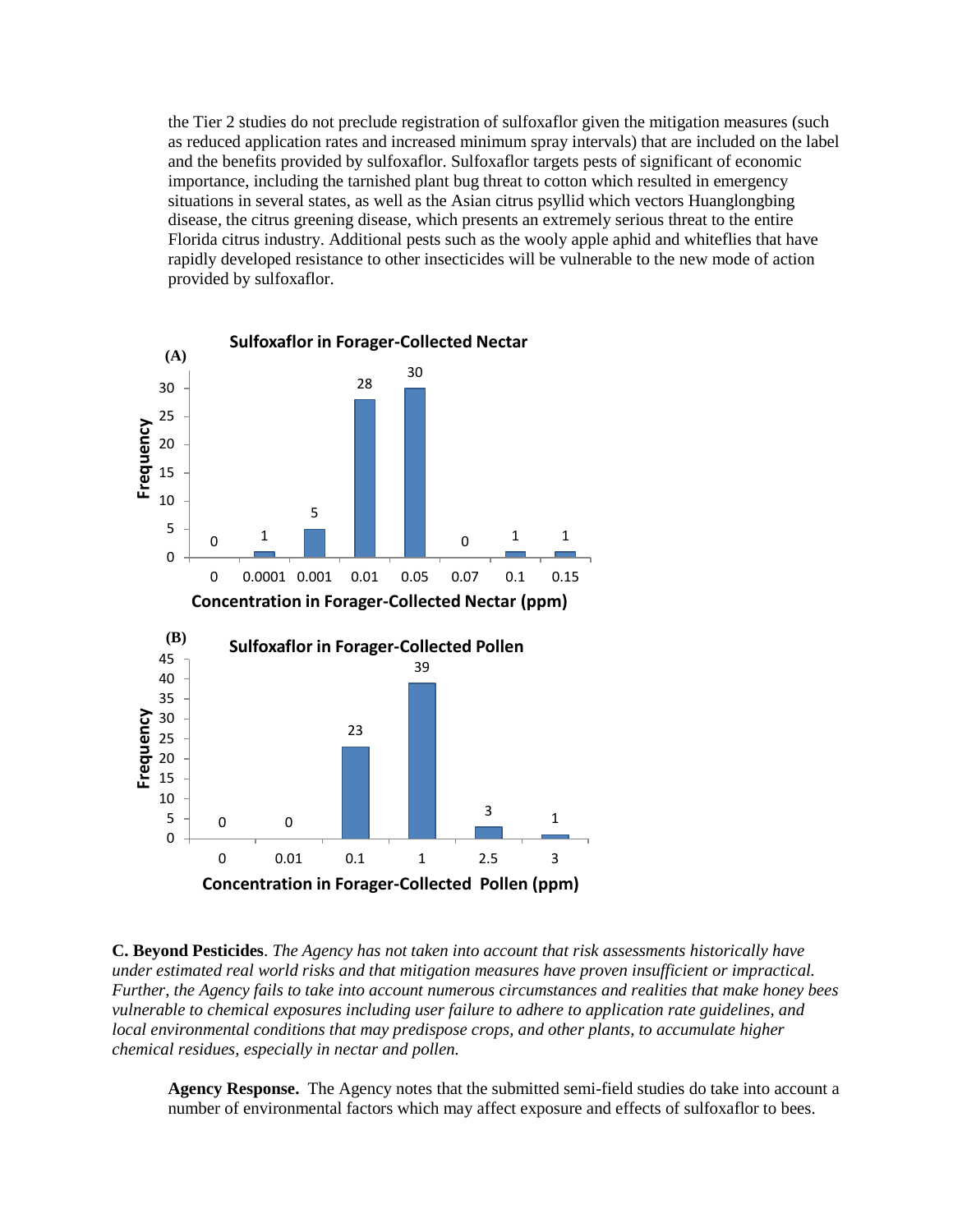the Tier 2 studies do not preclude registration of sulfoxaflor given the mitigation measures (such as reduced application rates and increased minimum spray intervals) that are included on the label and the benefits provided by sulfoxaflor. Sulfoxaflor targets pests of significant of economic importance, including the tarnished plant bug threat to cotton which resulted in emergency situations in several states, as well as the Asian citrus psyllid which vectors Huanglongbing disease, the citrus greening disease, which presents an extremely serious threat to the entire Florida citrus industry. Additional pests such as the wooly apple aphid and whiteflies that have rapidly developed resistance to other insecticides will be vulnerable to the new mode of action provided by sulfoxaflor.

**(A) Sulfoxaflor in Forager-Collected Nectar**

| Concentration in Forager-Collected Nectar (ppm) | Frequency |
|---|---|
| 0 | 0 |
| 0.0001 | 1 |
| 0.001 | 5 |
| 0.01 | 28 |
| 0.05 | 30 |
| 0.07 | 0 |
| 0.1 | 1 |
| 0.15 | 1 |

**(B) Sulfoxaflor in Forager-Collected Pollen**

| Concentration in Forager-Collected Pollen (ppm) | Frequency |
|---|---|
| 0 | 0 |
| 0.01 | 0 |
| 0.1 | 23 |
| 1 | 39 |
| 2.5 | 3 |
| 3 | 1 |

**C. Beyond Pesticides**. *The Agency has not taken into account that risk assessments historically have under estimated real world risks and that mitigation measures have proven insufficient or impractical. Further, the Agency fails to take into account numerous circumstances and realities that make honey bees vulnerable to chemical exposures including user failure to adhere to application rate guidelines, and local environmental conditions that may predispose crops, and other plants, to accumulate higher chemical residues, especially in nectar and pollen.*

**Agency Response.** The Agency notes that the submitted semi-field studies do take into account a number of environmental factors which may affect exposure and effects of sulfoxaflor to bees.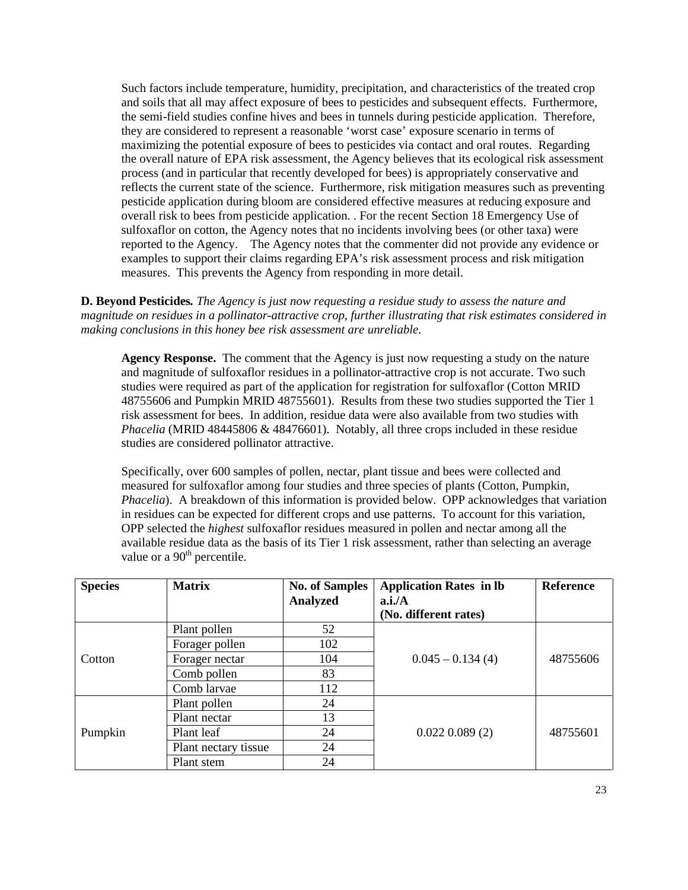Such factors include temperature, humidity, precipitation, and characteristics of the treated crop and soils that all may affect exposure of bees to pesticides and subsequent effects. Furthermore, the semi-field studies confine hives and bees in tunnels during pesticide application. Therefore, they are considered to represent a reasonable 'worst case' exposure scenario in terms of maximizing the potential exposure of bees to pesticides via contact and oral routes. Regarding the overall nature of EPA risk assessment, the Agency believes that its ecological risk assessment process (and in particular that recently developed for bees) is appropriately conservative and reflects the current state of the science. Furthermore, risk mitigation measures such as preventing pesticide application during bloom are considered effective measures at reducing exposure and overall risk to bees from pesticide application. . For the recent Section 18 Emergency Use of sulfoxaflor on cotton, the Agency notes that no incidents involving bees (or other taxa) were reported to the Agency. The Agency notes that the commenter did not provide any evidence or examples to support their claims regarding EPA's risk assessment process and risk mitigation measures. This prevents the Agency from responding in more detail.

**D. Beyond Pesticides.** *The Agency is just now requesting a residue study to assess the nature and magnitude on residues in a pollinator-attractive crop, further illustrating that risk estimates considered in making conclusions in this honey bee risk assessment are unreliable.*

**Agency Response.** The comment that the Agency is just now requesting a study on the nature and magnitude of sulfoxaflor residues in a pollinator-attractive crop is not accurate. Two such studies were required as part of the application for registration for sulfoxaflor (Cotton MRID 48755606 and Pumpkin MRID 48755601). Results from these two studies supported the Tier 1 risk assessment for bees. In addition, residue data were also available from two studies with *Phacelia* (MRID 48445806 & 48476601). Notably, all three crops included in these residue studies are considered pollinator attractive.

Specifically, over 600 samples of pollen, nectar, plant tissue and bees were collected and measured for sulfoxaflor among four studies and three species of plants (Cotton, Pumpkin, *Phacelia*). A breakdown of this information is provided below. OPP acknowledges that variation in residues can be expected for different crops and use patterns. To account for this variation, OPP selected the *highest* sulfoxaflor residues measured in pollen and nectar among all the available residue data as the basis of its Tier 1 risk assessment, rather than selecting an average value or a 90th percentile.

| Species | Matrix | No. of Samples Analyzed | Application Rates in lb a.i./A (No. different rates) | Reference |
|---|---|---|---|---|
| Cotton | Plant pollen | 52 | 0.045 – 0.134 (4) | 48755606 |
| | Forager pollen | 102 | | |
| | Forager nectar | 104 | | |
| | Comb pollen | 83 | | |
| | Comb larvae | 112 | | |
| Pumpkin | Plant pollen | 24 | 0.022 0.089 (2) | 48755601 |
| | Plant nectar | 13 | | |
| | Plant leaf | 24 | | |
| | Plant nectary tissue | 24 | | |
| | Plant stem | 24 | | |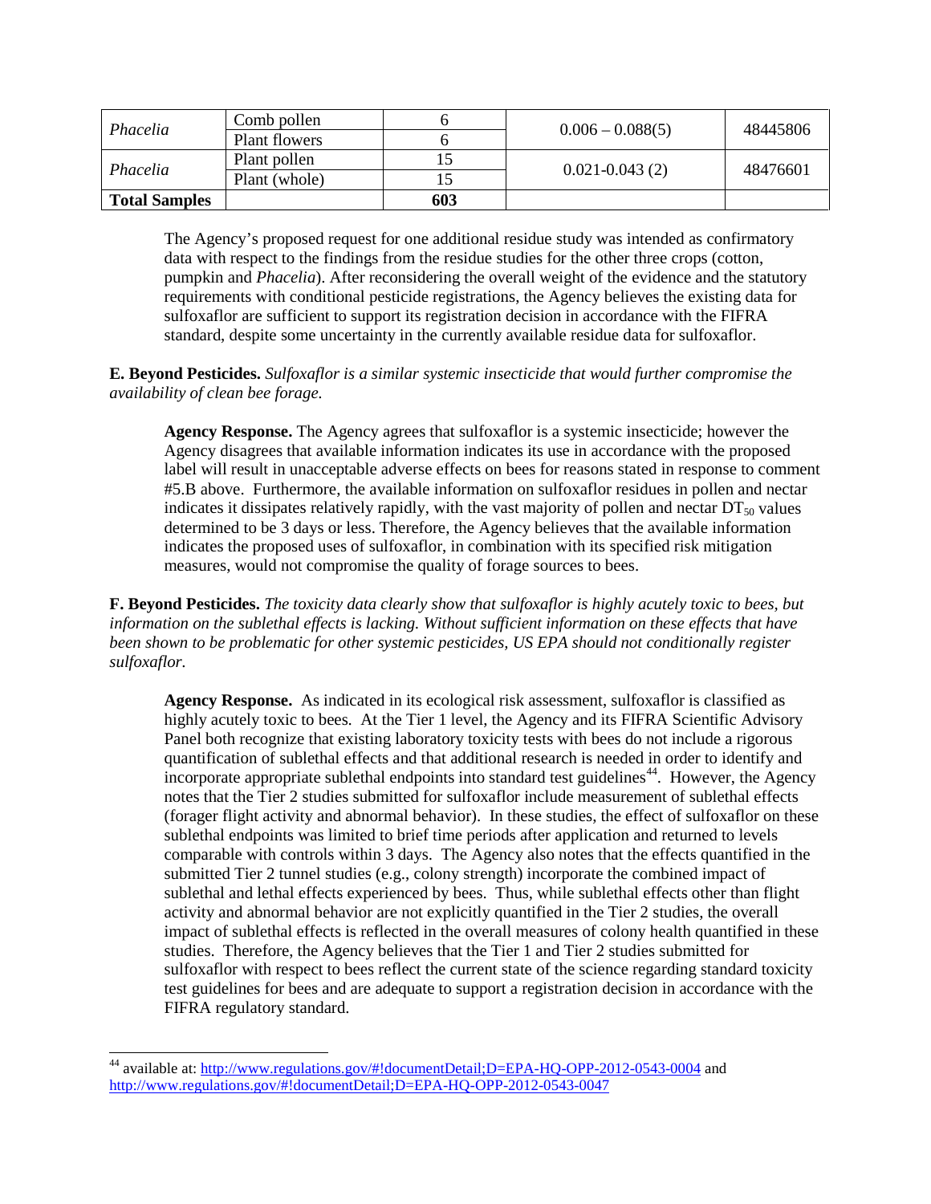| Phacelia | Comb pollen | 6 | 0.006 – 0.088(5) | 48445806 |
|---|---|---|---|---|
| | Plant flowers | 6 | | |
| Phacelia | Plant pollen | 15 | 0.021-0.043 (2) | 48476601 |
| | Plant (whole) | 15 | | |
| **Total Samples** | | **603** | | |

The Agency's proposed request for one additional residue study was intended as confirmatory data with respect to the findings from the residue studies for the other three crops (cotton, pumpkin and *Phacelia*). After reconsidering the overall weight of the evidence and the statutory requirements with conditional pesticide registrations, the Agency believes the existing data for sulfoxaflor are sufficient to support its registration decision in accordance with the FIFRA standard, despite some uncertainty in the currently available residue data for sulfoxaflor.

**E. Beyond Pesticides.** *Sulfoxaflor is a similar systemic insecticide that would further compromise the availability of clean bee forage.*

**Agency Response.** The Agency agrees that sulfoxaflor is a systemic insecticide; however the Agency disagrees that available information indicates its use in accordance with the proposed label will result in unacceptable adverse effects on bees for reasons stated in response to comment #5.B above. Furthermore, the available information on sulfoxaflor residues in pollen and nectar indicates it dissipates relatively rapidly, with the vast majority of pollen and nectar $DT_{50}$ values determined to be 3 days or less. Therefore, the Agency believes that the available information indicates the proposed uses of sulfoxaflor, in combination with its specified risk mitigation measures, would not compromise the quality of forage sources to bees.

**F. Beyond Pesticides.** *The toxicity data clearly show that sulfoxaflor is highly acutely toxic to bees, but information on the sublethal effects is lacking. Without sufficient information on these effects that have been shown to be problematic for other systemic pesticides, US EPA should not conditionally register sulfoxaflor.*

**Agency Response.** As indicated in its ecological risk assessment, sulfoxaflor is classified as highly acutely toxic to bees. At the Tier 1 level, the Agency and its FIFRA Scientific Advisory Panel both recognize that existing laboratory toxicity tests with bees do not include a rigorous quantification of sublethal effects and that additional research is needed in order to identify and incorporate appropriate sublethal endpoints into standard test guidelines[44]. However, the Agency notes that the Tier 2 studies submitted for sulfoxaflor include measurement of sublethal effects (forager flight activity and abnormal behavior). In these studies, the effect of sulfoxaflor on these sublethal endpoints was limited to brief time periods after application and returned to levels comparable with controls within 3 days. The Agency also notes that the effects quantified in the submitted Tier 2 tunnel studies (e.g., colony strength) incorporate the combined impact of sublethal and lethal effects experienced by bees. Thus, while sublethal effects other than flight activity and abnormal behavior are not explicitly quantified in the Tier 2 studies, the overall impact of sublethal effects is reflected in the overall measures of colony health quantified in these studies. Therefore, the Agency believes that the Tier 1 and Tier 2 studies submitted for sulfoxaflor with respect to bees reflect the current state of the science regarding standard toxicity test guidelines for bees and are adequate to support a registration decision in accordance with the FIFRA regulatory standard.

[44] available at: http://www.regulations.gov/#!documentDetail;D=EPA-HQ-OPP-2012-0543-0004 and http://www.regulations.gov/#!documentDetail;D=EPA-HQ-OPP-2012-0543-0047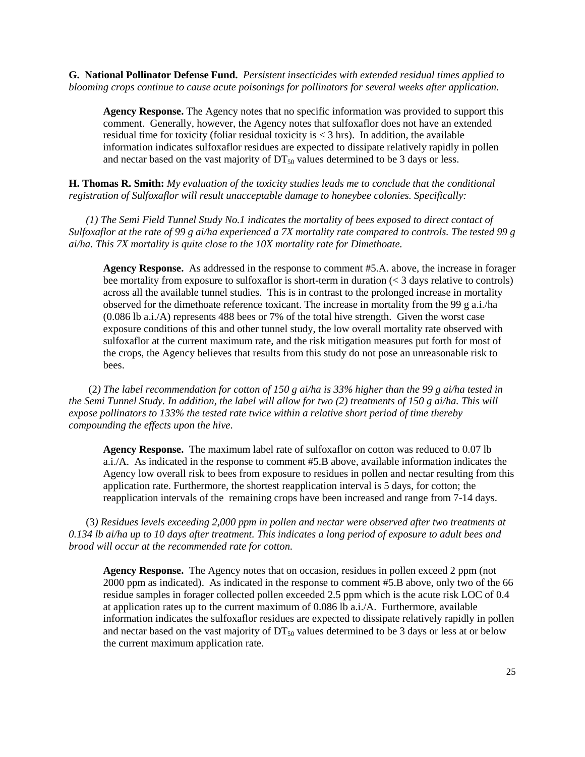**G. National Pollinator Defense Fund.** *Persistent insecticides with extended residual times applied to blooming crops continue to cause acute poisonings for pollinators for several weeks after application.*

> **Agency Response.** The Agency notes that no specific information was provided to support this comment. Generally, however, the Agency notes that sulfoxaflor does not have an extended residual time for toxicity (foliar residual toxicity is < 3 hrs). In addition, the available information indicates sulfoxaflor residues are expected to dissipate relatively rapidly in pollen and nectar based on the vast majority of $DT_{50}$ values determined to be 3 days or less.

**H. Thomas R. Smith:** *My evaluation of the toxicity studies leads me to conclude that the conditional registration of Sulfoxaflor will result unacceptable damage to honeybee colonies. Specifically:*

*(1) The Semi Field Tunnel Study No.1 indicates the mortality of bees exposed to direct contact of Sulfoxaflor at the rate of 99 g ai/ha experienced a 7X mortality rate compared to controls. The tested 99 g ai/ha. This 7X mortality is quite close to the 10X mortality rate for Dimethoate.*

> **Agency Response.** As addressed in the response to comment #5.A. above, the increase in forager bee mortality from exposure to sulfoxaflor is short-term in duration (< 3 days relative to controls) across all the available tunnel studies. This is in contrast to the prolonged increase in mortality observed for the dimethoate reference toxicant. The increase in mortality from the 99 g a.i./ha (0.086 lb a.i./A) represents 488 bees or 7% of the total hive strength. Given the worst case exposure conditions of this and other tunnel study, the low overall mortality rate observed with sulfoxaflor at the current maximum rate, and the risk mitigation measures put forth for most of the crops, the Agency believes that results from this study do not pose an unreasonable risk to bees.

(2*) The label recommendation for cotton of 150 g ai/ha is 33% higher than the 99 g ai/ha tested in the Semi Tunnel Study. In addition, the label will allow for two (2) treatments of 150 g ai/ha. This will expose pollinators to 133% the tested rate twice within a relative short period of time thereby compounding the effects upon the hive*.

> **Agency Response.** The maximum label rate of sulfoxaflor on cotton was reduced to 0.07 lb a.i./A. As indicated in the response to comment #5.B above, available information indicates the Agency low overall risk to bees from exposure to residues in pollen and nectar resulting from this application rate. Furthermore, the shortest reapplication interval is 5 days, for cotton; the reapplication intervals of the remaining crops have been increased and range from 7-14 days.

(3*) Residues levels exceeding 2,000 ppm in pollen and nectar were observed after two treatments at 0.134 lb ai/ha up to 10 days after treatment. This indicates a long period of exposure to adult bees and brood will occur at the recommended rate for cotton.*

> **Agency Response.** The Agency notes that on occasion, residues in pollen exceed 2 ppm (not 2000 ppm as indicated). As indicated in the response to comment #5.B above, only two of the 66 residue samples in forager collected pollen exceeded 2.5 ppm which is the acute risk LOC of 0.4 at application rates up to the current maximum of 0.086 lb a.i./A. Furthermore, available information indicates the sulfoxaflor residues are expected to dissipate relatively rapidly in pollen and nectar based on the vast majority of $DT_{50}$ values determined to be 3 days or less at or below the current maximum application rate.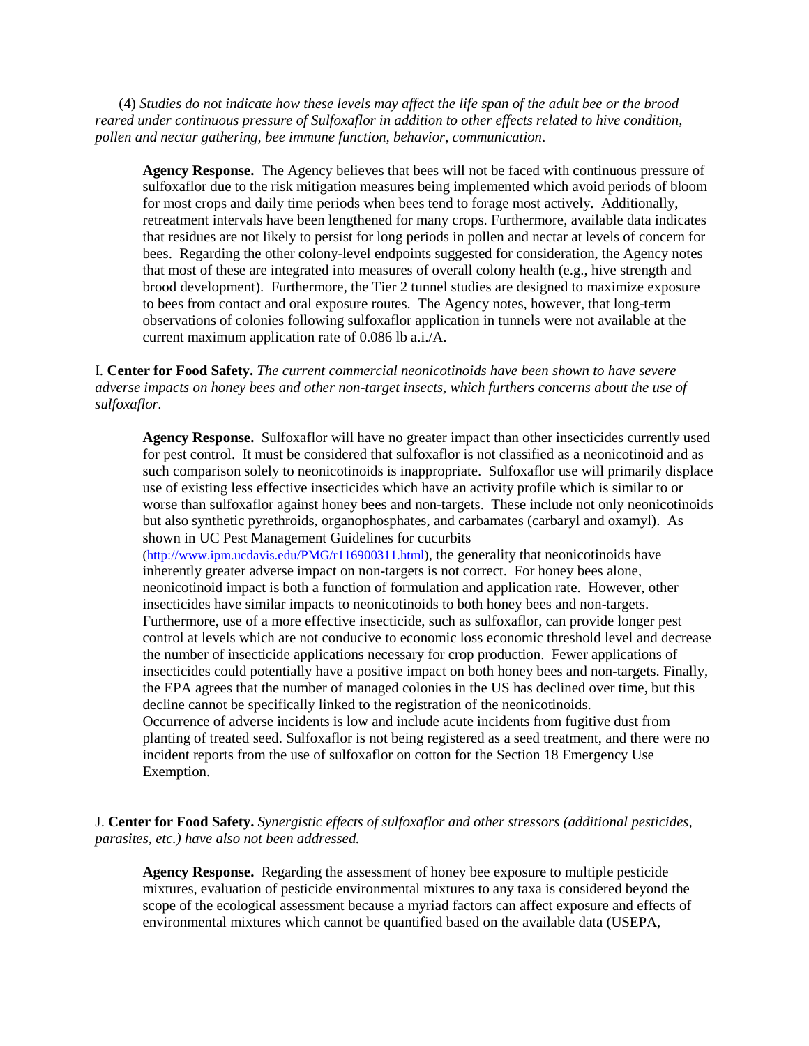(4) *Studies do not indicate how these levels may affect the life span of the adult bee or the brood reared under continuous pressure of Sulfoxaflor in addition to other effects related to hive condition, pollen and nectar gathering, bee immune function, behavior, communication*.

> **Agency Response.** The Agency believes that bees will not be faced with continuous pressure of sulfoxaflor due to the risk mitigation measures being implemented which avoid periods of bloom for most crops and daily time periods when bees tend to forage most actively. Additionally, retreatment intervals have been lengthened for many crops. Furthermore, available data indicates that residues are not likely to persist for long periods in pollen and nectar at levels of concern for bees. Regarding the other colony-level endpoints suggested for consideration, the Agency notes that most of these are integrated into measures of overall colony health (e.g., hive strength and brood development). Furthermore, the Tier 2 tunnel studies are designed to maximize exposure to bees from contact and oral exposure routes. The Agency notes, however, that long-term observations of colonies following sulfoxaflor application in tunnels were not available at the current maximum application rate of 0.086 lb a.i./A.

I. **Center for Food Safety.** *The current commercial neonicotinoids have been shown to have severe adverse impacts on honey bees and other non-target insects, which furthers concerns about the use of sulfoxaflor.*

> **Agency Response.** Sulfoxaflor will have no greater impact than other insecticides currently used for pest control. It must be considered that sulfoxaflor is not classified as a neonicotinoid and as such comparison solely to neonicotinoids is inappropriate. Sulfoxaflor use will primarily displace use of existing less effective insecticides which have an activity profile which is similar to or worse than sulfoxaflor against honey bees and non-targets. These include not only neonicotinoids but also synthetic pyrethroids, organophosphates, and carbamates (carbaryl and oxamyl). As shown in UC Pest Management Guidelines for cucurbits (http://www.ipm.ucdavis.edu/PMG/r116900311.html), the generality that neonicotinoids have inherently greater adverse impact on non-targets is not correct. For honey bees alone, neonicotinoid impact is both a function of formulation and application rate. However, other insecticides have similar impacts to neonicotinoids to both honey bees and non-targets. Furthermore, use of a more effective insecticide, such as sulfoxaflor, can provide longer pest control at levels which are not conducive to economic loss economic threshold level and decrease the number of insecticide applications necessary for crop production. Fewer applications of insecticides could potentially have a positive impact on both honey bees and non-targets. Finally, the EPA agrees that the number of managed colonies in the US has declined over time, but this decline cannot be specifically linked to the registration of the neonicotinoids.
> Occurrence of adverse incidents is low and include acute incidents from fugitive dust from planting of treated seed. Sulfoxaflor is not being registered as a seed treatment, and there were no incident reports from the use of sulfoxaflor on cotton for the Section 18 Emergency Use Exemption.

J. **Center for Food Safety.** *Synergistic effects of sulfoxaflor and other stressors (additional pesticides, parasites, etc.) have also not been addressed.*

> **Agency Response.** Regarding the assessment of honey bee exposure to multiple pesticide mixtures, evaluation of pesticide environmental mixtures to any taxa is considered beyond the scope of the ecological assessment because a myriad factors can affect exposure and effects of environmental mixtures which cannot be quantified based on the available data (USEPA,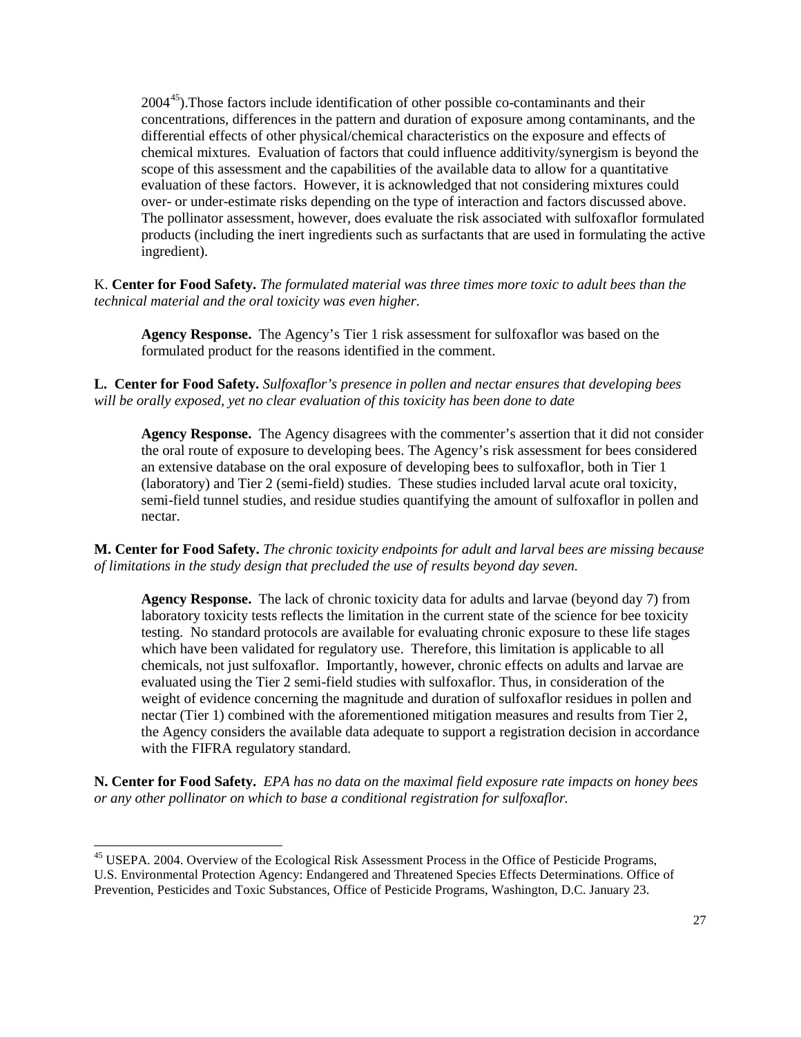2004[45]).Those factors include identification of other possible co-contaminants and their concentrations, differences in the pattern and duration of exposure among contaminants, and the differential effects of other physical/chemical characteristics on the exposure and effects of chemical mixtures. Evaluation of factors that could influence additivity/synergism is beyond the scope of this assessment and the capabilities of the available data to allow for a quantitative evaluation of these factors. However, it is acknowledged that not considering mixtures could over- or under-estimate risks depending on the type of interaction and factors discussed above. The pollinator assessment, however, does evaluate the risk associated with sulfoxaflor formulated products (including the inert ingredients such as surfactants that are used in formulating the active ingredient).

K. **Center for Food Safety.** *The formulated material was three times more toxic to adult bees than the technical material and the oral toxicity was even higher.*

**Agency Response.** The Agency's Tier 1 risk assessment for sulfoxaflor was based on the formulated product for the reasons identified in the comment.

**L. Center for Food Safety.** *Sulfoxaflor's presence in pollen and nectar ensures that developing bees will be orally exposed, yet no clear evaluation of this toxicity has been done to date*

**Agency Response.** The Agency disagrees with the commenter's assertion that it did not consider the oral route of exposure to developing bees. The Agency's risk assessment for bees considered an extensive database on the oral exposure of developing bees to sulfoxaflor, both in Tier 1 (laboratory) and Tier 2 (semi-field) studies. These studies included larval acute oral toxicity, semi-field tunnel studies, and residue studies quantifying the amount of sulfoxaflor in pollen and nectar.

**M. Center for Food Safety.** *The chronic toxicity endpoints for adult and larval bees are missing because of limitations in the study design that precluded the use of results beyond day seven.*

**Agency Response.** The lack of chronic toxicity data for adults and larvae (beyond day 7) from laboratory toxicity tests reflects the limitation in the current state of the science for bee toxicity testing. No standard protocols are available for evaluating chronic exposure to these life stages which have been validated for regulatory use. Therefore, this limitation is applicable to all chemicals, not just sulfoxaflor. Importantly, however, chronic effects on adults and larvae are evaluated using the Tier 2 semi-field studies with sulfoxaflor. Thus, in consideration of the weight of evidence concerning the magnitude and duration of sulfoxaflor residues in pollen and nectar (Tier 1) combined with the aforementioned mitigation measures and results from Tier 2, the Agency considers the available data adequate to support a registration decision in accordance with the FIFRA regulatory standard.

**N. Center for Food Safety.** *EPA has no data on the maximal field exposure rate impacts on honey bees or any other pollinator on which to base a conditional registration for sulfoxaflor.*

[45] USEPA. 2004. Overview of the Ecological Risk Assessment Process in the Office of Pesticide Programs, U.S. Environmental Protection Agency: Endangered and Threatened Species Effects Determinations. Office of Prevention, Pesticides and Toxic Substances, Office of Pesticide Programs, Washington, D.C. January 23.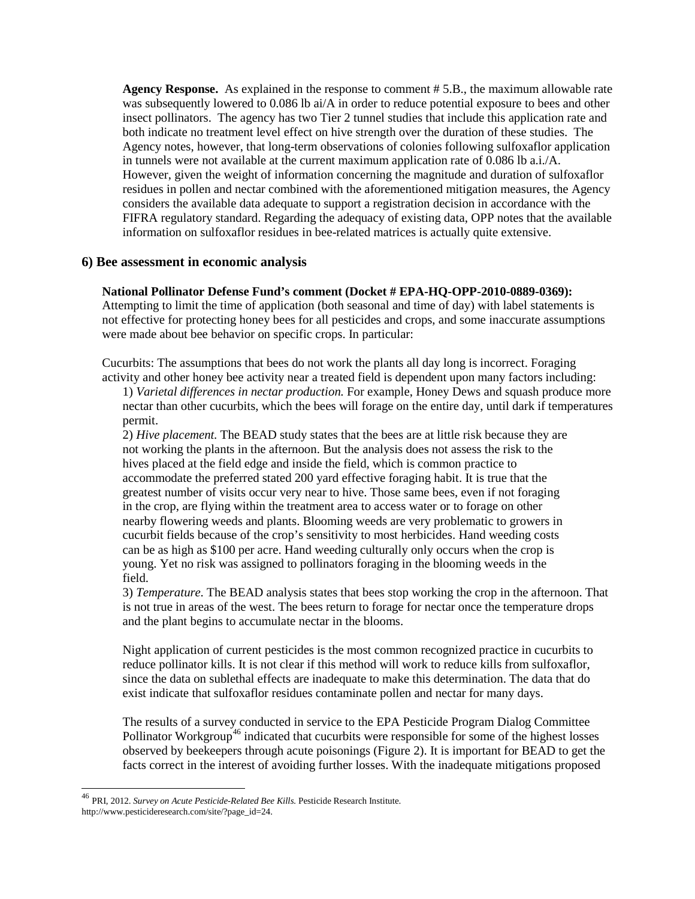**Agency Response.** As explained in the response to comment # 5.B., the maximum allowable rate was subsequently lowered to 0.086 lb ai/A in order to reduce potential exposure to bees and other insect pollinators. The agency has two Tier 2 tunnel studies that include this application rate and both indicate no treatment level effect on hive strength over the duration of these studies. The Agency notes, however, that long-term observations of colonies following sulfoxaflor application in tunnels were not available at the current maximum application rate of 0.086 lb a.i./A. However, given the weight of information concerning the magnitude and duration of sulfoxaflor residues in pollen and nectar combined with the aforementioned mitigation measures, the Agency considers the available data adequate to support a registration decision in accordance with the FIFRA regulatory standard. Regarding the adequacy of existing data, OPP notes that the available information on sulfoxaflor residues in bee-related matrices is actually quite extensive.

### 6) Bee assessment in economic analysis

**National Pollinator Defense Fund's comment (Docket # EPA-HQ-OPP-2010-0889-0369):** Attempting to limit the time of application (both seasonal and time of day) with label statements is not effective for protecting honey bees for all pesticides and crops, and some inaccurate assumptions were made about bee behavior on specific crops. In particular:

Cucurbits: The assumptions that bees do not work the plants all day long is incorrect. Foraging activity and other honey bee activity near a treated field is dependent upon many factors including:

1) *Varietal differences in nectar production.* For example, Honey Dews and squash produce more nectar than other cucurbits, which the bees will forage on the entire day, until dark if temperatures permit.

2) *Hive placement.* The BEAD study states that the bees are at little risk because they are not working the plants in the afternoon. But the analysis does not assess the risk to the hives placed at the field edge and inside the field, which is common practice to accommodate the preferred stated 200 yard effective foraging habit. It is true that the greatest number of visits occur very near to hive. Those same bees, even if not foraging in the crop, are flying within the treatment area to access water or to forage on other nearby flowering weeds and plants. Blooming weeds are very problematic to growers in cucurbit fields because of the crop's sensitivity to most herbicides. Hand weeding costs can be as high as $100 per acre. Hand weeding culturally only occurs when the crop is young. Yet no risk was assigned to pollinators foraging in the blooming weeds in the field.

3) *Temperature.* The BEAD analysis states that bees stop working the crop in the afternoon. That is not true in areas of the west. The bees return to forage for nectar once the temperature drops and the plant begins to accumulate nectar in the blooms.

Night application of current pesticides is the most common recognized practice in cucurbits to reduce pollinator kills. It is not clear if this method will work to reduce kills from sulfoxaflor, since the data on sublethal effects are inadequate to make this determination. The data that do exist indicate that sulfoxaflor residues contaminate pollen and nectar for many days.

The results of a survey conducted in service to the EPA Pesticide Program Dialog Committee Pollinator Workgroup[46] indicated that cucurbits were responsible for some of the highest losses observed by beekeepers through acute poisonings (Figure 2). It is important for BEAD to get the facts correct in the interest of avoiding further losses. With the inadequate mitigations proposed

[46] PRI, 2012. *Survey on Acute Pesticide-Related Bee Kills.* Pesticide Research Institute. http://www.pesticideresearch.com/site/?page_id=24.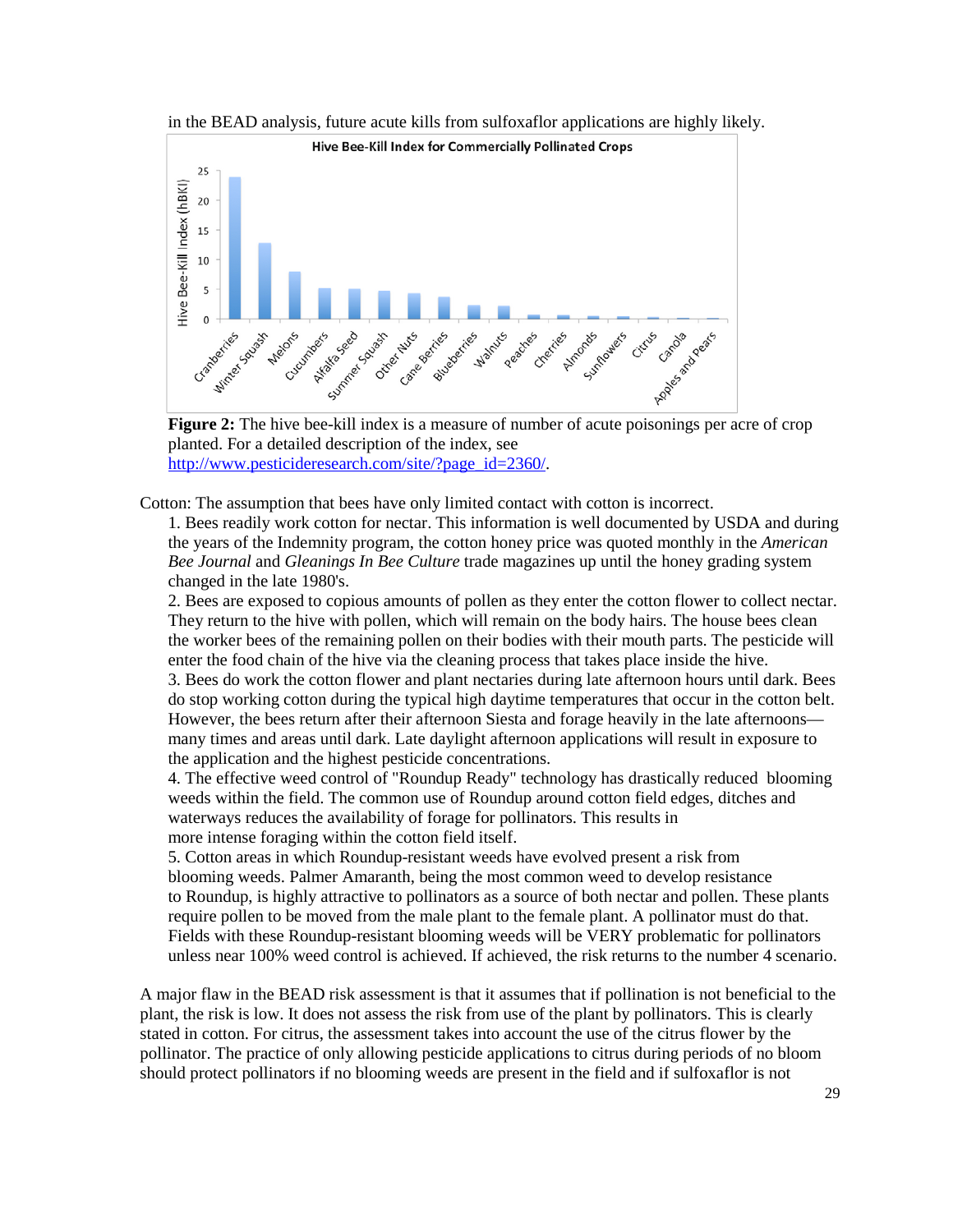in the BEAD analysis, future acute kills from sulfoxaflor applications are highly likely.

**Figure 2:** The hive bee-kill index is a measure of number of acute poisonings per acre of crop planted. For a detailed description of the index, see http://www.pesticideresearch.com/site/?page_id=2360/.

Cotton: The assumption that bees have only limited contact with cotton is incorrect.

1. Bees readily work cotton for nectar. This information is well documented by USDA and during the years of the Indemnity program, the cotton honey price was quoted monthly in the *American Bee Journal* and *Gleanings In Bee Culture* trade magazines up until the honey grading system changed in the late 1980's.
2. Bees are exposed to copious amounts of pollen as they enter the cotton flower to collect nectar. They return to the hive with pollen, which will remain on the body hairs. The house bees clean the worker bees of the remaining pollen on their bodies with their mouth parts. The pesticide will enter the food chain of the hive via the cleaning process that takes place inside the hive.
3. Bees do work the cotton flower and plant nectaries during late afternoon hours until dark. Bees do stop working cotton during the typical high daytime temperatures that occur in the cotton belt. However, the bees return after their afternoon Siesta and forage heavily in the late afternoons—many times and areas until dark. Late daylight afternoon applications will result in exposure to the application and the highest pesticide concentrations.
4. The effective weed control of "Roundup Ready" technology has drastically reduced blooming weeds within the field. The common use of Roundup around cotton field edges, ditches and waterways reduces the availability of forage for pollinators. This results in more intense foraging within the cotton field itself.
5. Cotton areas in which Roundup-resistant weeds have evolved present a risk from blooming weeds. Palmer Amaranth, being the most common weed to develop resistance to Roundup, is highly attractive to pollinators as a source of both nectar and pollen. These plants require pollen to be moved from the male plant to the female plant. A pollinator must do that. Fields with these Roundup-resistant blooming weeds will be VERY problematic for pollinators unless near 100% weed control is achieved. If achieved, the risk returns to the number 4 scenario.

A major flaw in the BEAD risk assessment is that it assumes that if pollination is not beneficial to the plant, the risk is low. It does not assess the risk from use of the plant by pollinators. This is clearly stated in cotton. For citrus, the assessment takes into account the use of the citrus flower by the pollinator. The practice of only allowing pesticide applications to citrus during periods of no bloom should protect pollinators if no blooming weeds are present in the field and if sulfoxaflor is not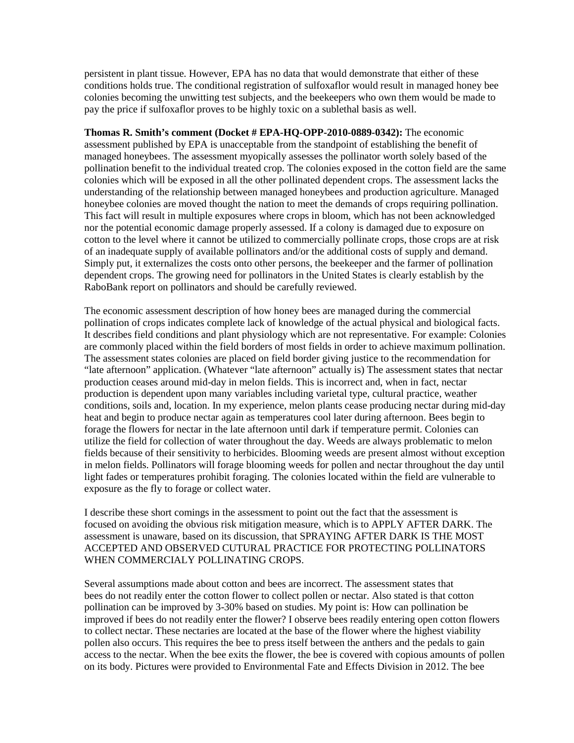persistent in plant tissue. However, EPA has no data that would demonstrate that either of these conditions holds true. The conditional registration of sulfoxaflor would result in managed honey bee colonies becoming the unwitting test subjects, and the beekeepers who own them would be made to pay the price if sulfoxaflor proves to be highly toxic on a sublethal basis as well.

**Thomas R. Smith's comment (Docket # EPA-HQ-OPP-2010-0889-0342):** The economic assessment published by EPA is unacceptable from the standpoint of establishing the benefit of managed honeybees. The assessment myopically assesses the pollinator worth solely based of the pollination benefit to the individual treated crop. The colonies exposed in the cotton field are the same colonies which will be exposed in all the other pollinated dependent crops. The assessment lacks the understanding of the relationship between managed honeybees and production agriculture. Managed honeybee colonies are moved thought the nation to meet the demands of crops requiring pollination. This fact will result in multiple exposures where crops in bloom, which has not been acknowledged nor the potential economic damage properly assessed. If a colony is damaged due to exposure on cotton to the level where it cannot be utilized to commercially pollinate crops, those crops are at risk of an inadequate supply of available pollinators and/or the additional costs of supply and demand. Simply put, it externalizes the costs onto other persons, the beekeeper and the farmer of pollination dependent crops. The growing need for pollinators in the United States is clearly establish by the RaboBank report on pollinators and should be carefully reviewed.

The economic assessment description of how honey bees are managed during the commercial pollination of crops indicates complete lack of knowledge of the actual physical and biological facts. It describes field conditions and plant physiology which are not representative. For example: Colonies are commonly placed within the field borders of most fields in order to achieve maximum pollination. The assessment states colonies are placed on field border giving justice to the recommendation for "late afternoon" application. (Whatever "late afternoon" actually is) The assessment states that nectar production ceases around mid-day in melon fields. This is incorrect and, when in fact, nectar production is dependent upon many variables including varietal type, cultural practice, weather conditions, soils and, location. In my experience, melon plants cease producing nectar during mid-day heat and begin to produce nectar again as temperatures cool later during afternoon. Bees begin to forage the flowers for nectar in the late afternoon until dark if temperature permit. Colonies can utilize the field for collection of water throughout the day. Weeds are always problematic to melon fields because of their sensitivity to herbicides. Blooming weeds are present almost without exception in melon fields. Pollinators will forage blooming weeds for pollen and nectar throughout the day until light fades or temperatures prohibit foraging. The colonies located within the field are vulnerable to exposure as the fly to forage or collect water.

I describe these short comings in the assessment to point out the fact that the assessment is focused on avoiding the obvious risk mitigation measure, which is to APPLY AFTER DARK. The assessment is unaware, based on its discussion, that SPRAYING AFTER DARK IS THE MOST ACCEPTED AND OBSERVED CUTURAL PRACTICE FOR PROTECTING POLLINATORS WHEN COMMERCIALY POLLINATING CROPS.

Several assumptions made about cotton and bees are incorrect. The assessment states that bees do not readily enter the cotton flower to collect pollen or nectar. Also stated is that cotton pollination can be improved by 3-30% based on studies. My point is: How can pollination be improved if bees do not readily enter the flower? I observe bees readily entering open cotton flowers to collect nectar. These nectaries are located at the base of the flower where the highest viability pollen also occurs. This requires the bee to press itself between the anthers and the pedals to gain access to the nectar. When the bee exits the flower, the bee is covered with copious amounts of pollen on its body. Pictures were provided to Environmental Fate and Effects Division in 2012. The bee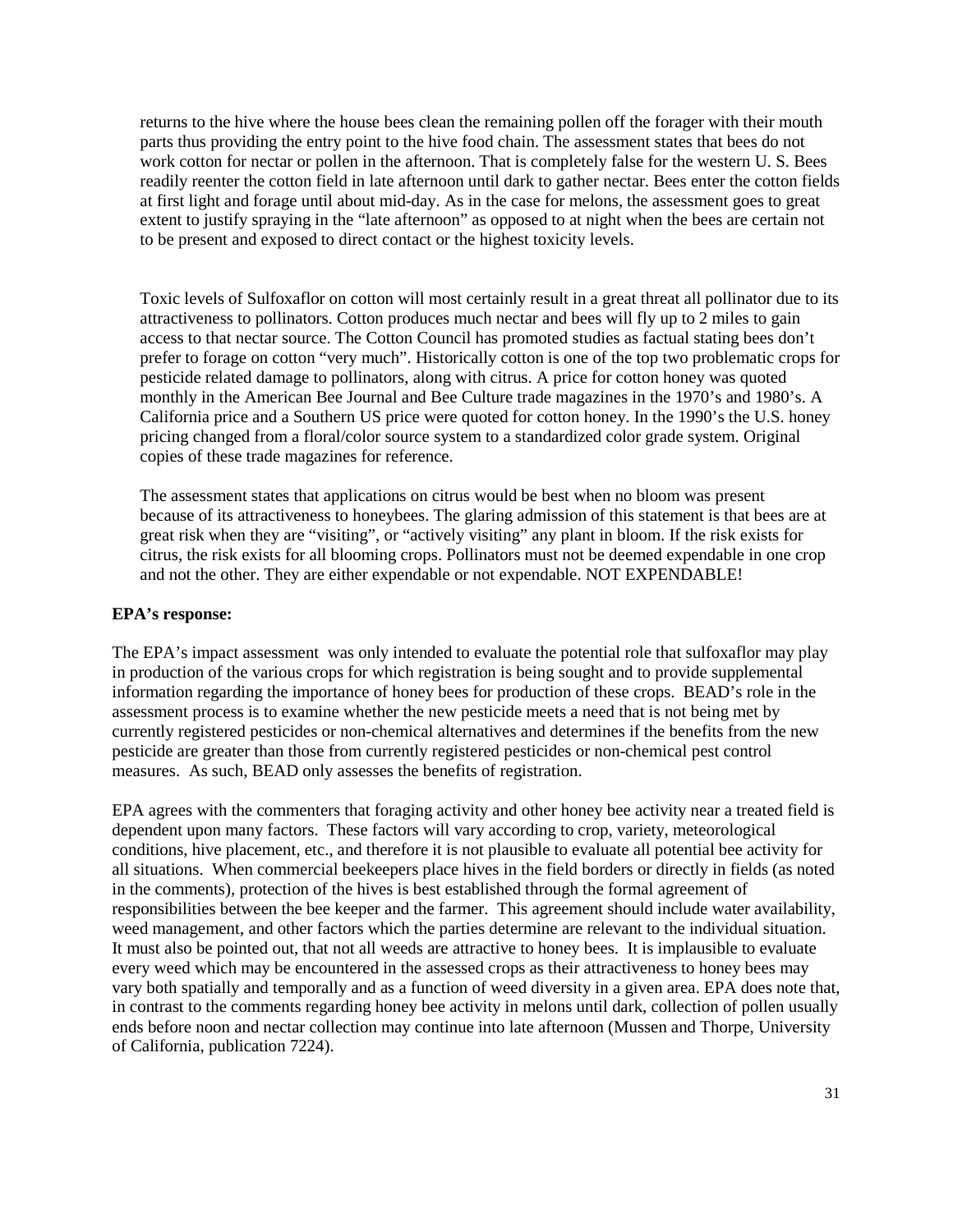returns to the hive where the house bees clean the remaining pollen off the forager with their mouth parts thus providing the entry point to the hive food chain. The assessment states that bees do not work cotton for nectar or pollen in the afternoon. That is completely false for the western U. S. Bees readily reenter the cotton field in late afternoon until dark to gather nectar. Bees enter the cotton fields at first light and forage until about mid-day. As in the case for melons, the assessment goes to great extent to justify spraying in the "late afternoon" as opposed to at night when the bees are certain not to be present and exposed to direct contact or the highest toxicity levels.

Toxic levels of Sulfoxaflor on cotton will most certainly result in a great threat all pollinator due to its attractiveness to pollinators. Cotton produces much nectar and bees will fly up to 2 miles to gain access to that nectar source. The Cotton Council has promoted studies as factual stating bees don't prefer to forage on cotton "very much". Historically cotton is one of the top two problematic crops for pesticide related damage to pollinators, along with citrus. A price for cotton honey was quoted monthly in the American Bee Journal and Bee Culture trade magazines in the 1970's and 1980's. A California price and a Southern US price were quoted for cotton honey. In the 1990's the U.S. honey pricing changed from a floral/color source system to a standardized color grade system. Original copies of these trade magazines for reference.

The assessment states that applications on citrus would be best when no bloom was present because of its attractiveness to honeybees. The glaring admission of this statement is that bees are at great risk when they are "visiting", or "actively visiting" any plant in bloom. If the risk exists for citrus, the risk exists for all blooming crops. Pollinators must not be deemed expendable in one crop and not the other. They are either expendable or not expendable. NOT EXPENDABLE!

**EPA's response:**

The EPA's impact assessment was only intended to evaluate the potential role that sulfoxaflor may play in production of the various crops for which registration is being sought and to provide supplemental information regarding the importance of honey bees for production of these crops. BEAD's role in the assessment process is to examine whether the new pesticide meets a need that is not being met by currently registered pesticides or non-chemical alternatives and determines if the benefits from the new pesticide are greater than those from currently registered pesticides or non-chemical pest control measures. As such, BEAD only assesses the benefits of registration.

EPA agrees with the commenters that foraging activity and other honey bee activity near a treated field is dependent upon many factors. These factors will vary according to crop, variety, meteorological conditions, hive placement, etc., and therefore it is not plausible to evaluate all potential bee activity for all situations. When commercial beekeepers place hives in the field borders or directly in fields (as noted in the comments), protection of the hives is best established through the formal agreement of responsibilities between the bee keeper and the farmer. This agreement should include water availability, weed management, and other factors which the parties determine are relevant to the individual situation. It must also be pointed out, that not all weeds are attractive to honey bees. It is implausible to evaluate every weed which may be encountered in the assessed crops as their attractiveness to honey bees may vary both spatially and temporally and as a function of weed diversity in a given area. EPA does note that, in contrast to the comments regarding honey bee activity in melons until dark, collection of pollen usually ends before noon and nectar collection may continue into late afternoon (Mussen and Thorpe, University of California, publication 7224).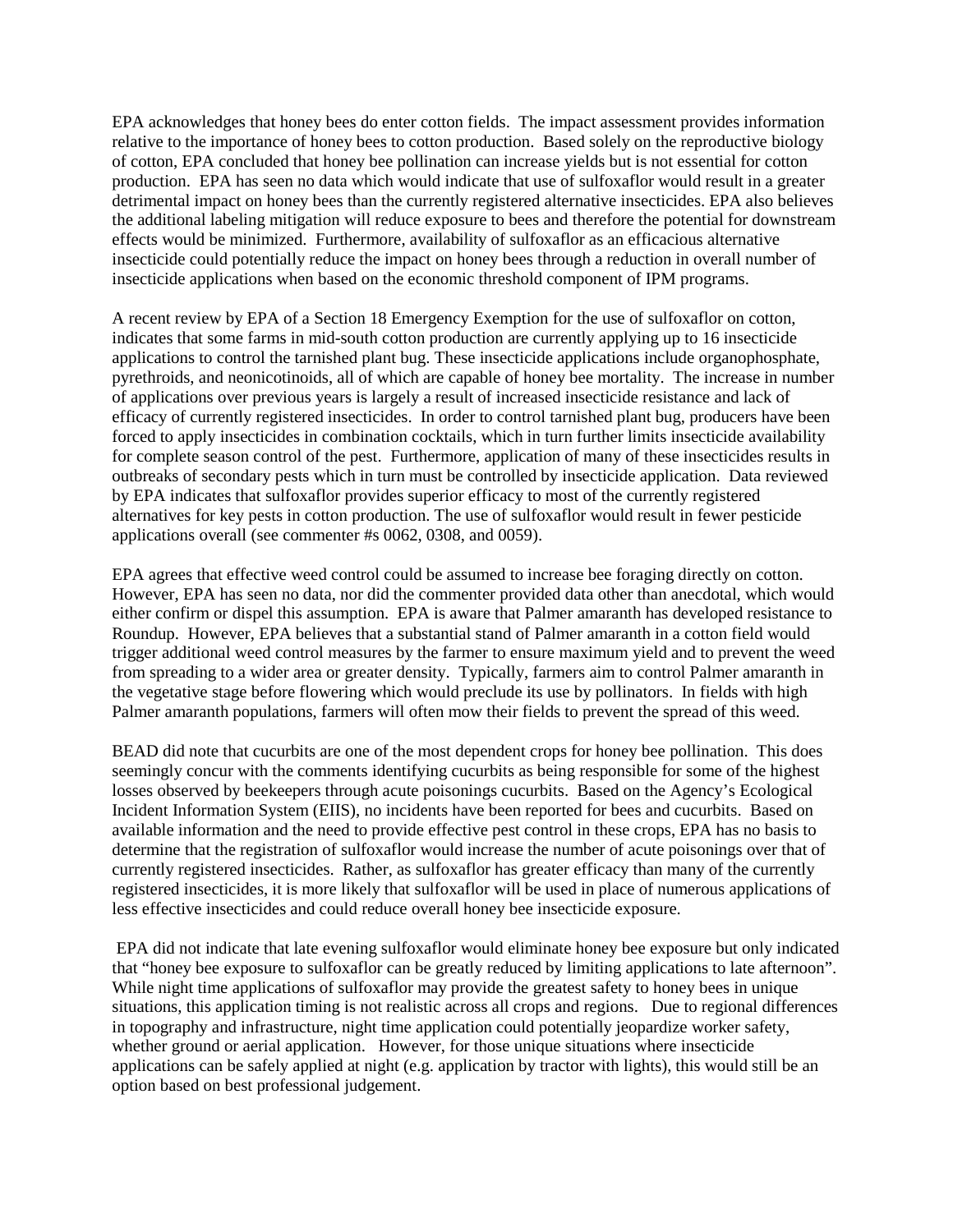EPA acknowledges that honey bees do enter cotton fields. The impact assessment provides information relative to the importance of honey bees to cotton production. Based solely on the reproductive biology of cotton, EPA concluded that honey bee pollination can increase yields but is not essential for cotton production. EPA has seen no data which would indicate that use of sulfoxaflor would result in a greater detrimental impact on honey bees than the currently registered alternative insecticides. EPA also believes the additional labeling mitigation will reduce exposure to bees and therefore the potential for downstream effects would be minimized. Furthermore, availability of sulfoxaflor as an efficacious alternative insecticide could potentially reduce the impact on honey bees through a reduction in overall number of insecticide applications when based on the economic threshold component of IPM programs.

A recent review by EPA of a Section 18 Emergency Exemption for the use of sulfoxaflor on cotton, indicates that some farms in mid-south cotton production are currently applying up to 16 insecticide applications to control the tarnished plant bug. These insecticide applications include organophosphate, pyrethroids, and neonicotinoids, all of which are capable of honey bee mortality. The increase in number of applications over previous years is largely a result of increased insecticide resistance and lack of efficacy of currently registered insecticides. In order to control tarnished plant bug, producers have been forced to apply insecticides in combination cocktails, which in turn further limits insecticide availability for complete season control of the pest. Furthermore, application of many of these insecticides results in outbreaks of secondary pests which in turn must be controlled by insecticide application. Data reviewed by EPA indicates that sulfoxaflor provides superior efficacy to most of the currently registered alternatives for key pests in cotton production. The use of sulfoxaflor would result in fewer pesticide applications overall (see commenter #s 0062, 0308, and 0059).

EPA agrees that effective weed control could be assumed to increase bee foraging directly on cotton. However, EPA has seen no data, nor did the commenter provided data other than anecdotal, which would either confirm or dispel this assumption. EPA is aware that Palmer amaranth has developed resistance to Roundup. However, EPA believes that a substantial stand of Palmer amaranth in a cotton field would trigger additional weed control measures by the farmer to ensure maximum yield and to prevent the weed from spreading to a wider area or greater density. Typically, farmers aim to control Palmer amaranth in the vegetative stage before flowering which would preclude its use by pollinators. In fields with high Palmer amaranth populations, farmers will often mow their fields to prevent the spread of this weed.

BEAD did note that cucurbits are one of the most dependent crops for honey bee pollination. This does seemingly concur with the comments identifying cucurbits as being responsible for some of the highest losses observed by beekeepers through acute poisonings cucurbits. Based on the Agency's Ecological Incident Information System (EIIS), no incidents have been reported for bees and cucurbits. Based on available information and the need to provide effective pest control in these crops, EPA has no basis to determine that the registration of sulfoxaflor would increase the number of acute poisonings over that of currently registered insecticides. Rather, as sulfoxaflor has greater efficacy than many of the currently registered insecticides, it is more likely that sulfoxaflor will be used in place of numerous applications of less effective insecticides and could reduce overall honey bee insecticide exposure.

EPA did not indicate that late evening sulfoxaflor would eliminate honey bee exposure but only indicated that "honey bee exposure to sulfoxaflor can be greatly reduced by limiting applications to late afternoon". While night time applications of sulfoxaflor may provide the greatest safety to honey bees in unique situations, this application timing is not realistic across all crops and regions. Due to regional differences in topography and infrastructure, night time application could potentially jeopardize worker safety, whether ground or aerial application. However, for those unique situations where insecticide applications can be safely applied at night (e.g. application by tractor with lights), this would still be an option based on best professional judgement.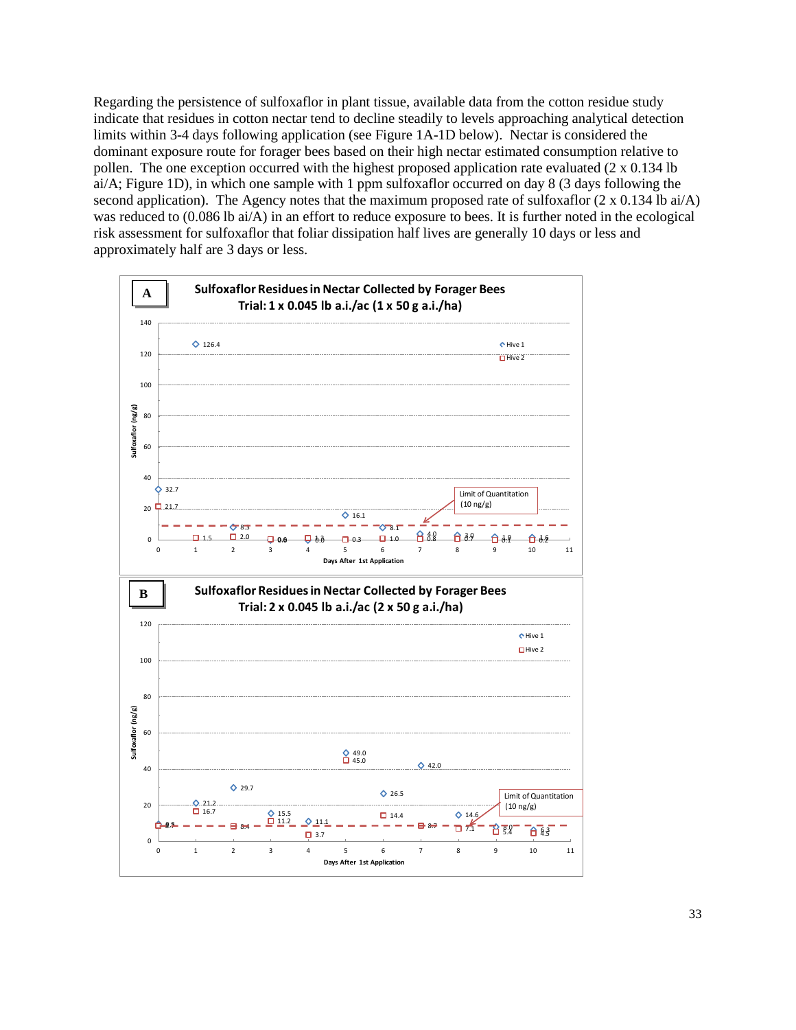Regarding the persistence of sulfoxaflor in plant tissue, available data from the cotton residue study indicate that residues in cotton nectar tend to decline steadily to levels approaching analytical detection limits within 3-4 days following application (see Figure 1A-1D below). Nectar is considered the dominant exposure route for forager bees based on their high nectar estimated consumption relative to pollen. The one exception occurred with the highest proposed application rate evaluated (2 x 0.134 lb ai/A; Figure 1D), in which one sample with 1 ppm sulfoxaflor occurred on day 8 (3 days following the second application). The Agency notes that the maximum proposed rate of sulfoxaflor (2 x 0.134 lb ai/A) was reduced to (0.086 lb ai/A) in an effort to reduce exposure to bees. It is further noted in the ecological risk assessment for sulfoxaflor that foliar dissipation half lives are generally 10 days or less and approximately half are 3 days or less.

**A** — Sulfoxaflor Residues in Nectar Collected by Forager Bees
Trial: 1 x 0.045 lb a.i./ac (1 x 50 g a.i./ha)

Hive 1, Hive 2; Limit of Quantitation (10 ng/g); Sulfoxaflor (ng/g); Days After 1st Application

| Day | Hive 1 | Hive 2 |
|---|---|---|
| 0 | 32.7 | 21.7 |
| 1 | 126.4 | 1.5 |
| 2 | 8.3 | 2.0 |
| 3 | 0.6 | 0.6 |
| 4 | 0.8 | 1.3 |
| 5 | 16.1 | 0.3 |
| 6 | 8.1 | 1.0 |
| 7 | 4.0 | 0.8 |
| 8 | 3.0 | 0.7 |
| 9 | 1.9 | 0.1 |
| 10 | 1.6 | 0.2 |

**B** — Sulfoxaflor Residues in Nectar Collected by Forager Bees
Trial: 2 x 0.045 lb a.i./ac (2 x 50 g a.i./ha)

Hive 1, Hive 2; Limit of Quantitation (10 ng/g); Sulfoxaflor (ng/g); Days After 1st Application

| Day | Hive 1 | Hive 2 |
|---|---|---|
| 0 | 9.5 | 8.7 |
| 1 | 21.2 | 16.7 |
| 2 | 29.7 | 8.4 |
| 3 | 15.5 | 11.2 |
| 4 | 11.1 | 3.7 |
| 5 | 49.0 | 45.0 |
| 6 | 26.5 | 14.4 |
| 7 | 42.0 | 8.7 |
| 8 | 14.6 | 7.1 |
| 9 | 8.0 | 5.4 |
| 10 | 5.3 | 4.5 |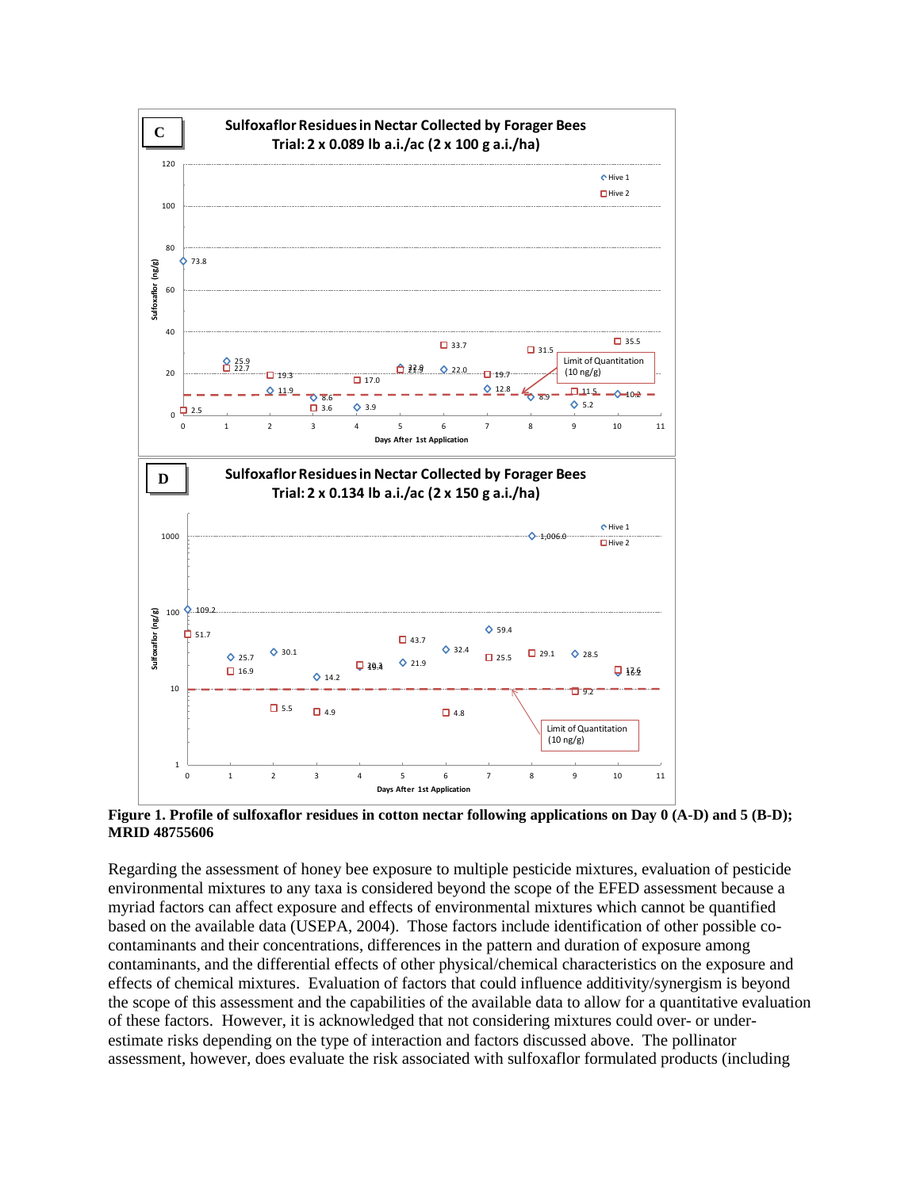**Figure 1. Profile of sulfoxaflor residues in cotton nectar following applications on Day 0 (A-D) and 5 (B-D); MRID 48755606**

Regarding the assessment of honey bee exposure to multiple pesticide mixtures, evaluation of pesticide environmental mixtures to any taxa is considered beyond the scope of the EFED assessment because a myriad factors can affect exposure and effects of environmental mixtures which cannot be quantified based on the available data (USEPA, 2004). Those factors include identification of other possible co-contaminants and their concentrations, differences in the pattern and duration of exposure among contaminants, and the differential effects of other physical/chemical characteristics on the exposure and effects of chemical mixtures. Evaluation of factors that could influence additivity/synergism is beyond the scope of this assessment and the capabilities of the available data to allow for a quantitative evaluation of these factors. However, it is acknowledged that not considering mixtures could over- or under-estimate risks depending on the type of interaction and factors discussed above. The pollinator assessment, however, does evaluate the risk associated with sulfoxaflor formulated products (including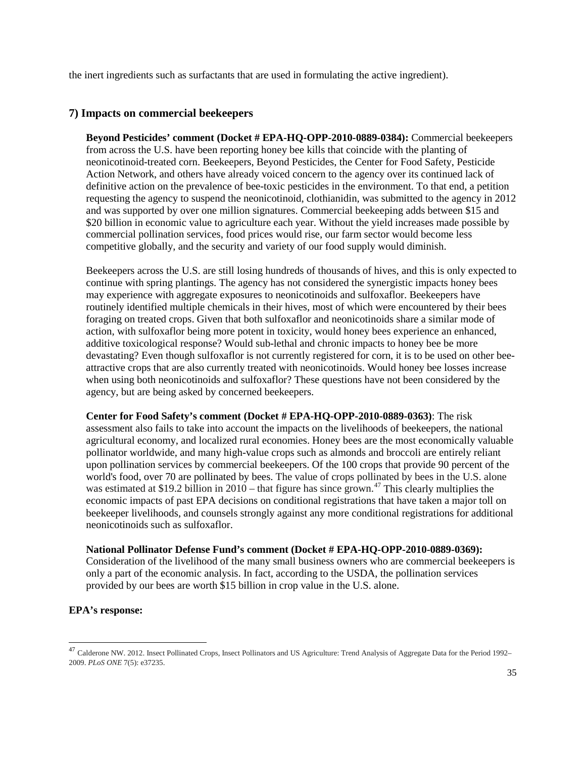the inert ingredients such as surfactants that are used in formulating the active ingredient).

## 7) Impacts on commercial beekeepers

**Beyond Pesticides' comment (Docket # EPA-HQ-OPP-2010-0889-0384):** Commercial beekeepers from across the U.S. have been reporting honey bee kills that coincide with the planting of neonicotinoid-treated corn. Beekeepers, Beyond Pesticides, the Center for Food Safety, Pesticide Action Network, and others have already voiced concern to the agency over its continued lack of definitive action on the prevalence of bee-toxic pesticides in the environment. To that end, a petition requesting the agency to suspend the neonicotinoid, clothianidin, was submitted to the agency in 2012 and was supported by over one million signatures. Commercial beekeeping adds between \$15 and \$20 billion in economic value to agriculture each year. Without the yield increases made possible by commercial pollination services, food prices would rise, our farm sector would become less competitive globally, and the security and variety of our food supply would diminish.

Beekeepers across the U.S. are still losing hundreds of thousands of hives, and this is only expected to continue with spring plantings. The agency has not considered the synergistic impacts honey bees may experience with aggregate exposures to neonicotinoids and sulfoxaflor. Beekeepers have routinely identified multiple chemicals in their hives, most of which were encountered by their bees foraging on treated crops. Given that both sulfoxaflor and neonicotinoids share a similar mode of action, with sulfoxaflor being more potent in toxicity, would honey bees experience an enhanced, additive toxicological response? Would sub-lethal and chronic impacts to honey bee be more devastating? Even though sulfoxaflor is not currently registered for corn, it is to be used on other bee-attractive crops that are also currently treated with neonicotinoids. Would honey bee losses increase when using both neonicotinoids and sulfoxaflor? These questions have not been considered by the agency, but are being asked by concerned beekeepers.

**Center for Food Safety's comment (Docket # EPA-HQ-OPP-2010-0889-0363)**: The risk assessment also fails to take into account the impacts on the livelihoods of beekeepers, the national agricultural economy, and localized rural economies. Honey bees are the most economically valuable pollinator worldwide, and many high-value crops such as almonds and broccoli are entirely reliant upon pollination services by commercial beekeepers. Of the 100 crops that provide 90 percent of the world's food, over 70 are pollinated by bees. The value of crops pollinated by bees in the U.S. alone was estimated at \$19.2 billion in 2010 – that figure has since grown.[47] This clearly multiplies the economic impacts of past EPA decisions on conditional registrations that have taken a major toll on beekeeper livelihoods, and counsels strongly against any more conditional registrations for additional neonicotinoids such as sulfoxaflor.

**National Pollinator Defense Fund's comment (Docket # EPA-HQ-OPP-2010-0889-0369):** Consideration of the livelihood of the many small business owners who are commercial beekeepers is only a part of the economic analysis. In fact, according to the USDA, the pollination services provided by our bees are worth \$15 billion in crop value in the U.S. alone.

**EPA's response:**

[47] Calderone NW. 2012. Insect Pollinated Crops, Insect Pollinators and US Agriculture: Trend Analysis of Aggregate Data for the Period 1992–2009. *PLoS ONE* 7(5): e37235.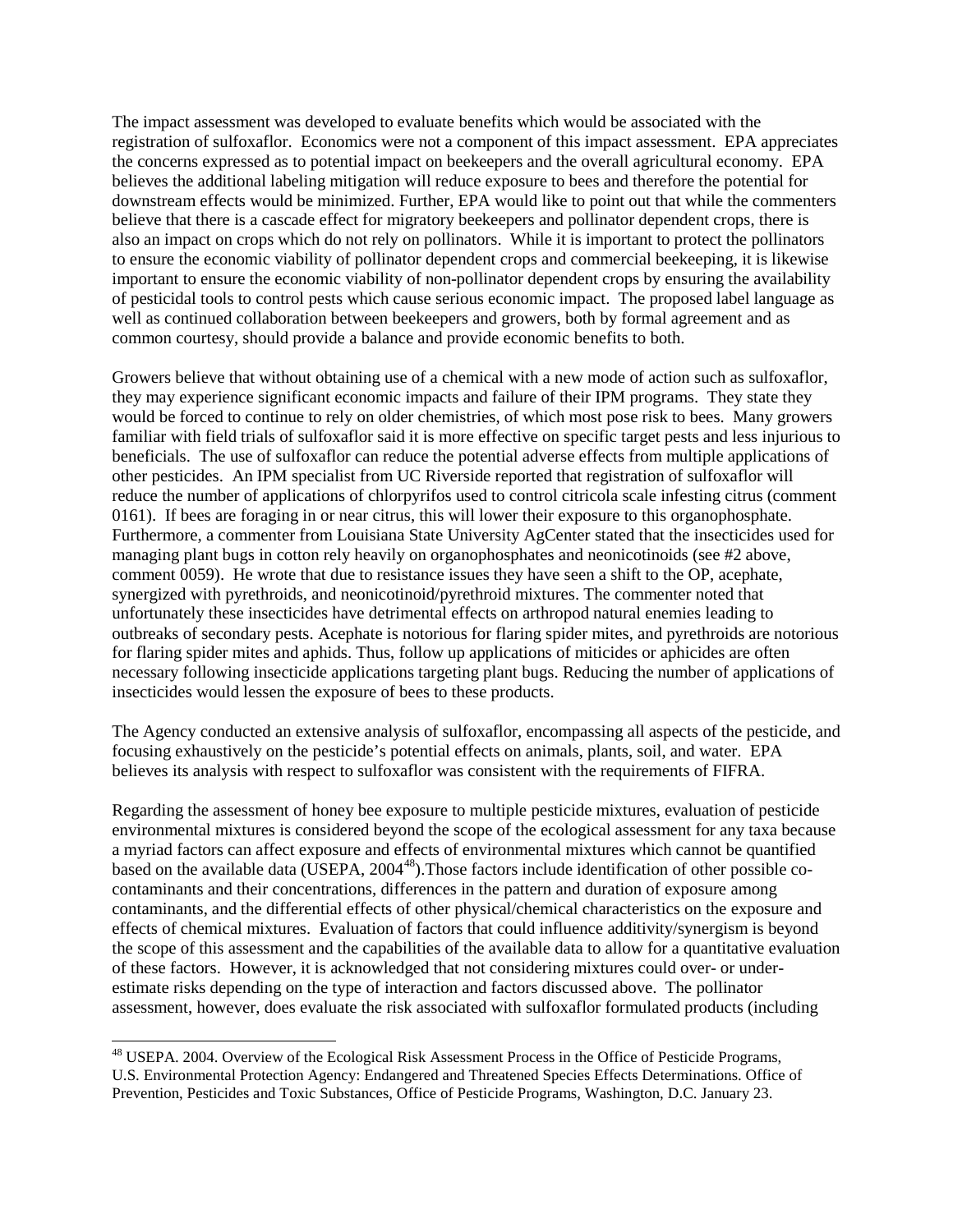The impact assessment was developed to evaluate benefits which would be associated with the registration of sulfoxaflor. Economics were not a component of this impact assessment. EPA appreciates the concerns expressed as to potential impact on beekeepers and the overall agricultural economy. EPA believes the additional labeling mitigation will reduce exposure to bees and therefore the potential for downstream effects would be minimized. Further, EPA would like to point out that while the commenters believe that there is a cascade effect for migratory beekeepers and pollinator dependent crops, there is also an impact on crops which do not rely on pollinators. While it is important to protect the pollinators to ensure the economic viability of pollinator dependent crops and commercial beekeeping, it is likewise important to ensure the economic viability of non-pollinator dependent crops by ensuring the availability of pesticidal tools to control pests which cause serious economic impact. The proposed label language as well as continued collaboration between beekeepers and growers, both by formal agreement and as common courtesy, should provide a balance and provide economic benefits to both.

Growers believe that without obtaining use of a chemical with a new mode of action such as sulfoxaflor, they may experience significant economic impacts and failure of their IPM programs. They state they would be forced to continue to rely on older chemistries, of which most pose risk to bees. Many growers familiar with field trials of sulfoxaflor said it is more effective on specific target pests and less injurious to beneficials. The use of sulfoxaflor can reduce the potential adverse effects from multiple applications of other pesticides. An IPM specialist from UC Riverside reported that registration of sulfoxaflor will reduce the number of applications of chlorpyrifos used to control citricola scale infesting citrus (comment 0161). If bees are foraging in or near citrus, this will lower their exposure to this organophosphate. Furthermore, a commenter from Louisiana State University AgCenter stated that the insecticides used for managing plant bugs in cotton rely heavily on organophosphates and neonicotinoids (see #2 above, comment 0059). He wrote that due to resistance issues they have seen a shift to the OP, acephate, synergized with pyrethroids, and neonicotinoid/pyrethroid mixtures. The commenter noted that unfortunately these insecticides have detrimental effects on arthropod natural enemies leading to outbreaks of secondary pests. Acephate is notorious for flaring spider mites, and pyrethroids are notorious for flaring spider mites and aphids. Thus, follow up applications of miticides or aphicides are often necessary following insecticide applications targeting plant bugs. Reducing the number of applications of insecticides would lessen the exposure of bees to these products.

The Agency conducted an extensive analysis of sulfoxaflor, encompassing all aspects of the pesticide, and focusing exhaustively on the pesticide's potential effects on animals, plants, soil, and water. EPA believes its analysis with respect to sulfoxaflor was consistent with the requirements of FIFRA.

Regarding the assessment of honey bee exposure to multiple pesticide mixtures, evaluation of pesticide environmental mixtures is considered beyond the scope of the ecological assessment for any taxa because a myriad factors can affect exposure and effects of environmental mixtures which cannot be quantified based on the available data (USEPA, 2004[48]).Those factors include identification of other possible co-contaminants and their concentrations, differences in the pattern and duration of exposure among contaminants, and the differential effects of other physical/chemical characteristics on the exposure and effects of chemical mixtures. Evaluation of factors that could influence additivity/synergism is beyond the scope of this assessment and the capabilities of the available data to allow for a quantitative evaluation of these factors. However, it is acknowledged that not considering mixtures could over- or under-estimate risks depending on the type of interaction and factors discussed above. The pollinator assessment, however, does evaluate the risk associated with sulfoxaflor formulated products (including

[48] USEPA. 2004. Overview of the Ecological Risk Assessment Process in the Office of Pesticide Programs, U.S. Environmental Protection Agency: Endangered and Threatened Species Effects Determinations. Office of Prevention, Pesticides and Toxic Substances, Office of Pesticide Programs, Washington, D.C. January 23.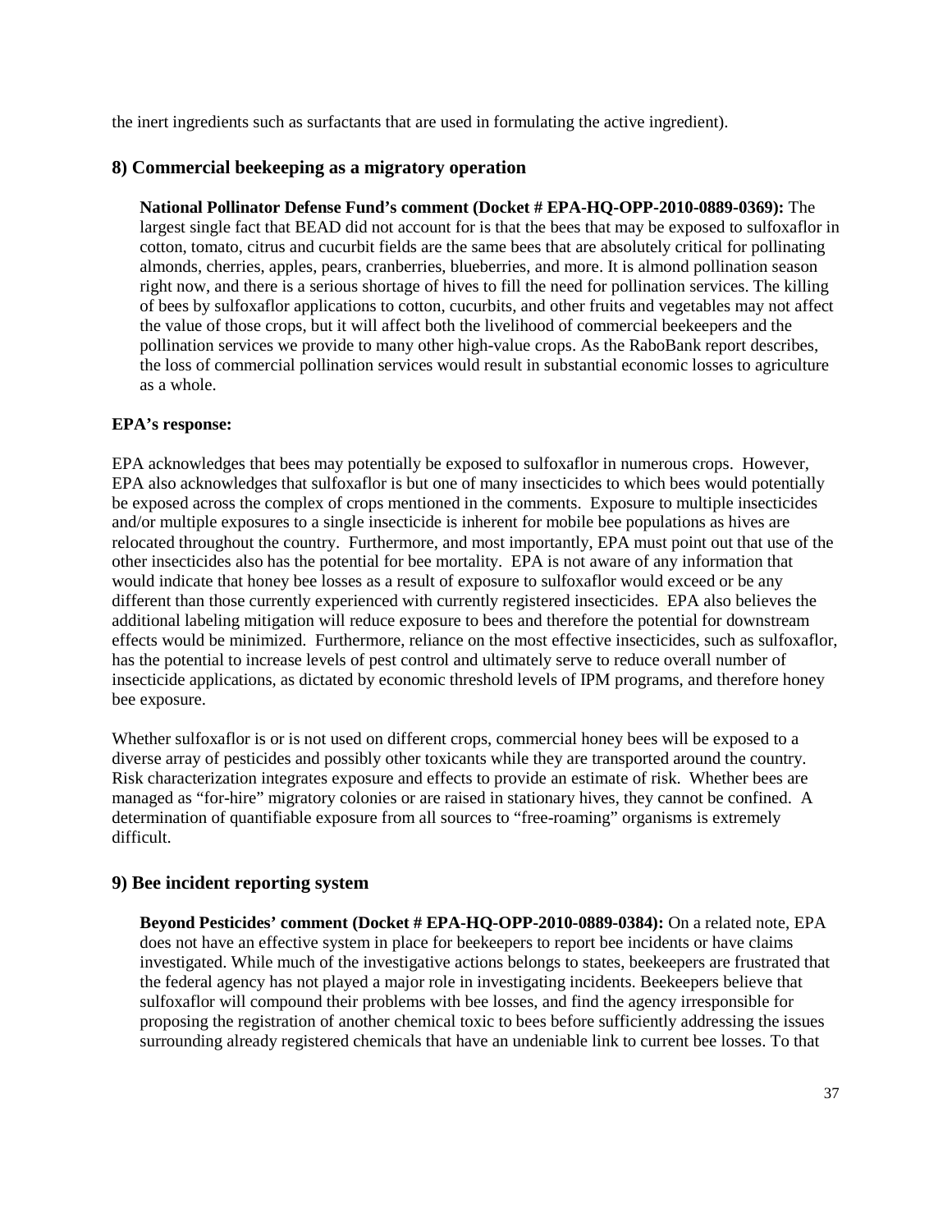the inert ingredients such as surfactants that are used in formulating the active ingredient).

## 8) Commercial beekeeping as a migratory operation

**National Pollinator Defense Fund's comment (Docket # EPA-HQ-OPP-2010-0889-0369):** The largest single fact that BEAD did not account for is that the bees that may be exposed to sulfoxaflor in cotton, tomato, citrus and cucurbit fields are the same bees that are absolutely critical for pollinating almonds, cherries, apples, pears, cranberries, blueberries, and more. It is almond pollination season right now, and there is a serious shortage of hives to fill the need for pollination services. The killing of bees by sulfoxaflor applications to cotton, cucurbits, and other fruits and vegetables may not affect the value of those crops, but it will affect both the livelihood of commercial beekeepers and the pollination services we provide to many other high-value crops. As the RaboBank report describes, the loss of commercial pollination services would result in substantial economic losses to agriculture as a whole.

**EPA's response:**

EPA acknowledges that bees may potentially be exposed to sulfoxaflor in numerous crops. However, EPA also acknowledges that sulfoxaflor is but one of many insecticides to which bees would potentially be exposed across the complex of crops mentioned in the comments. Exposure to multiple insecticides and/or multiple exposures to a single insecticide is inherent for mobile bee populations as hives are relocated throughout the country. Furthermore, and most importantly, EPA must point out that use of the other insecticides also has the potential for bee mortality. EPA is not aware of any information that would indicate that honey bee losses as a result of exposure to sulfoxaflor would exceed or be any different than those currently experienced with currently registered insecticides. EPA also believes the additional labeling mitigation will reduce exposure to bees and therefore the potential for downstream effects would be minimized. Furthermore, reliance on the most effective insecticides, such as sulfoxaflor, has the potential to increase levels of pest control and ultimately serve to reduce overall number of insecticide applications, as dictated by economic threshold levels of IPM programs, and therefore honey bee exposure.

Whether sulfoxaflor is or is not used on different crops, commercial honey bees will be exposed to a diverse array of pesticides and possibly other toxicants while they are transported around the country. Risk characterization integrates exposure and effects to provide an estimate of risk. Whether bees are managed as "for-hire" migratory colonies or are raised in stationary hives, they cannot be confined. A determination of quantifiable exposure from all sources to "free-roaming" organisms is extremely difficult.

## 9) Bee incident reporting system

**Beyond Pesticides' comment (Docket # EPA-HQ-OPP-2010-0889-0384):** On a related note, EPA does not have an effective system in place for beekeepers to report bee incidents or have claims investigated. While much of the investigative actions belongs to states, beekeepers are frustrated that the federal agency has not played a major role in investigating incidents. Beekeepers believe that sulfoxaflor will compound their problems with bee losses, and find the agency irresponsible for proposing the registration of another chemical toxic to bees before sufficiently addressing the issues surrounding already registered chemicals that have an undeniable link to current bee losses. To that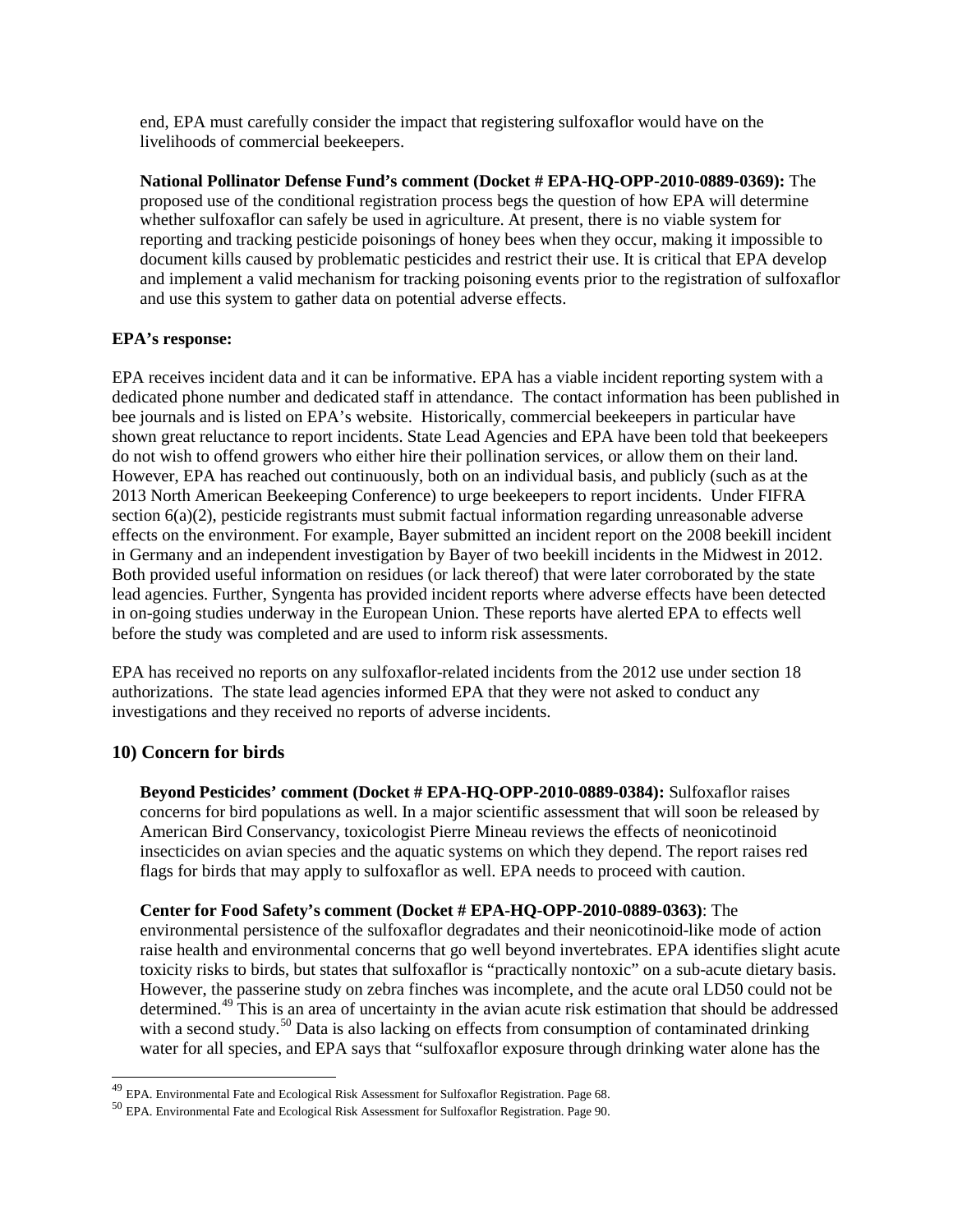end, EPA must carefully consider the impact that registering sulfoxaflor would have on the livelihoods of commercial beekeepers.

**National Pollinator Defense Fund's comment (Docket # EPA-HQ-OPP-2010-0889-0369):** The proposed use of the conditional registration process begs the question of how EPA will determine whether sulfoxaflor can safely be used in agriculture. At present, there is no viable system for reporting and tracking pesticide poisonings of honey bees when they occur, making it impossible to document kills caused by problematic pesticides and restrict their use. It is critical that EPA develop and implement a valid mechanism for tracking poisoning events prior to the registration of sulfoxaflor and use this system to gather data on potential adverse effects.

**EPA's response:**

EPA receives incident data and it can be informative. EPA has a viable incident reporting system with a dedicated phone number and dedicated staff in attendance. The contact information has been published in bee journals and is listed on EPA's website. Historically, commercial beekeepers in particular have shown great reluctance to report incidents. State Lead Agencies and EPA have been told that beekeepers do not wish to offend growers who either hire their pollination services, or allow them on their land. However, EPA has reached out continuously, both on an individual basis, and publicly (such as at the 2013 North American Beekeeping Conference) to urge beekeepers to report incidents. Under FIFRA section 6(a)(2), pesticide registrants must submit factual information regarding unreasonable adverse effects on the environment. For example, Bayer submitted an incident report on the 2008 beekill incident in Germany and an independent investigation by Bayer of two beekill incidents in the Midwest in 2012. Both provided useful information on residues (or lack thereof) that were later corroborated by the state lead agencies. Further, Syngenta has provided incident reports where adverse effects have been detected in on-going studies underway in the European Union. These reports have alerted EPA to effects well before the study was completed and are used to inform risk assessments.

EPA has received no reports on any sulfoxaflor-related incidents from the 2012 use under section 18 authorizations. The state lead agencies informed EPA that they were not asked to conduct any investigations and they received no reports of adverse incidents.

## 10) Concern for birds

**Beyond Pesticides' comment (Docket # EPA-HQ-OPP-2010-0889-0384):** Sulfoxaflor raises concerns for bird populations as well. In a major scientific assessment that will soon be released by American Bird Conservancy, toxicologist Pierre Mineau reviews the effects of neonicotinoid insecticides on avian species and the aquatic systems on which they depend. The report raises red flags for birds that may apply to sulfoxaflor as well. EPA needs to proceed with caution.

**Center for Food Safety's comment (Docket # EPA-HQ-OPP-2010-0889-0363)**: The environmental persistence of the sulfoxaflor degradates and their neonicotinoid-like mode of action raise health and environmental concerns that go well beyond invertebrates. EPA identifies slight acute toxicity risks to birds, but states that sulfoxaflor is "practically nontoxic" on a sub-acute dietary basis. However, the passerine study on zebra finches was incomplete, and the acute oral LD50 could not be determined.[49] This is an area of uncertainty in the avian acute risk estimation that should be addressed with a second study.[50] Data is also lacking on effects from consumption of contaminated drinking water for all species, and EPA says that "sulfoxaflor exposure through drinking water alone has the

---

[49] EPA. Environmental Fate and Ecological Risk Assessment for Sulfoxaflor Registration. Page 68.

[50] EPA. Environmental Fate and Ecological Risk Assessment for Sulfoxaflor Registration. Page 90.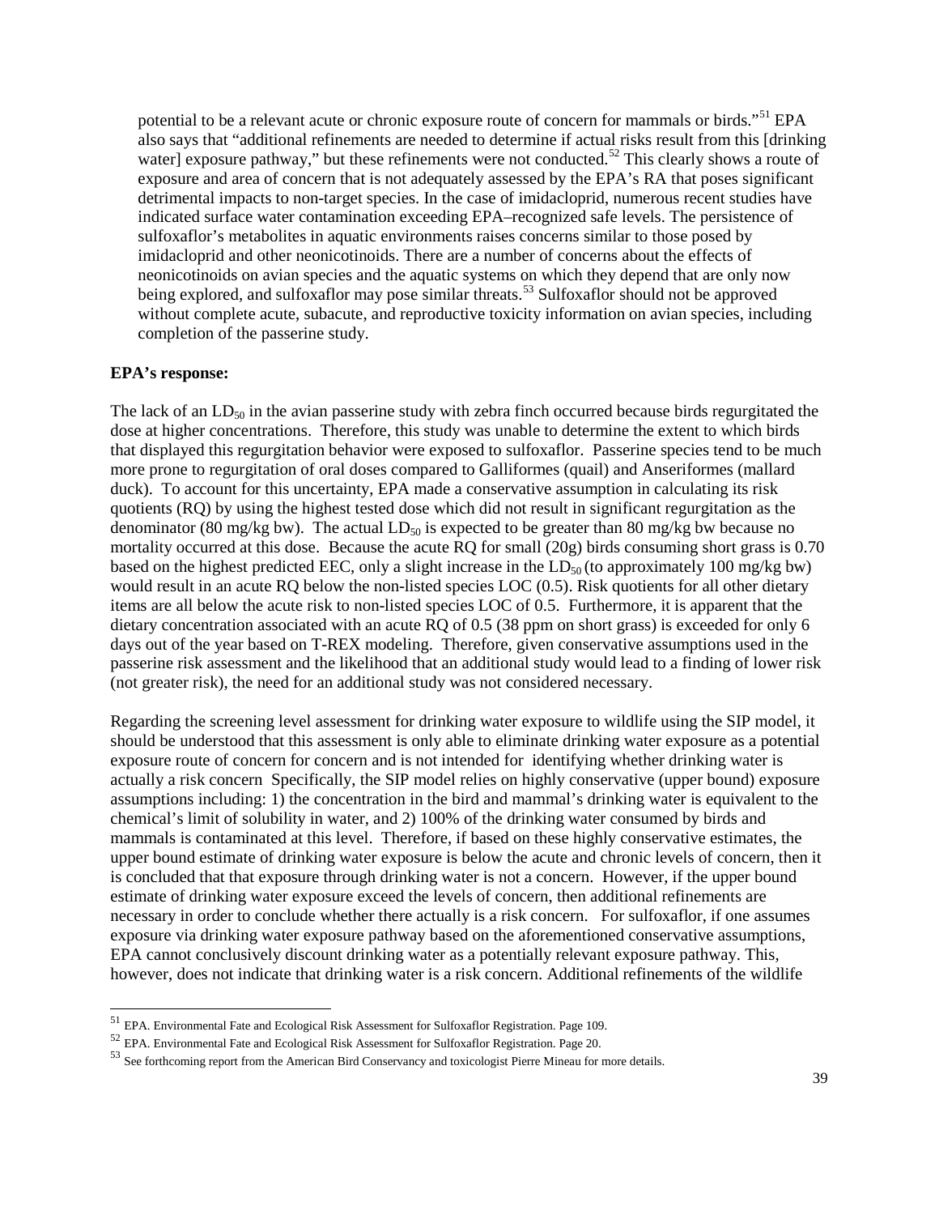potential to be a relevant acute or chronic exposure route of concern for mammals or birds."[51] EPA also says that "additional refinements are needed to determine if actual risks result from this [drinking water] exposure pathway," but these refinements were not conducted.[52] This clearly shows a route of exposure and area of concern that is not adequately assessed by the EPA's RA that poses significant detrimental impacts to non-target species. In the case of imidacloprid, numerous recent studies have indicated surface water contamination exceeding EPA–recognized safe levels. The persistence of sulfoxaflor's metabolites in aquatic environments raises concerns similar to those posed by imidacloprid and other neonicotinoids. There are a number of concerns about the effects of neonicotinoids on avian species and the aquatic systems on which they depend that are only now being explored, and sulfoxaflor may pose similar threats.[53] Sulfoxaflor should not be approved without complete acute, subacute, and reproductive toxicity information on avian species, including completion of the passerine study.

**EPA's response:**

The lack of an $LD_{50}$ in the avian passerine study with zebra finch occurred because birds regurgitated the dose at higher concentrations. Therefore, this study was unable to determine the extent to which birds that displayed this regurgitation behavior were exposed to sulfoxaflor. Passerine species tend to be much more prone to regurgitation of oral doses compared to Galliformes (quail) and Anseriformes (mallard duck). To account for this uncertainty, EPA made a conservative assumption in calculating its risk quotients (RQ) by using the highest tested dose which did not result in significant regurgitation as the denominator (80 mg/kg bw). The actual $LD_{50}$ is expected to be greater than 80 mg/kg bw because no mortality occurred at this dose. Because the acute RQ for small (20g) birds consuming short grass is 0.70 based on the highest predicted EEC, only a slight increase in the $LD_{50}$ (to approximately 100 mg/kg bw) would result in an acute RQ below the non-listed species LOC (0.5). Risk quotients for all other dietary items are all below the acute risk to non-listed species LOC of 0.5. Furthermore, it is apparent that the dietary concentration associated with an acute RQ of 0.5 (38 ppm on short grass) is exceeded for only 6 days out of the year based on T-REX modeling. Therefore, given conservative assumptions used in the passerine risk assessment and the likelihood that an additional study would lead to a finding of lower risk (not greater risk), the need for an additional study was not considered necessary.

Regarding the screening level assessment for drinking water exposure to wildlife using the SIP model, it should be understood that this assessment is only able to eliminate drinking water exposure as a potential exposure route of concern for concern and is not intended for identifying whether drinking water is actually a risk concern Specifically, the SIP model relies on highly conservative (upper bound) exposure assumptions including: 1) the concentration in the bird and mammal's drinking water is equivalent to the chemical's limit of solubility in water, and 2) 100% of the drinking water consumed by birds and mammals is contaminated at this level. Therefore, if based on these highly conservative estimates, the upper bound estimate of drinking water exposure is below the acute and chronic levels of concern, then it is concluded that that exposure through drinking water is not a concern. However, if the upper bound estimate of drinking water exposure exceed the levels of concern, then additional refinements are necessary in order to conclude whether there actually is a risk concern. For sulfoxaflor, if one assumes exposure via drinking water exposure pathway based on the aforementioned conservative assumptions, EPA cannot conclusively discount drinking water as a potentially relevant exposure pathway. This, however, does not indicate that drinking water is a risk concern. Additional refinements of the wildlife

[51] EPA. Environmental Fate and Ecological Risk Assessment for Sulfoxaflor Registration. Page 109.

[52] EPA. Environmental Fate and Ecological Risk Assessment for Sulfoxaflor Registration. Page 20.

[53] See forthcoming report from the American Bird Conservancy and toxicologist Pierre Mineau for more details.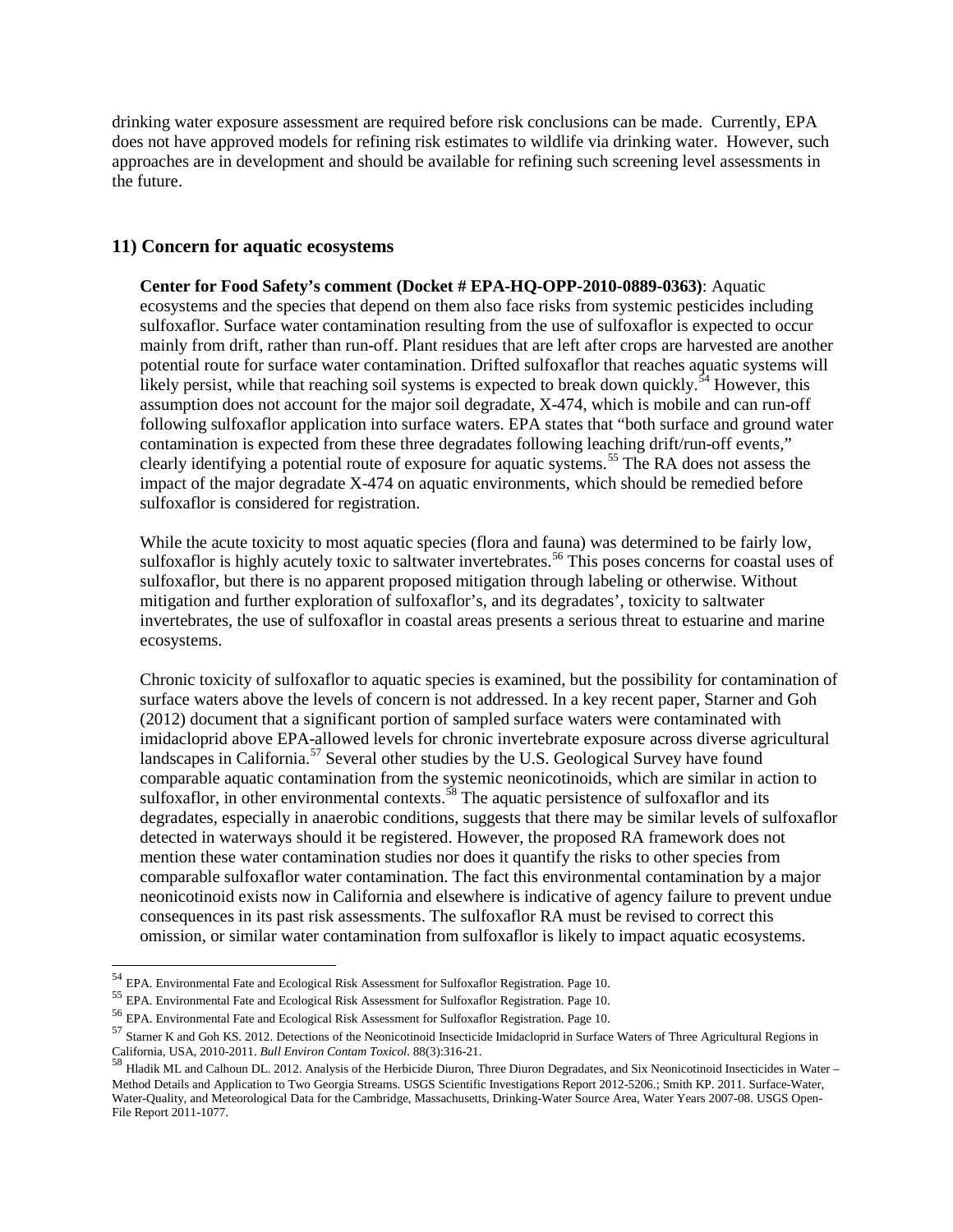drinking water exposure assessment are required before risk conclusions can be made. Currently, EPA does not have approved models for refining risk estimates to wildlife via drinking water. However, such approaches are in development and should be available for refining such screening level assessments in the future.

## 11) Concern for aquatic ecosystems

**Center for Food Safety's comment (Docket # EPA-HQ-OPP-2010-0889-0363)**: Aquatic ecosystems and the species that depend on them also face risks from systemic pesticides including sulfoxaflor. Surface water contamination resulting from the use of sulfoxaflor is expected to occur mainly from drift, rather than run-off. Plant residues that are left after crops are harvested are another potential route for surface water contamination. Drifted sulfoxaflor that reaches aquatic systems will likely persist, while that reaching soil systems is expected to break down quickly.[54] However, this assumption does not account for the major soil degradate, X-474, which is mobile and can run-off following sulfoxaflor application into surface waters. EPA states that "both surface and ground water contamination is expected from these three degradates following leaching drift/run-off events," clearly identifying a potential route of exposure for aquatic systems.[55] The RA does not assess the impact of the major degradate X-474 on aquatic environments, which should be remedied before sulfoxaflor is considered for registration.

While the acute toxicity to most aquatic species (flora and fauna) was determined to be fairly low, sulfoxaflor is highly acutely toxic to saltwater invertebrates.[56] This poses concerns for coastal uses of sulfoxaflor, but there is no apparent proposed mitigation through labeling or otherwise. Without mitigation and further exploration of sulfoxaflor's, and its degradates', toxicity to saltwater invertebrates, the use of sulfoxaflor in coastal areas presents a serious threat to estuarine and marine ecosystems.

Chronic toxicity of sulfoxaflor to aquatic species is examined, but the possibility for contamination of surface waters above the levels of concern is not addressed. In a key recent paper, Starner and Goh (2012) document that a significant portion of sampled surface waters were contaminated with imidacloprid above EPA-allowed levels for chronic invertebrate exposure across diverse agricultural landscapes in California.[57] Several other studies by the U.S. Geological Survey have found comparable aquatic contamination from the systemic neonicotinoids, which are similar in action to sulfoxaflor, in other environmental contexts.[58] The aquatic persistence of sulfoxaflor and its degradates, especially in anaerobic conditions, suggests that there may be similar levels of sulfoxaflor detected in waterways should it be registered. However, the proposed RA framework does not mention these water contamination studies nor does it quantify the risks to other species from comparable sulfoxaflor water contamination. The fact this environmental contamination by a major neonicotinoid exists now in California and elsewhere is indicative of agency failure to prevent undue consequences in its past risk assessments. The sulfoxaflor RA must be revised to correct this omission, or similar water contamination from sulfoxaflor is likely to impact aquatic ecosystems.

---

[54] EPA. Environmental Fate and Ecological Risk Assessment for Sulfoxaflor Registration. Page 10.

[55] EPA. Environmental Fate and Ecological Risk Assessment for Sulfoxaflor Registration. Page 10.

[56] EPA. Environmental Fate and Ecological Risk Assessment for Sulfoxaflor Registration. Page 10.

[57] Starner K and Goh KS. 2012. Detections of the Neonicotinoid Insecticide Imidacloprid in Surface Waters of Three Agricultural Regions in California, USA, 2010-2011. *Bull Environ Contam Toxicol*. 88(3):316-21.

[58] Hladik ML and Calhoun DL. 2012. Analysis of the Herbicide Diuron, Three Diuron Degradates, and Six Neonicotinoid Insecticides in Water – Method Details and Application to Two Georgia Streams. USGS Scientific Investigations Report 2012-5206.; Smith KP. 2011. Surface-Water, Water-Quality, and Meteorological Data for the Cambridge, Massachusetts, Drinking-Water Source Area, Water Years 2007-08. USGS Open-File Report 2011-1077.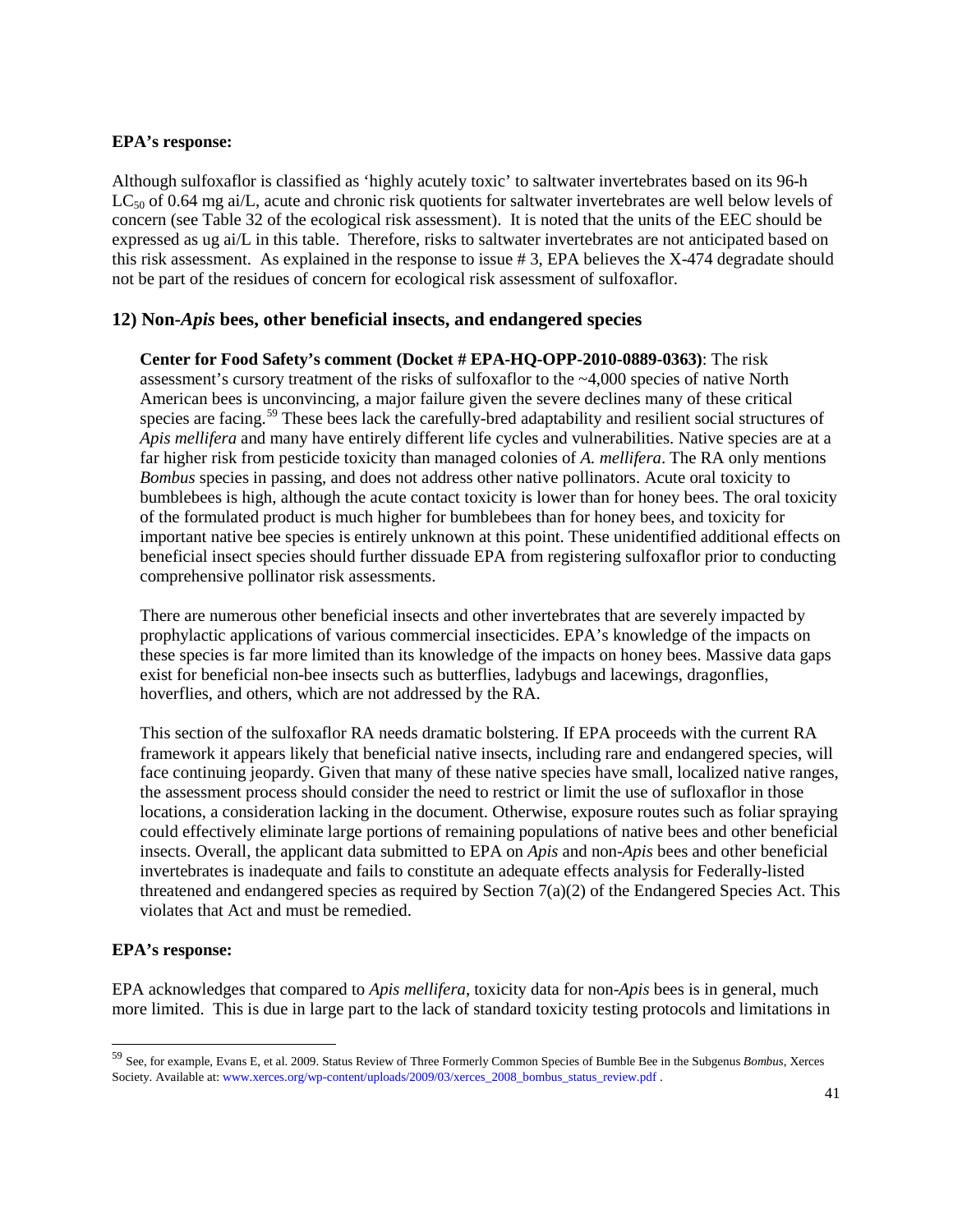**EPA's response:**

Although sulfoxaflor is classified as 'highly acutely toxic' to saltwater invertebrates based on its 96-h $LC_{50}$ of 0.64 mg ai/L, acute and chronic risk quotients for saltwater invertebrates are well below levels of concern (see Table 32 of the ecological risk assessment). It is noted that the units of the EEC should be expressed as ug ai/L in this table. Therefore, risks to saltwater invertebrates are not anticipated based on this risk assessment. As explained in the response to issue # 3, EPA believes the X-474 degradate should not be part of the residues of concern for ecological risk assessment of sulfoxaflor.

## 12) Non-*Apis* bees, other beneficial insects, and endangered species

> **Center for Food Safety's comment (Docket # EPA-HQ-OPP-2010-0889-0363)**: The risk assessment's cursory treatment of the risks of sulfoxaflor to the ~4,000 species of native North American bees is unconvincing, a major failure given the severe declines many of these critical species are facing.[59] These bees lack the carefully-bred adaptability and resilient social structures of *Apis mellifera* and many have entirely different life cycles and vulnerabilities. Native species are at a far higher risk from pesticide toxicity than managed colonies of *A. mellifera*. The RA only mentions *Bombus* species in passing, and does not address other native pollinators. Acute oral toxicity to bumblebees is high, although the acute contact toxicity is lower than for honey bees. The oral toxicity of the formulated product is much higher for bumblebees than for honey bees, and toxicity for important native bee species is entirely unknown at this point. These unidentified additional effects on beneficial insect species should further dissuade EPA from registering sulfoxaflor prior to conducting comprehensive pollinator risk assessments.
>
> There are numerous other beneficial insects and other invertebrates that are severely impacted by prophylactic applications of various commercial insecticides. EPA's knowledge of the impacts on these species is far more limited than its knowledge of the impacts on honey bees. Massive data gaps exist for beneficial non-bee insects such as butterflies, ladybugs and lacewings, dragonflies, hoverflies, and others, which are not addressed by the RA.
>
> This section of the sulfoxaflor RA needs dramatic bolstering. If EPA proceeds with the current RA framework it appears likely that beneficial native insects, including rare and endangered species, will face continuing jeopardy. Given that many of these native species have small, localized native ranges, the assessment process should consider the need to restrict or limit the use of sufloxaflor in those locations, a consideration lacking in the document. Otherwise, exposure routes such as foliar spraying could effectively eliminate large portions of remaining populations of native bees and other beneficial insects. Overall, the applicant data submitted to EPA on *Apis* and non-*Apis* bees and other beneficial invertebrates is inadequate and fails to constitute an adequate effects analysis for Federally-listed threatened and endangered species as required by Section 7(a)(2) of the Endangered Species Act. This violates that Act and must be remedied.

**EPA's response:**

EPA acknowledges that compared to *Apis mellifera*, toxicity data for non-*Apis* bees is in general, much more limited. This is due in large part to the lack of standard toxicity testing protocols and limitations in

---

[59] See, for example, Evans E, et al. 2009. Status Review of Three Formerly Common Species of Bumble Bee in the Subgenus *Bombus*, Xerces Society. Available at: www.xerces.org/wp-content/uploads/2009/03/xerces_2008_bombus_status_review.pdf .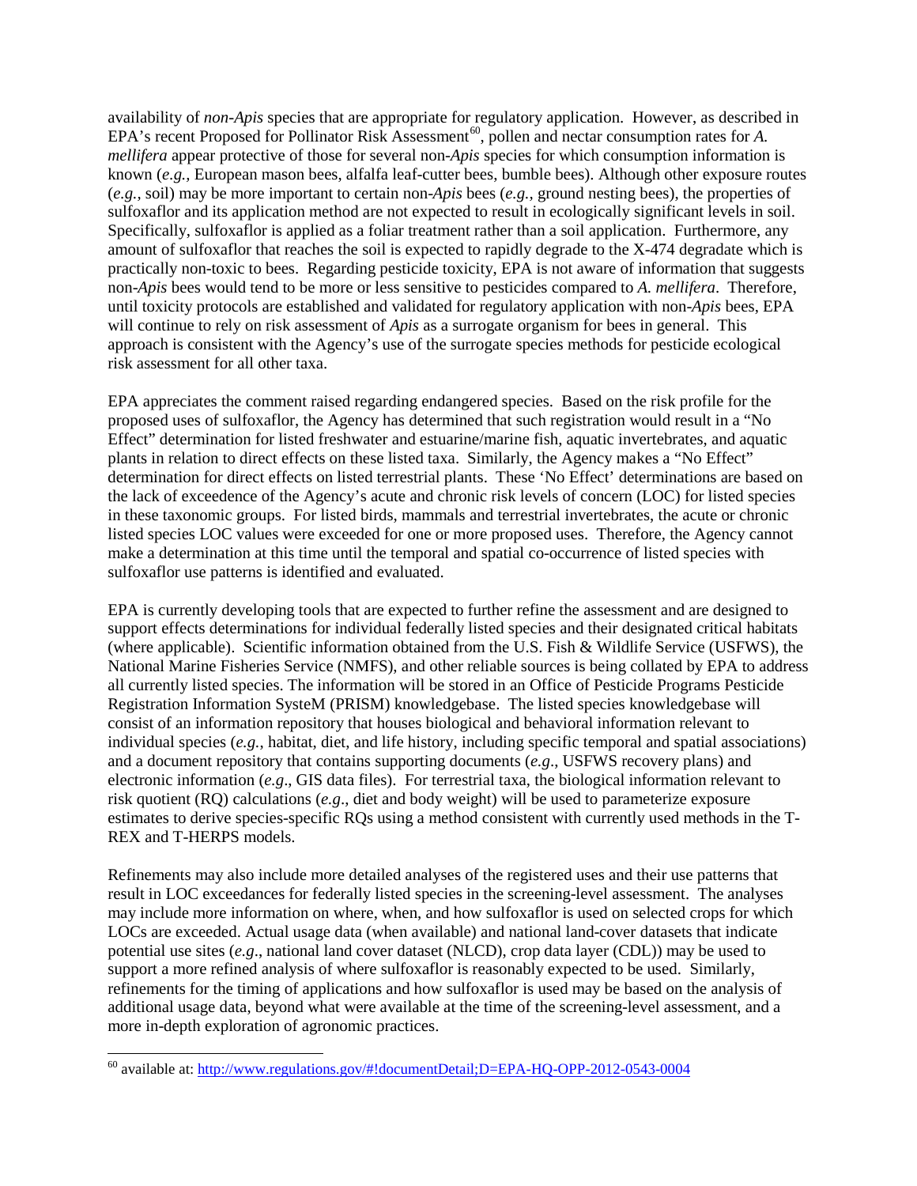availability of *non-Apis* species that are appropriate for regulatory application. However, as described in EPA's recent Proposed for Pollinator Risk Assessment[60], pollen and nectar consumption rates for *A. mellifera* appear protective of those for several non-*Apis* species for which consumption information is known (*e.g.,* European mason bees, alfalfa leaf-cutter bees, bumble bees). Although other exposure routes (*e.g.,* soil) may be more important to certain non-*Apis* bees (*e.g.,* ground nesting bees), the properties of sulfoxaflor and its application method are not expected to result in ecologically significant levels in soil. Specifically, sulfoxaflor is applied as a foliar treatment rather than a soil application. Furthermore, any amount of sulfoxaflor that reaches the soil is expected to rapidly degrade to the X-474 degradate which is practically non-toxic to bees. Regarding pesticide toxicity, EPA is not aware of information that suggests non-*Apis* bees would tend to be more or less sensitive to pesticides compared to *A. mellifera*. Therefore, until toxicity protocols are established and validated for regulatory application with non-*Apis* bees, EPA will continue to rely on risk assessment of *Apis* as a surrogate organism for bees in general. This approach is consistent with the Agency's use of the surrogate species methods for pesticide ecological risk assessment for all other taxa.

EPA appreciates the comment raised regarding endangered species. Based on the risk profile for the proposed uses of sulfoxaflor, the Agency has determined that such registration would result in a "No Effect" determination for listed freshwater and estuarine/marine fish, aquatic invertebrates, and aquatic plants in relation to direct effects on these listed taxa. Similarly, the Agency makes a "No Effect" determination for direct effects on listed terrestrial plants. These 'No Effect' determinations are based on the lack of exceedence of the Agency's acute and chronic risk levels of concern (LOC) for listed species in these taxonomic groups. For listed birds, mammals and terrestrial invertebrates, the acute or chronic listed species LOC values were exceeded for one or more proposed uses. Therefore, the Agency cannot make a determination at this time until the temporal and spatial co-occurrence of listed species with sulfoxaflor use patterns is identified and evaluated.

EPA is currently developing tools that are expected to further refine the assessment and are designed to support effects determinations for individual federally listed species and their designated critical habitats (where applicable). Scientific information obtained from the U.S. Fish & Wildlife Service (USFWS), the National Marine Fisheries Service (NMFS), and other reliable sources is being collated by EPA to address all currently listed species. The information will be stored in an Office of Pesticide Programs Pesticide Registration Information SysteM (PRISM) knowledgebase. The listed species knowledgebase will consist of an information repository that houses biological and behavioral information relevant to individual species (*e.g.*, habitat, diet, and life history, including specific temporal and spatial associations) and a document repository that contains supporting documents (*e.g*., USFWS recovery plans) and electronic information (*e.g*., GIS data files). For terrestrial taxa, the biological information relevant to risk quotient (RQ) calculations (*e.g*., diet and body weight) will be used to parameterize exposure estimates to derive species-specific RQs using a method consistent with currently used methods in the T-REX and T-HERPS models.

Refinements may also include more detailed analyses of the registered uses and their use patterns that result in LOC exceedances for federally listed species in the screening-level assessment. The analyses may include more information on where, when, and how sulfoxaflor is used on selected crops for which LOCs are exceeded. Actual usage data (when available) and national land-cover datasets that indicate potential use sites (*e.g*., national land cover dataset (NLCD), crop data layer (CDL)) may be used to support a more refined analysis of where sulfoxaflor is reasonably expected to be used. Similarly, refinements for the timing of applications and how sulfoxaflor is used may be based on the analysis of additional usage data, beyond what were available at the time of the screening-level assessment, and a more in-depth exploration of agronomic practices.

[60] available at: http://www.regulations.gov/#!documentDetail;D=EPA-HQ-OPP-2012-0543-0004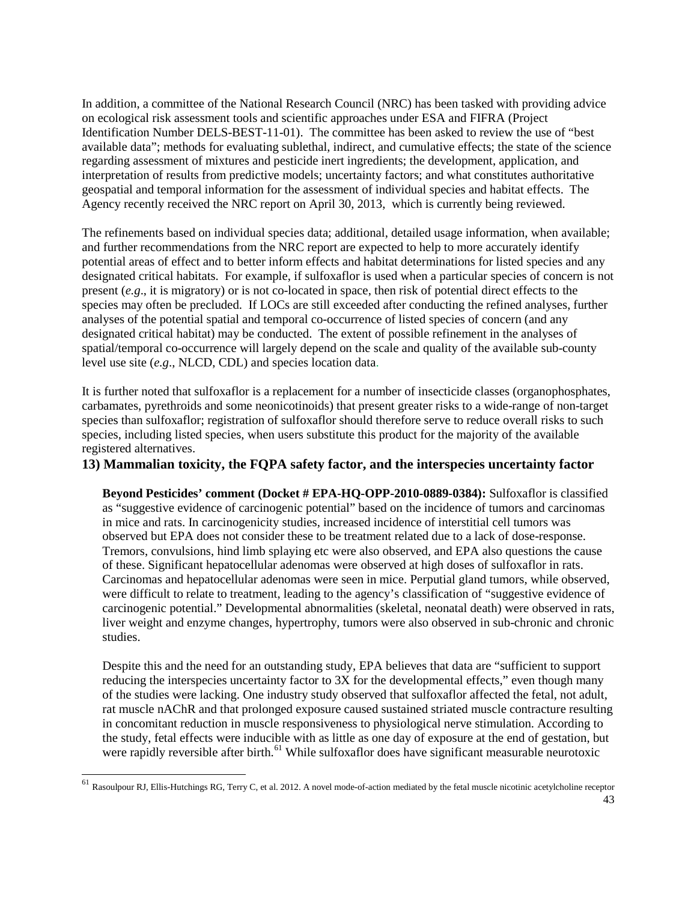In addition, a committee of the National Research Council (NRC) has been tasked with providing advice on ecological risk assessment tools and scientific approaches under ESA and FIFRA (Project Identification Number DELS-BEST-11-01). The committee has been asked to review the use of "best available data"; methods for evaluating sublethal, indirect, and cumulative effects; the state of the science regarding assessment of mixtures and pesticide inert ingredients; the development, application, and interpretation of results from predictive models; uncertainty factors; and what constitutes authoritative geospatial and temporal information for the assessment of individual species and habitat effects. The Agency recently received the NRC report on April 30, 2013, which is currently being reviewed.

The refinements based on individual species data; additional, detailed usage information, when available; and further recommendations from the NRC report are expected to help to more accurately identify potential areas of effect and to better inform effects and habitat determinations for listed species and any designated critical habitats. For example, if sulfoxaflor is used when a particular species of concern is not present (*e.g*., it is migratory) or is not co-located in space, then risk of potential direct effects to the species may often be precluded. If LOCs are still exceeded after conducting the refined analyses, further analyses of the potential spatial and temporal co-occurrence of listed species of concern (and any designated critical habitat) may be conducted. The extent of possible refinement in the analyses of spatial/temporal co-occurrence will largely depend on the scale and quality of the available sub-county level use site (*e.g*., NLCD, CDL) and species location data.

It is further noted that sulfoxaflor is a replacement for a number of insecticide classes (organophosphates, carbamates, pyrethroids and some neonicotinoids) that present greater risks to a wide-range of non-target species than sulfoxaflor; registration of sulfoxaflor should therefore serve to reduce overall risks to such species, including listed species, when users substitute this product for the majority of the available registered alternatives.

## 13) Mammalian toxicity, the FQPA safety factor, and the interspecies uncertainty factor

**Beyond Pesticides' comment (Docket # EPA-HQ-OPP-2010-0889-0384):** Sulfoxaflor is classified as "suggestive evidence of carcinogenic potential" based on the incidence of tumors and carcinomas in mice and rats. In carcinogenicity studies, increased incidence of interstitial cell tumors was observed but EPA does not consider these to be treatment related due to a lack of dose-response. Tremors, convulsions, hind limb splaying etc were also observed, and EPA also questions the cause of these. Significant hepatocellular adenomas were observed at high doses of sulfoxaflor in rats. Carcinomas and hepatocellular adenomas were seen in mice. Perputial gland tumors, while observed, were difficult to relate to treatment, leading to the agency's classification of "suggestive evidence of carcinogenic potential." Developmental abnormalities (skeletal, neonatal death) were observed in rats, liver weight and enzyme changes, hypertrophy, tumors were also observed in sub-chronic and chronic studies.

Despite this and the need for an outstanding study, EPA believes that data are "sufficient to support reducing the interspecies uncertainty factor to 3X for the developmental effects," even though many of the studies were lacking. One industry study observed that sulfoxaflor affected the fetal, not adult, rat muscle nAChR and that prolonged exposure caused sustained striated muscle contracture resulting in concomitant reduction in muscle responsiveness to physiological nerve stimulation. According to the study, fetal effects were inducible with as little as one day of exposure at the end of gestation, but were rapidly reversible after birth.[61] While sulfoxaflor does have significant measurable neurotoxic

[61] Rasoulpour RJ, Ellis-Hutchings RG, Terry C, et al. 2012. A novel mode-of-action mediated by the fetal muscle nicotinic acetylcholine receptor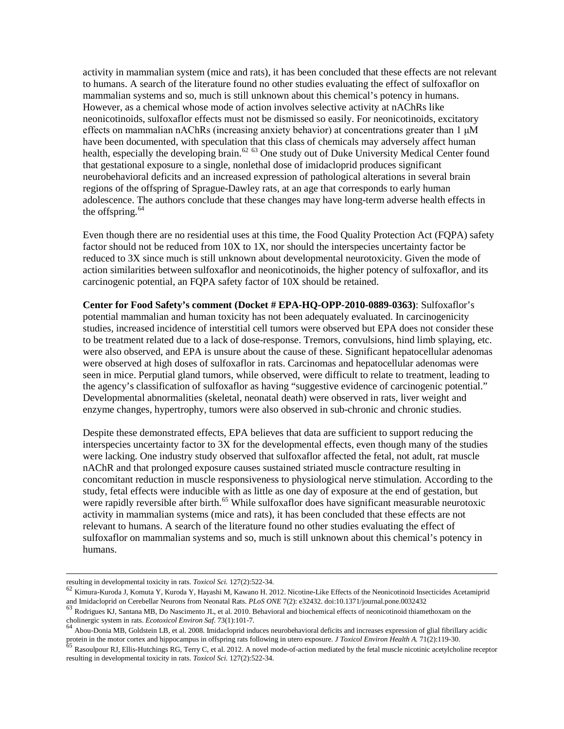activity in mammalian system (mice and rats), it has been concluded that these effects are not relevant to humans. A search of the literature found no other studies evaluating the effect of sulfoxaflor on mammalian systems and so, much is still unknown about this chemical's potency in humans. However, as a chemical whose mode of action involves selective activity at nAChRs like neonicotinoids, sulfoxaflor effects must not be dismissed so easily. For neonicotinoids, excitatory effects on mammalian nAChRs (increasing anxiety behavior) at concentrations greater than 1 μM have been documented, with speculation that this class of chemicals may adversely affect human health, especially the developing brain.[62] [63] One study out of Duke University Medical Center found that gestational exposure to a single, nonlethal dose of imidacloprid produces significant neurobehavioral deficits and an increased expression of pathological alterations in several brain regions of the offspring of Sprague-Dawley rats, at an age that corresponds to early human adolescence. The authors conclude that these changes may have long-term adverse health effects in the offspring.[64]

Even though there are no residential uses at this time, the Food Quality Protection Act (FQPA) safety factor should not be reduced from 10X to 1X, nor should the interspecies uncertainty factor be reduced to 3X since much is still unknown about developmental neurotoxicity. Given the mode of action similarities between sulfoxaflor and neonicotinoids, the higher potency of sulfoxaflor, and its carcinogenic potential, an FQPA safety factor of 10X should be retained.

**Center for Food Safety's comment (Docket # EPA-HQ-OPP-2010-0889-0363)**: Sulfoxaflor's potential mammalian and human toxicity has not been adequately evaluated. In carcinogenicity studies, increased incidence of interstitial cell tumors were observed but EPA does not consider these to be treatment related due to a lack of dose-response. Tremors, convulsions, hind limb splaying, etc. were also observed, and EPA is unsure about the cause of these. Significant hepatocellular adenomas were observed at high doses of sulfoxaflor in rats. Carcinomas and hepatocellular adenomas were seen in mice. Perputial gland tumors, while observed, were difficult to relate to treatment, leading to the agency's classification of sulfoxaflor as having "suggestive evidence of carcinogenic potential." Developmental abnormalities (skeletal, neonatal death) were observed in rats, liver weight and enzyme changes, hypertrophy, tumors were also observed in sub-chronic and chronic studies.

Despite these demonstrated effects, EPA believes that data are sufficient to support reducing the interspecies uncertainty factor to 3X for the developmental effects, even though many of the studies were lacking. One industry study observed that sulfoxaflor affected the fetal, not adult, rat muscle nAChR and that prolonged exposure causes sustained striated muscle contracture resulting in concomitant reduction in muscle responsiveness to physiological nerve stimulation. According to the study, fetal effects were inducible with as little as one day of exposure at the end of gestation, but were rapidly reversible after birth.[65] While sulfoxaflor does have significant measurable neurotoxic activity in mammalian systems (mice and rats), it has been concluded that these effects are not relevant to humans. A search of the literature found no other studies evaluating the effect of sulfoxaflor on mammalian systems and so, much is still unknown about this chemical's potency in humans.

---

resulting in developmental toxicity in rats. *Toxicol Sci.* 127(2):522-34.

[62] Kimura-Kuroda J, Komuta Y, Kuroda Y, Hayashi M, Kawano H. 2012. Nicotine-Like Effects of the Neonicotinoid Insecticides Acetamiprid and Imidacloprid on Cerebellar Neurons from Neonatal Rats. *PLoS ONE* 7(2): e32432. doi:10.1371/journal.pone.0032432

[63] Rodrigues KJ, Santana MB, Do Nascimento JL, et al. 2010. Behavioral and biochemical effects of neonicotinoid thiamethoxam on the cholinergic system in rats. *Ecotoxicol Environ Saf*. 73(1):101-7.

[64] Abou-Donia MB, Goldstein LB, et al. 2008. Imidacloprid induces neurobehavioral deficits and increases expression of glial fibrillary acidic protein in the motor cortex and hippocampus in offspring rats following in utero exposure. *J Toxicol Environ Health A.* 71(2):119-30.

[65] Rasoulpour RJ, Ellis-Hutchings RG, Terry C, et al. 2012. A novel mode-of-action mediated by the fetal muscle nicotinic acetylcholine receptor resulting in developmental toxicity in rats. *Toxicol Sci.* 127(2):522-34.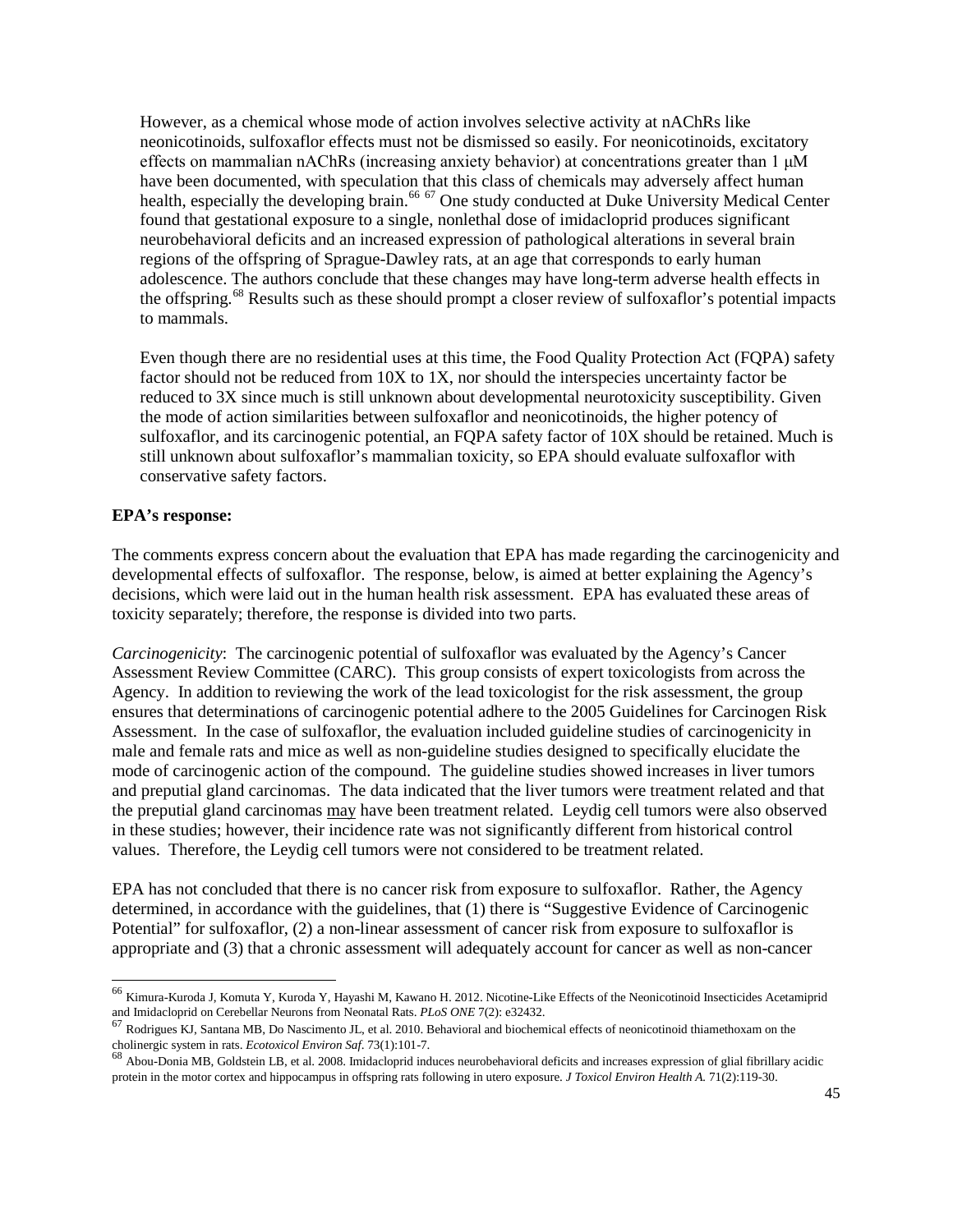However, as a chemical whose mode of action involves selective activity at nAChRs like neonicotinoids, sulfoxaflor effects must not be dismissed so easily. For neonicotinoids, excitatory effects on mammalian nAChRs (increasing anxiety behavior) at concentrations greater than 1 μM have been documented, with speculation that this class of chemicals may adversely affect human health, especially the developing brain.[66] [67] One study conducted at Duke University Medical Center found that gestational exposure to a single, nonlethal dose of imidacloprid produces significant neurobehavioral deficits and an increased expression of pathological alterations in several brain regions of the offspring of Sprague-Dawley rats, at an age that corresponds to early human adolescence. The authors conclude that these changes may have long-term adverse health effects in the offspring.[68] Results such as these should prompt a closer review of sulfoxaflor's potential impacts to mammals.

Even though there are no residential uses at this time, the Food Quality Protection Act (FQPA) safety factor should not be reduced from 10X to 1X, nor should the interspecies uncertainty factor be reduced to 3X since much is still unknown about developmental neurotoxicity susceptibility. Given the mode of action similarities between sulfoxaflor and neonicotinoids, the higher potency of sulfoxaflor, and its carcinogenic potential, an FQPA safety factor of 10X should be retained. Much is still unknown about sulfoxaflor's mammalian toxicity, so EPA should evaluate sulfoxaflor with conservative safety factors.

**EPA's response:**

The comments express concern about the evaluation that EPA has made regarding the carcinogenicity and developmental effects of sulfoxaflor. The response, below, is aimed at better explaining the Agency's decisions, which were laid out in the human health risk assessment. EPA has evaluated these areas of toxicity separately; therefore, the response is divided into two parts.

*Carcinogenicity*: The carcinogenic potential of sulfoxaflor was evaluated by the Agency's Cancer Assessment Review Committee (CARC). This group consists of expert toxicologists from across the Agency. In addition to reviewing the work of the lead toxicologist for the risk assessment, the group ensures that determinations of carcinogenic potential adhere to the 2005 Guidelines for Carcinogen Risk Assessment. In the case of sulfoxaflor, the evaluation included guideline studies of carcinogenicity in male and female rats and mice as well as non-guideline studies designed to specifically elucidate the mode of carcinogenic action of the compound. The guideline studies showed increases in liver tumors and preputial gland carcinomas. The data indicated that the liver tumors were treatment related and that the preputial gland carcinomas <u>may</u> have been treatment related. Leydig cell tumors were also observed in these studies; however, their incidence rate was not significantly different from historical control values. Therefore, the Leydig cell tumors were not considered to be treatment related.

EPA has not concluded that there is no cancer risk from exposure to sulfoxaflor. Rather, the Agency determined, in accordance with the guidelines, that (1) there is "Suggestive Evidence of Carcinogenic Potential" for sulfoxaflor, (2) a non-linear assessment of cancer risk from exposure to sulfoxaflor is appropriate and (3) that a chronic assessment will adequately account for cancer as well as non-cancer

---

[66] Kimura-Kuroda J, Komuta Y, Kuroda Y, Hayashi M, Kawano H. 2012. Nicotine-Like Effects of the Neonicotinoid Insecticides Acetamiprid and Imidacloprid on Cerebellar Neurons from Neonatal Rats. *PLoS ONE* 7(2): e32432.

[67] Rodrigues KJ, Santana MB, Do Nascimento JL, et al. 2010. Behavioral and biochemical effects of neonicotinoid thiamethoxam on the cholinergic system in rats. *Ecotoxicol Environ Saf*. 73(1):101-7.

[68] Abou-Donia MB, Goldstein LB, et al. 2008. Imidacloprid induces neurobehavioral deficits and increases expression of glial fibrillary acidic protein in the motor cortex and hippocampus in offspring rats following in utero exposure. *J Toxicol Environ Health A.* 71(2):119-30.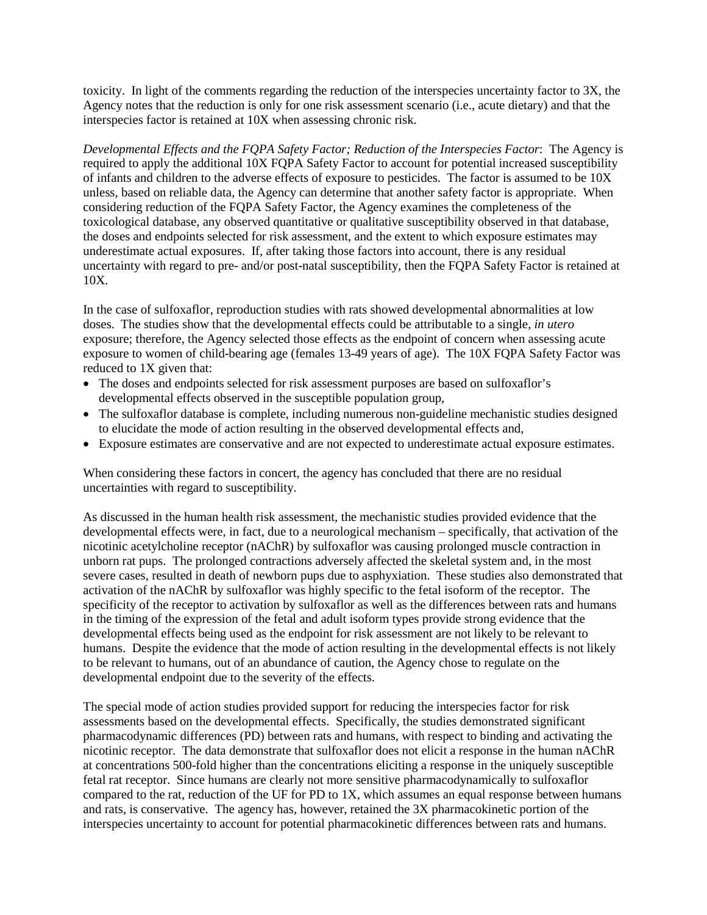toxicity. In light of the comments regarding the reduction of the interspecies uncertainty factor to 3X, the Agency notes that the reduction is only for one risk assessment scenario (i.e., acute dietary) and that the interspecies factor is retained at 10X when assessing chronic risk.

*Developmental Effects and the FQPA Safety Factor; Reduction of the Interspecies Factor*: The Agency is required to apply the additional 10X FQPA Safety Factor to account for potential increased susceptibility of infants and children to the adverse effects of exposure to pesticides. The factor is assumed to be 10X unless, based on reliable data, the Agency can determine that another safety factor is appropriate. When considering reduction of the FQPA Safety Factor, the Agency examines the completeness of the toxicological database, any observed quantitative or qualitative susceptibility observed in that database, the doses and endpoints selected for risk assessment, and the extent to which exposure estimates may underestimate actual exposures. If, after taking those factors into account, there is any residual uncertainty with regard to pre- and/or post-natal susceptibility, then the FQPA Safety Factor is retained at 10X.

In the case of sulfoxaflor, reproduction studies with rats showed developmental abnormalities at low doses. The studies show that the developmental effects could be attributable to a single, *in utero* exposure; therefore, the Agency selected those effects as the endpoint of concern when assessing acute exposure to women of child-bearing age (females 13-49 years of age). The 10X FQPA Safety Factor was reduced to 1X given that:

- The doses and endpoints selected for risk assessment purposes are based on sulfoxaflor's developmental effects observed in the susceptible population group,
- The sulfoxaflor database is complete, including numerous non-guideline mechanistic studies designed to elucidate the mode of action resulting in the observed developmental effects and,
- Exposure estimates are conservative and are not expected to underestimate actual exposure estimates.

When considering these factors in concert, the agency has concluded that there are no residual uncertainties with regard to susceptibility.

As discussed in the human health risk assessment, the mechanistic studies provided evidence that the developmental effects were, in fact, due to a neurological mechanism – specifically, that activation of the nicotinic acetylcholine receptor (nAChR) by sulfoxaflor was causing prolonged muscle contraction in unborn rat pups. The prolonged contractions adversely affected the skeletal system and, in the most severe cases, resulted in death of newborn pups due to asphyxiation. These studies also demonstrated that activation of the nAChR by sulfoxaflor was highly specific to the fetal isoform of the receptor. The specificity of the receptor to activation by sulfoxaflor as well as the differences between rats and humans in the timing of the expression of the fetal and adult isoform types provide strong evidence that the developmental effects being used as the endpoint for risk assessment are not likely to be relevant to humans. Despite the evidence that the mode of action resulting in the developmental effects is not likely to be relevant to humans, out of an abundance of caution, the Agency chose to regulate on the developmental endpoint due to the severity of the effects.

The special mode of action studies provided support for reducing the interspecies factor for risk assessments based on the developmental effects. Specifically, the studies demonstrated significant pharmacodynamic differences (PD) between rats and humans, with respect to binding and activating the nicotinic receptor. The data demonstrate that sulfoxaflor does not elicit a response in the human nAChR at concentrations 500-fold higher than the concentrations eliciting a response in the uniquely susceptible fetal rat receptor. Since humans are clearly not more sensitive pharmacodynamically to sulfoxaflor compared to the rat, reduction of the UF for PD to 1X, which assumes an equal response between humans and rats, is conservative. The agency has, however, retained the 3X pharmacokinetic portion of the interspecies uncertainty to account for potential pharmacokinetic differences between rats and humans.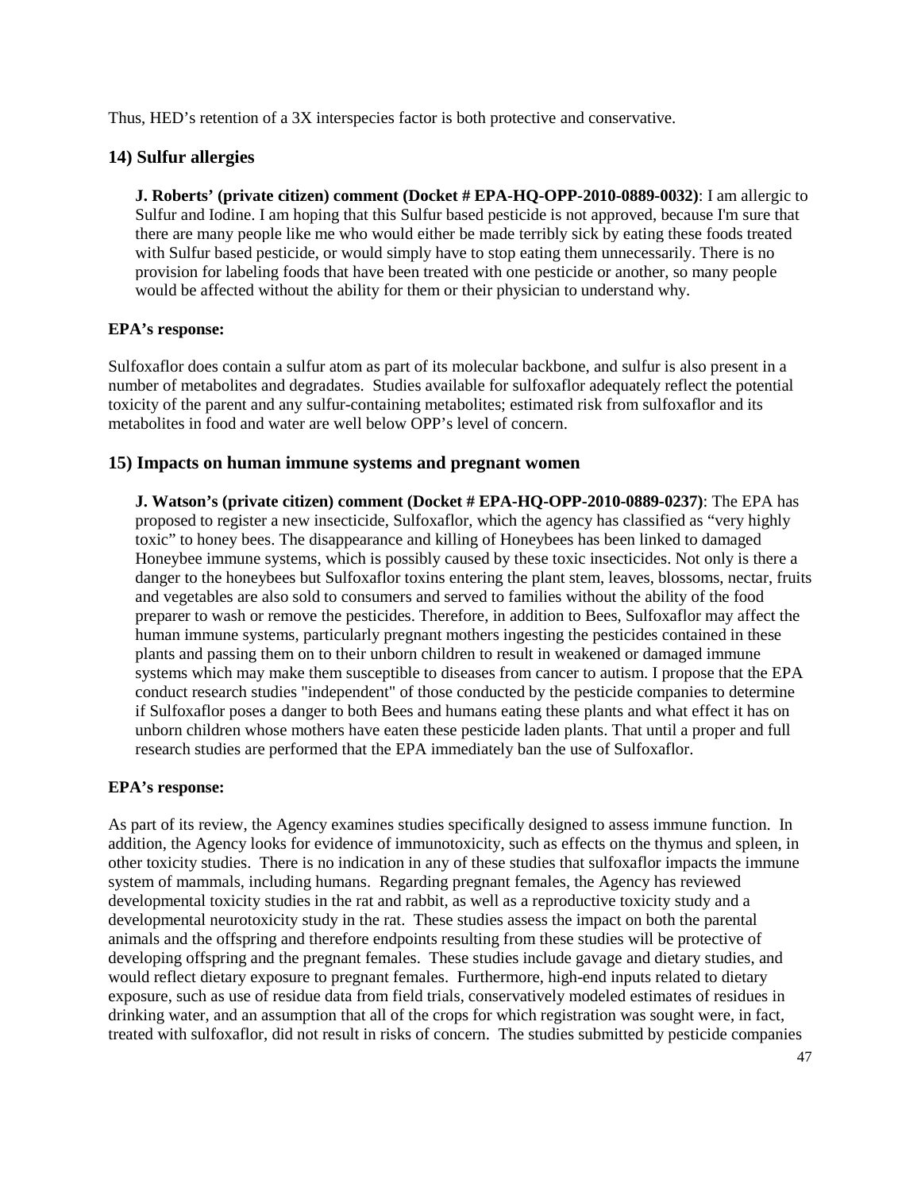Thus, HED's retention of a 3X interspecies factor is both protective and conservative.

## 14) Sulfur allergies

**J. Roberts' (private citizen) comment (Docket # EPA-HQ-OPP-2010-0889-0032)**: I am allergic to Sulfur and Iodine. I am hoping that this Sulfur based pesticide is not approved, because I'm sure that there are many people like me who would either be made terribly sick by eating these foods treated with Sulfur based pesticide, or would simply have to stop eating them unnecessarily. There is no provision for labeling foods that have been treated with one pesticide or another, so many people would be affected without the ability for them or their physician to understand why.

**EPA's response:**

Sulfoxaflor does contain a sulfur atom as part of its molecular backbone, and sulfur is also present in a number of metabolites and degradates. Studies available for sulfoxaflor adequately reflect the potential toxicity of the parent and any sulfur-containing metabolites; estimated risk from sulfoxaflor and its metabolites in food and water are well below OPP's level of concern.

## 15) Impacts on human immune systems and pregnant women

**J. Watson's (private citizen) comment (Docket # EPA-HQ-OPP-2010-0889-0237)**: The EPA has proposed to register a new insecticide, Sulfoxaflor, which the agency has classified as "very highly toxic" to honey bees. The disappearance and killing of Honeybees has been linked to damaged Honeybee immune systems, which is possibly caused by these toxic insecticides. Not only is there a danger to the honeybees but Sulfoxaflor toxins entering the plant stem, leaves, blossoms, nectar, fruits and vegetables are also sold to consumers and served to families without the ability of the food preparer to wash or remove the pesticides. Therefore, in addition to Bees, Sulfoxaflor may affect the human immune systems, particularly pregnant mothers ingesting the pesticides contained in these plants and passing them on to their unborn children to result in weakened or damaged immune systems which may make them susceptible to diseases from cancer to autism. I propose that the EPA conduct research studies "independent" of those conducted by the pesticide companies to determine if Sulfoxaflor poses a danger to both Bees and humans eating these plants and what effect it has on unborn children whose mothers have eaten these pesticide laden plants. That until a proper and full research studies are performed that the EPA immediately ban the use of Sulfoxaflor.

**EPA's response:**

As part of its review, the Agency examines studies specifically designed to assess immune function. In addition, the Agency looks for evidence of immunotoxicity, such as effects on the thymus and spleen, in other toxicity studies. There is no indication in any of these studies that sulfoxaflor impacts the immune system of mammals, including humans. Regarding pregnant females, the Agency has reviewed developmental toxicity studies in the rat and rabbit, as well as a reproductive toxicity study and a developmental neurotoxicity study in the rat. These studies assess the impact on both the parental animals and the offspring and therefore endpoints resulting from these studies will be protective of developing offspring and the pregnant females. These studies include gavage and dietary studies, and would reflect dietary exposure to pregnant females. Furthermore, high-end inputs related to dietary exposure, such as use of residue data from field trials, conservatively modeled estimates of residues in drinking water, and an assumption that all of the crops for which registration was sought were, in fact, treated with sulfoxaflor, did not result in risks of concern. The studies submitted by pesticide companies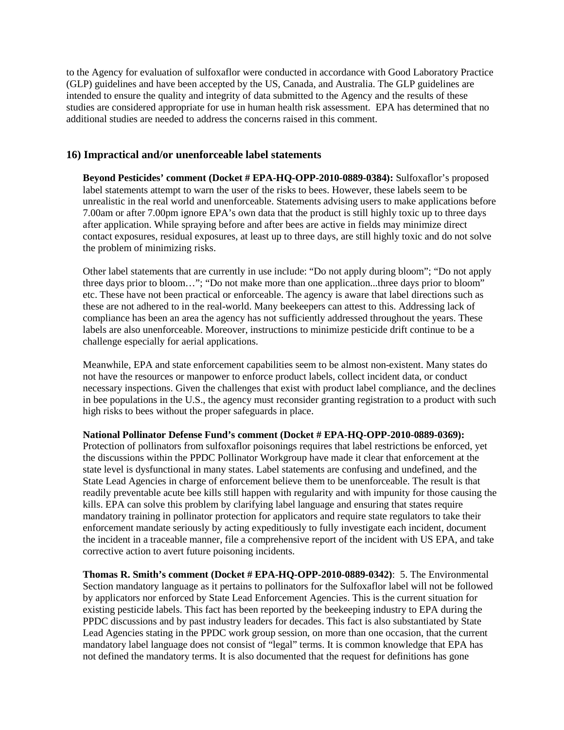to the Agency for evaluation of sulfoxaflor were conducted in accordance with Good Laboratory Practice (GLP) guidelines and have been accepted by the US, Canada, and Australia. The GLP guidelines are intended to ensure the quality and integrity of data submitted to the Agency and the results of these studies are considered appropriate for use in human health risk assessment. EPA has determined that no additional studies are needed to address the concerns raised in this comment.

### 16) Impractical and/or unenforceable label statements

**Beyond Pesticides' comment (Docket # EPA-HQ-OPP-2010-0889-0384):** Sulfoxaflor's proposed label statements attempt to warn the user of the risks to bees. However, these labels seem to be unrealistic in the real world and unenforceable. Statements advising users to make applications before 7.00am or after 7.00pm ignore EPA's own data that the product is still highly toxic up to three days after application. While spraying before and after bees are active in fields may minimize direct contact exposures, residual exposures, at least up to three days, are still highly toxic and do not solve the problem of minimizing risks.

Other label statements that are currently in use include: "Do not apply during bloom"; "Do not apply three days prior to bloom…"; "Do not make more than one application...three days prior to bloom" etc. These have not been practical or enforceable. The agency is aware that label directions such as these are not adhered to in the real-world. Many beekeepers can attest to this. Addressing lack of compliance has been an area the agency has not sufficiently addressed throughout the years. These labels are also unenforceable. Moreover, instructions to minimize pesticide drift continue to be a challenge especially for aerial applications.

Meanwhile, EPA and state enforcement capabilities seem to be almost non-existent. Many states do not have the resources or manpower to enforce product labels, collect incident data, or conduct necessary inspections. Given the challenges that exist with product label compliance, and the declines in bee populations in the U.S., the agency must reconsider granting registration to a product with such high risks to bees without the proper safeguards in place.

**National Pollinator Defense Fund's comment (Docket # EPA-HQ-OPP-2010-0889-0369):** Protection of pollinators from sulfoxaflor poisonings requires that label restrictions be enforced, yet the discussions within the PPDC Pollinator Workgroup have made it clear that enforcement at the state level is dysfunctional in many states. Label statements are confusing and undefined, and the State Lead Agencies in charge of enforcement believe them to be unenforceable. The result is that readily preventable acute bee kills still happen with regularity and with impunity for those causing the kills. EPA can solve this problem by clarifying label language and ensuring that states require mandatory training in pollinator protection for applicators and require state regulators to take their enforcement mandate seriously by acting expeditiously to fully investigate each incident, document the incident in a traceable manner, file a comprehensive report of the incident with US EPA, and take corrective action to avert future poisoning incidents.

**Thomas R. Smith's comment (Docket # EPA-HQ-OPP-2010-0889-0342)**: 5. The Environmental Section mandatory language as it pertains to pollinators for the Sulfoxaflor label will not be followed by applicators nor enforced by State Lead Enforcement Agencies. This is the current situation for existing pesticide labels. This fact has been reported by the beekeeping industry to EPA during the PPDC discussions and by past industry leaders for decades. This fact is also substantiated by State Lead Agencies stating in the PPDC work group session, on more than one occasion, that the current mandatory label language does not consist of "legal" terms. It is common knowledge that EPA has not defined the mandatory terms. It is also documented that the request for definitions has gone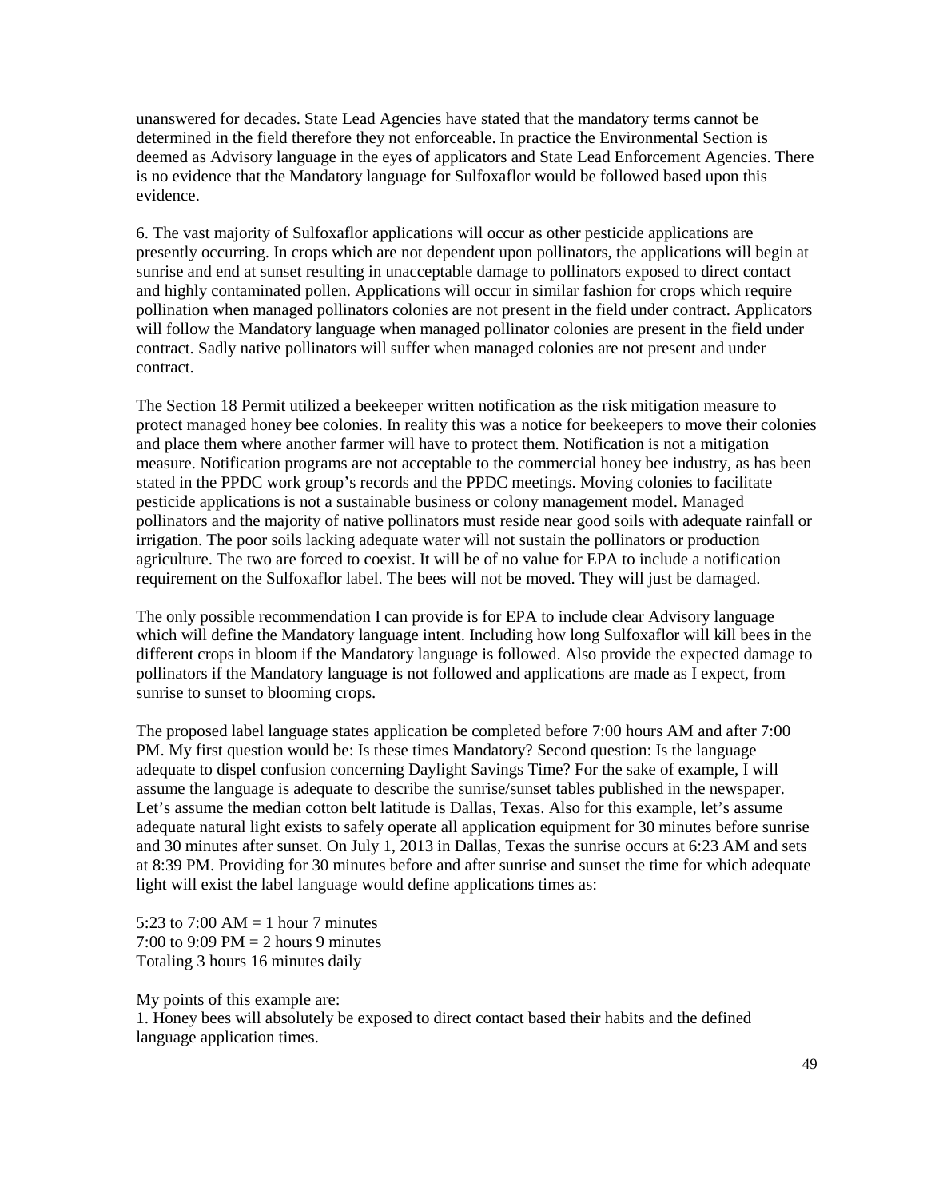unanswered for decades. State Lead Agencies have stated that the mandatory terms cannot be determined in the field therefore they not enforceable. In practice the Environmental Section is deemed as Advisory language in the eyes of applicators and State Lead Enforcement Agencies. There is no evidence that the Mandatory language for Sulfoxaflor would be followed based upon this evidence.

6. The vast majority of Sulfoxaflor applications will occur as other pesticide applications are presently occurring. In crops which are not dependent upon pollinators, the applications will begin at sunrise and end at sunset resulting in unacceptable damage to pollinators exposed to direct contact and highly contaminated pollen. Applications will occur in similar fashion for crops which require pollination when managed pollinators colonies are not present in the field under contract. Applicators will follow the Mandatory language when managed pollinator colonies are present in the field under contract. Sadly native pollinators will suffer when managed colonies are not present and under contract.

The Section 18 Permit utilized a beekeeper written notification as the risk mitigation measure to protect managed honey bee colonies. In reality this was a notice for beekeepers to move their colonies and place them where another farmer will have to protect them. Notification is not a mitigation measure. Notification programs are not acceptable to the commercial honey bee industry, as has been stated in the PPDC work group's records and the PPDC meetings. Moving colonies to facilitate pesticide applications is not a sustainable business or colony management model. Managed pollinators and the majority of native pollinators must reside near good soils with adequate rainfall or irrigation. The poor soils lacking adequate water will not sustain the pollinators or production agriculture. The two are forced to coexist. It will be of no value for EPA to include a notification requirement on the Sulfoxaflor label. The bees will not be moved. They will just be damaged.

The only possible recommendation I can provide is for EPA to include clear Advisory language which will define the Mandatory language intent. Including how long Sulfoxaflor will kill bees in the different crops in bloom if the Mandatory language is followed. Also provide the expected damage to pollinators if the Mandatory language is not followed and applications are made as I expect, from sunrise to sunset to blooming crops.

The proposed label language states application be completed before 7:00 hours AM and after 7:00 PM. My first question would be: Is these times Mandatory? Second question: Is the language adequate to dispel confusion concerning Daylight Savings Time? For the sake of example, I will assume the language is adequate to describe the sunrise/sunset tables published in the newspaper. Let's assume the median cotton belt latitude is Dallas, Texas. Also for this example, let's assume adequate natural light exists to safely operate all application equipment for 30 minutes before sunrise and 30 minutes after sunset. On July 1, 2013 in Dallas, Texas the sunrise occurs at 6:23 AM and sets at 8:39 PM. Providing for 30 minutes before and after sunrise and sunset the time for which adequate light will exist the label language would define applications times as:

5:23 to 7:00 AM = 1 hour 7 minutes  
7:00 to 9:09 PM = 2 hours 9 minutes  
Totaling 3 hours 16 minutes daily

My points of this example are:  
1. Honey bees will absolutely be exposed to direct contact based their habits and the defined language application times.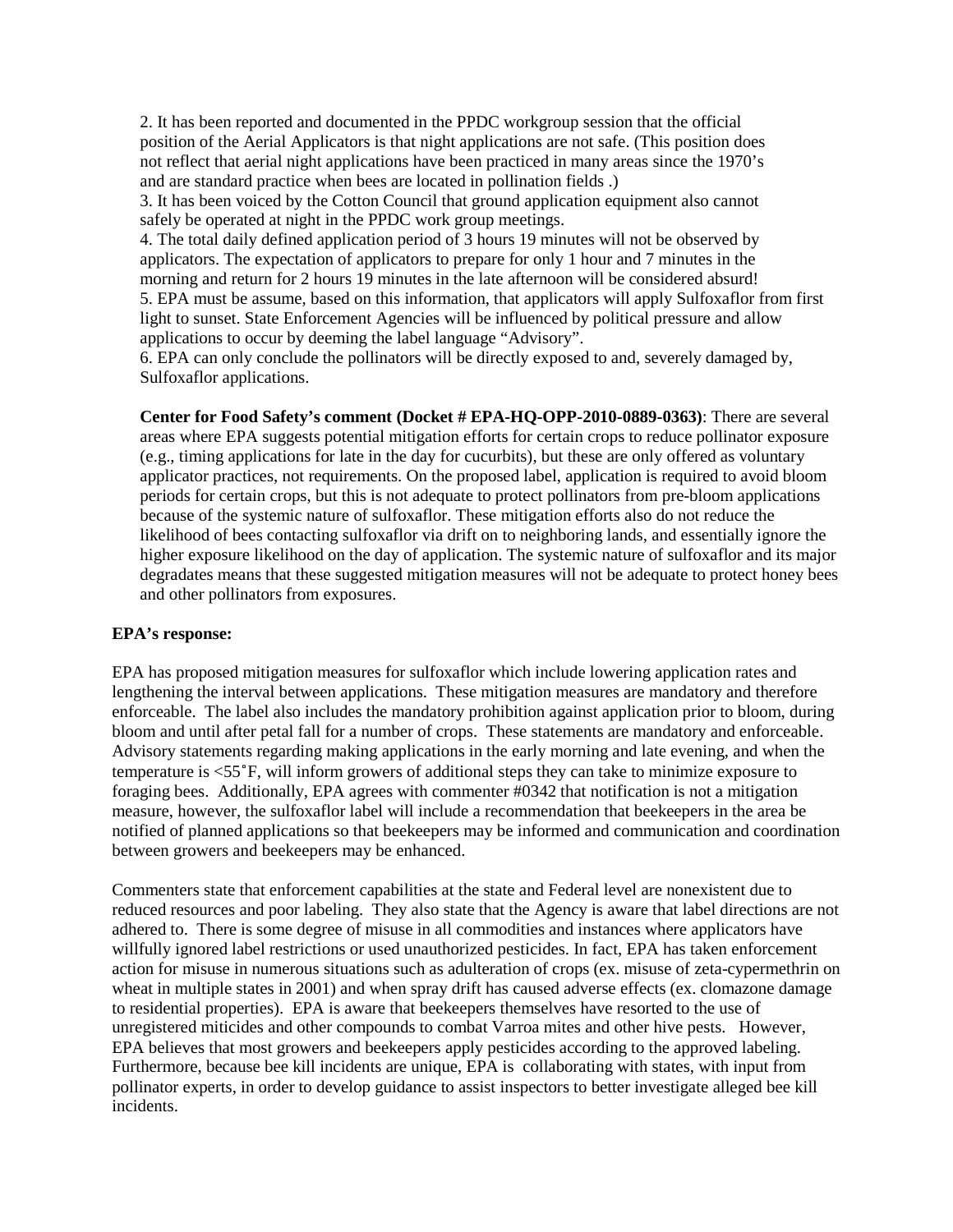2. It has been reported and documented in the PPDC workgroup session that the official position of the Aerial Applicators is that night applications are not safe. (This position does not reflect that aerial night applications have been practiced in many areas since the 1970's and are standard practice when bees are located in pollination fields .)

3. It has been voiced by the Cotton Council that ground application equipment also cannot safely be operated at night in the PPDC work group meetings.

4. The total daily defined application period of 3 hours 19 minutes will not be observed by applicators. The expectation of applicators to prepare for only 1 hour and 7 minutes in the morning and return for 2 hours 19 minutes in the late afternoon will be considered absurd!

5. EPA must be assume, based on this information, that applicators will apply Sulfoxaflor from first light to sunset. State Enforcement Agencies will be influenced by political pressure and allow applications to occur by deeming the label language "Advisory".

6. EPA can only conclude the pollinators will be directly exposed to and, severely damaged by, Sulfoxaflor applications.

**Center for Food Safety's comment (Docket # EPA-HQ-OPP-2010-0889-0363)**: There are several areas where EPA suggests potential mitigation efforts for certain crops to reduce pollinator exposure (e.g., timing applications for late in the day for cucurbits), but these are only offered as voluntary applicator practices, not requirements. On the proposed label, application is required to avoid bloom periods for certain crops, but this is not adequate to protect pollinators from pre-bloom applications because of the systemic nature of sulfoxaflor. These mitigation efforts also do not reduce the likelihood of bees contacting sulfoxaflor via drift on to neighboring lands, and essentially ignore the higher exposure likelihood on the day of application. The systemic nature of sulfoxaflor and its major degradates means that these suggested mitigation measures will not be adequate to protect honey bees and other pollinators from exposures.

**EPA's response:**

EPA has proposed mitigation measures for sulfoxaflor which include lowering application rates and lengthening the interval between applications. These mitigation measures are mandatory and therefore enforceable. The label also includes the mandatory prohibition against application prior to bloom, during bloom and until after petal fall for a number of crops. These statements are mandatory and enforceable. Advisory statements regarding making applications in the early morning and late evening, and when the temperature is <55˚F, will inform growers of additional steps they can take to minimize exposure to foraging bees. Additionally, EPA agrees with commenter #0342 that notification is not a mitigation measure, however, the sulfoxaflor label will include a recommendation that beekeepers in the area be notified of planned applications so that beekeepers may be informed and communication and coordination between growers and beekeepers may be enhanced.

Commenters state that enforcement capabilities at the state and Federal level are nonexistent due to reduced resources and poor labeling. They also state that the Agency is aware that label directions are not adhered to. There is some degree of misuse in all commodities and instances where applicators have willfully ignored label restrictions or used unauthorized pesticides. In fact, EPA has taken enforcement action for misuse in numerous situations such as adulteration of crops (ex. misuse of zeta-cypermethrin on wheat in multiple states in 2001) and when spray drift has caused adverse effects (ex. clomazone damage to residential properties). EPA is aware that beekeepers themselves have resorted to the use of unregistered miticides and other compounds to combat Varroa mites and other hive pests. However, EPA believes that most growers and beekeepers apply pesticides according to the approved labeling. Furthermore, because bee kill incidents are unique, EPA is collaborating with states, with input from pollinator experts, in order to develop guidance to assist inspectors to better investigate alleged bee kill incidents.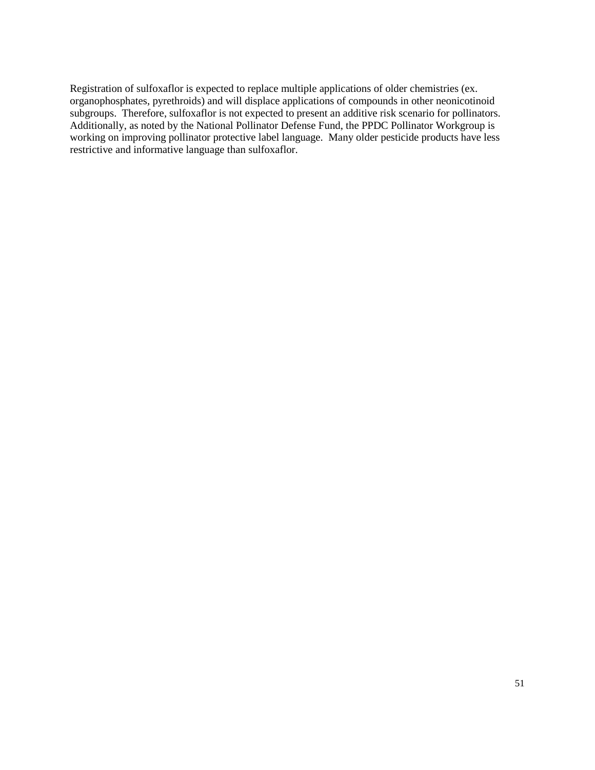Registration of sulfoxaflor is expected to replace multiple applications of older chemistries (ex. organophosphates, pyrethroids) and will displace applications of compounds in other neonicotinoid subgroups. Therefore, sulfoxaflor is not expected to present an additive risk scenario for pollinators. Additionally, as noted by the National Pollinator Defense Fund, the PPDC Pollinator Workgroup is working on improving pollinator protective label language. Many older pesticide products have less restrictive and informative language than sulfoxaflor.